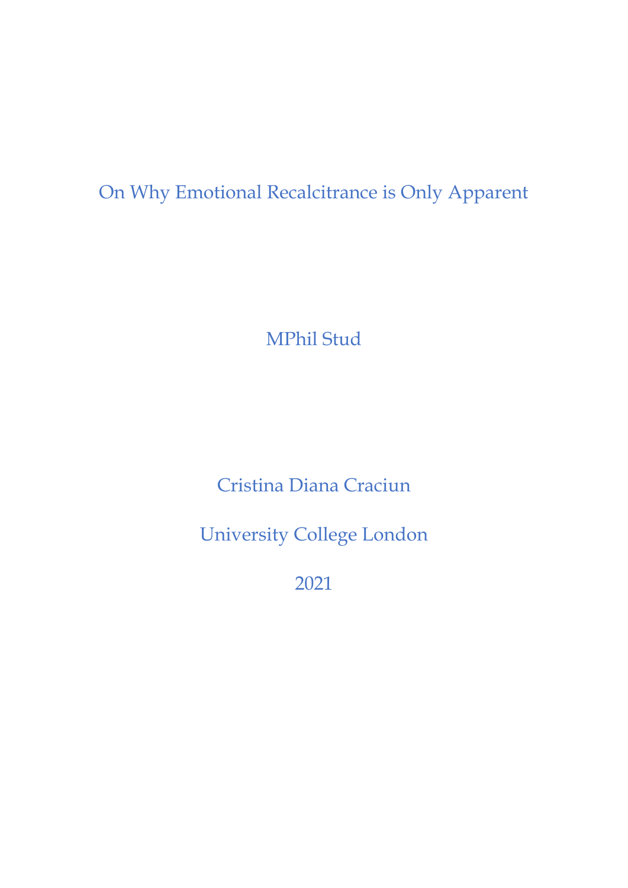# On Why Emotional Recalcitrance is Only Apparent

MPhil Stud

Cristina Diana Craciun

University College London

2021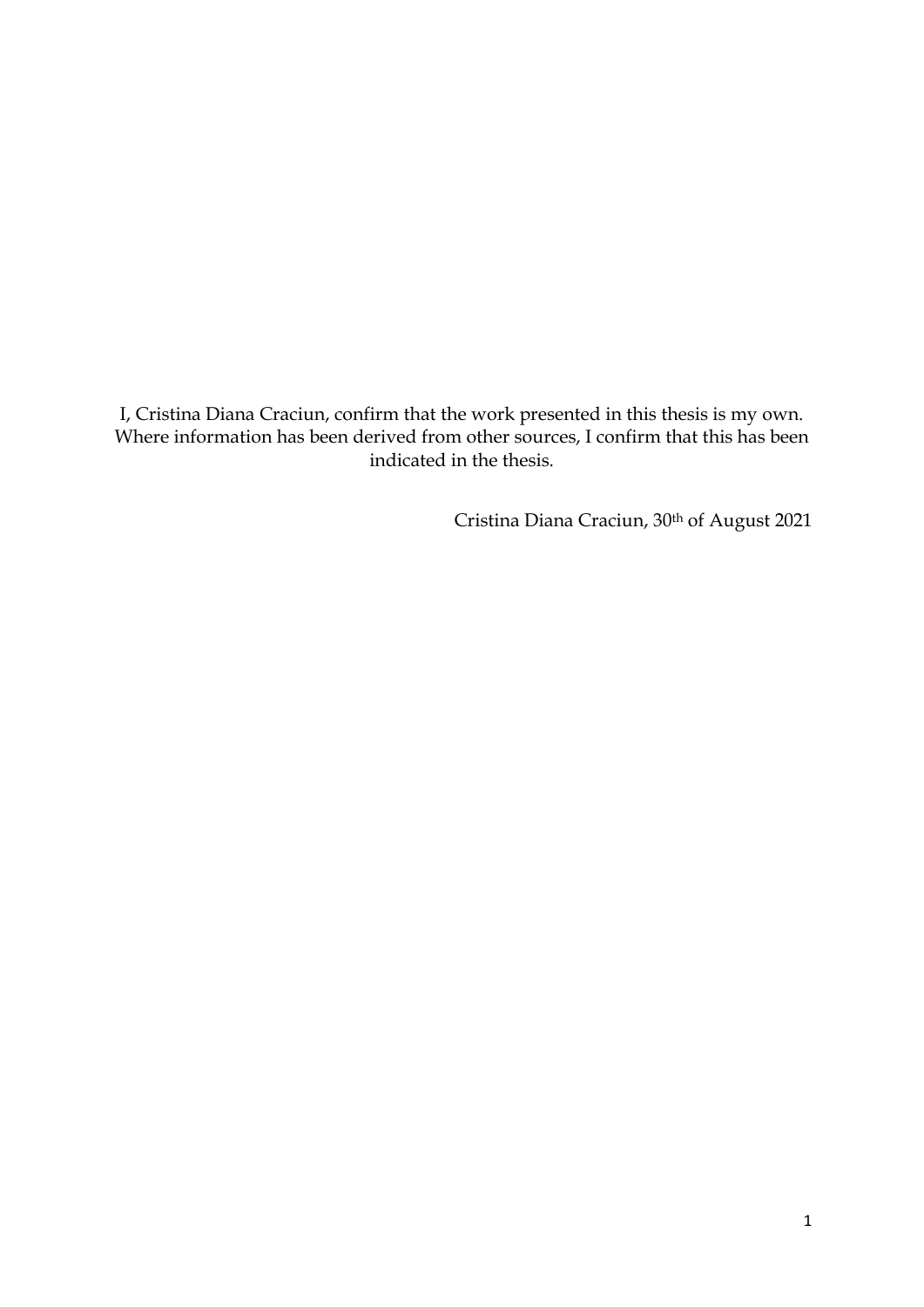I, Cristina Diana Craciun, confirm that the work presented in this thesis is my own. Where information has been derived from other sources, I confirm that this has been indicated in the thesis.

Cristina Diana Craciun, 30th of August 2021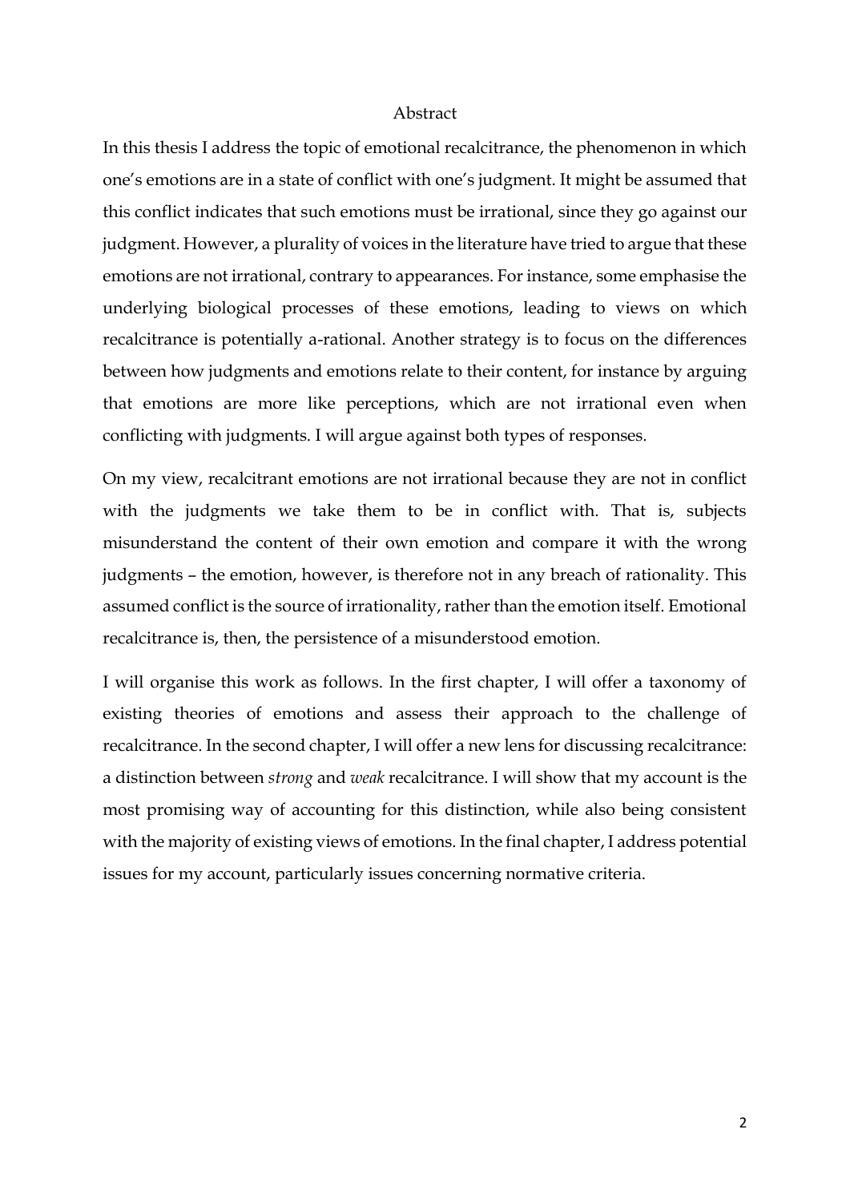# Abstract

In this thesis I address the topic of emotional recalcitrance, the phenomenon in which one's emotions are in a state of conflict with one's judgment. It might be assumed that this conflict indicates that such emotions must be irrational, since they go against our judgment. However, a plurality of voices in the literature have tried to argue that these emotions are not irrational, contrary to appearances. For instance, some emphasise the underlying biological processes of these emotions, leading to views on which recalcitrance is potentially a-rational. Another strategy is to focus on the differences between how judgments and emotions relate to their content, for instance by arguing that emotions are more like perceptions, which are not irrational even when conflicting with judgments. I will argue against both types of responses.

On my view, recalcitrant emotions are not irrational because they are not in conflict with the judgments we take them to be in conflict with. That is, subjects misunderstand the content of their own emotion and compare it with the wrong judgments – the emotion, however, is therefore not in any breach of rationality. This assumed conflict is the source of irrationality, rather than the emotion itself. Emotional recalcitrance is, then, the persistence of a misunderstood emotion.

I will organise this work as follows. In the first chapter, I will offer a taxonomy of existing theories of emotions and assess their approach to the challenge of recalcitrance. In the second chapter, I will offer a new lens for discussing recalcitrance: a distinction between *strong* and *weak* recalcitrance. I will show that my account is the most promising way of accounting for this distinction, while also being consistent with the majority of existing views of emotions. In the final chapter, I address potential issues for my account, particularly issues concerning normative criteria.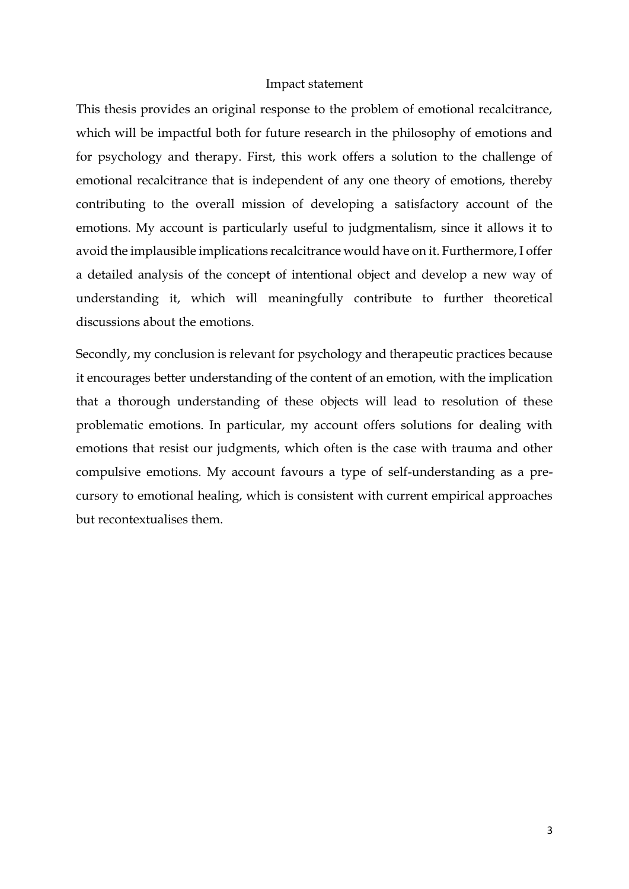# Impact statement

This thesis provides an original response to the problem of emotional recalcitrance, which will be impactful both for future research in the philosophy of emotions and for psychology and therapy. First, this work offers a solution to the challenge of emotional recalcitrance that is independent of any one theory of emotions, thereby contributing to the overall mission of developing a satisfactory account of the emotions. My account is particularly useful to judgmentalism, since it allows it to avoid the implausible implications recalcitrance would have on it. Furthermore, I offer a detailed analysis of the concept of intentional object and develop a new way of understanding it, which will meaningfully contribute to further theoretical discussions about the emotions.

Secondly, my conclusion is relevant for psychology and therapeutic practices because it encourages better understanding of the content of an emotion, with the implication that a thorough understanding of these objects will lead to resolution of these problematic emotions. In particular, my account offers solutions for dealing with emotions that resist our judgments, which often is the case with trauma and other compulsive emotions. My account favours a type of self-understanding as a pre-cursory to emotional healing, which is consistent with current empirical approaches but recontextualises them.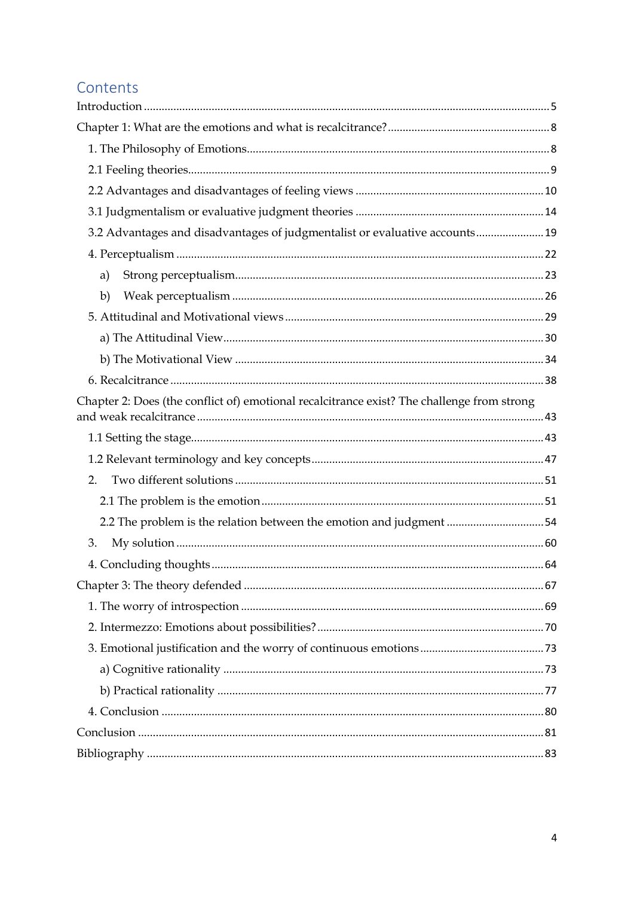# Contents

Introduction ........................................................................................................................................ 5

Chapter 1: What are the emotions and what is recalcitrance? ...................................................... 8

1. The Philosophy of Emotions ..................................................................................................... 8

2.1 Feeling theories ......................................................................................................................... 9

2.2 Advantages and disadvantages of feeling views ............................................................... 10

3.1 Judgmentalism or evaluative judgment theories ............................................................... 14

3.2 Advantages and disadvantages of judgmentalist or evaluative accounts ....................... 19

4. Perceptualism ........................................................................................................................... 22

a) Strong perceptualism ...................................................................................................... 23

b) Weak perceptualism ........................................................................................................ 26

5. Attitudinal and Motivational views ...................................................................................... 29

a) The Attitudinal View ........................................................................................................... 30

b) The Motivational View ....................................................................................................... 34

6. Recalcitrance ............................................................................................................................. 38

Chapter 2: Does (the conflict of) emotional recalcitrance exist? The challenge from strong and weak recalcitrance .................................................................................................................... 43

1.1 Setting the stage ...................................................................................................................... 43

1.2 Relevant terminology and key concepts ............................................................................. 47

2. Two different solutions ........................................................................................................ 51

2.1 The problem is the emotion .............................................................................................. 51

2.2 The problem is the relation between the emotion and judgment ................................ 54

3. My solution ........................................................................................................................... 60

4. Concluding thoughts ............................................................................................................... 64

Chapter 3: The theory defended .................................................................................................... 67

1. The worry of introspection ..................................................................................................... 69

2. Intermezzo: Emotions about possibilities? ............................................................................ 70

3. Emotional justification and the worry of continuous emotions .......................................... 73

a) Cognitive rationality ........................................................................................................... 73

b) Practical rationality ............................................................................................................. 77

4. Conclusion ................................................................................................................................ 80

Conclusion ........................................................................................................................................ 81

Bibliography ..................................................................................................................................... 83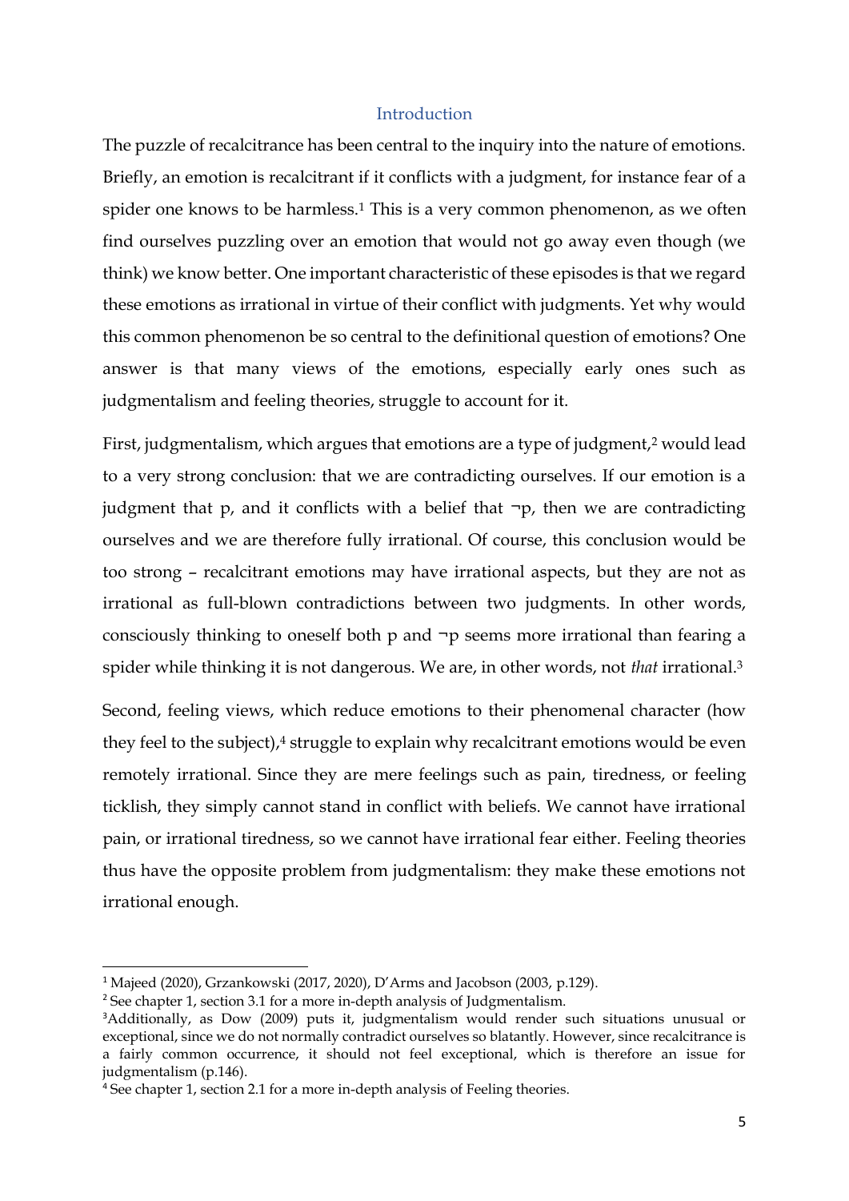## Introduction

The puzzle of recalcitrance has been central to the inquiry into the nature of emotions. Briefly, an emotion is recalcitrant if it conflicts with a judgment, for instance fear of a spider one knows to be harmless.[1] This is a very common phenomenon, as we often find ourselves puzzling over an emotion that would not go away even though (we think) we know better. One important characteristic of these episodes is that we regard these emotions as irrational in virtue of their conflict with judgments. Yet why would this common phenomenon be so central to the definitional question of emotions? One answer is that many views of the emotions, especially early ones such as judgmentalism and feeling theories, struggle to account for it.

First, judgmentalism, which argues that emotions are a type of judgment,[2] would lead to a very strong conclusion: that we are contradicting ourselves. If our emotion is a judgment that p, and it conflicts with a belief that ¬p, then we are contradicting ourselves and we are therefore fully irrational. Of course, this conclusion would be too strong – recalcitrant emotions may have irrational aspects, but they are not as irrational as full-blown contradictions between two judgments. In other words, consciously thinking to oneself both p and ¬p seems more irrational than fearing a spider while thinking it is not dangerous. We are, in other words, not *that* irrational.[3]

Second, feeling views, which reduce emotions to their phenomenal character (how they feel to the subject),[4] struggle to explain why recalcitrant emotions would be even remotely irrational. Since they are mere feelings such as pain, tiredness, or feeling ticklish, they simply cannot stand in conflict with beliefs. We cannot have irrational pain, or irrational tiredness, so we cannot have irrational fear either. Feeling theories thus have the opposite problem from judgmentalism: they make these emotions not irrational enough.

---

[1] Majeed (2020), Grzankowski (2017, 2020), D'Arms and Jacobson (2003, p.129).

[2] See chapter 1, section 3.1 for a more in-depth analysis of Judgmentalism.

[3] Additionally, as Dow (2009) puts it, judgmentalism would render such situations unusual or exceptional, since we do not normally contradict ourselves so blatantly. However, since recalcitrance is a fairly common occurrence, it should not feel exceptional, which is therefore an issue for judgmentalism (p.146).

[4] See chapter 1, section 2.1 for a more in-depth analysis of Feeling theories.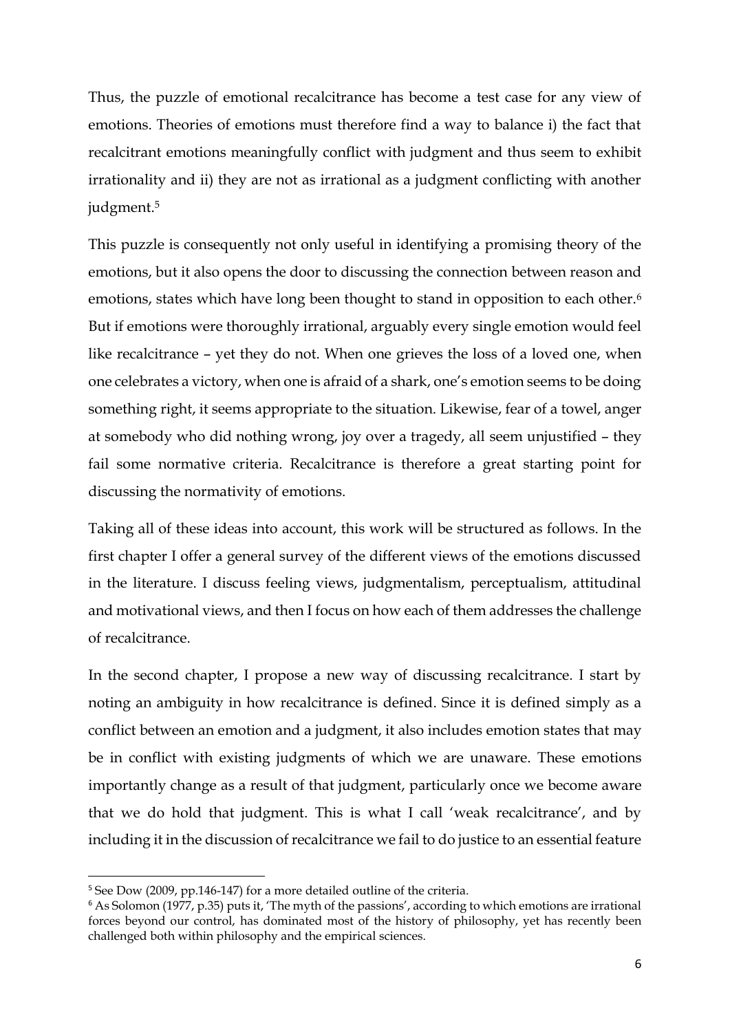Thus, the puzzle of emotional recalcitrance has become a test case for any view of emotions. Theories of emotions must therefore find a way to balance i) the fact that recalcitrant emotions meaningfully conflict with judgment and thus seem to exhibit irrationality and ii) they are not as irrational as a judgment conflicting with another judgment.[5]

This puzzle is consequently not only useful in identifying a promising theory of the emotions, but it also opens the door to discussing the connection between reason and emotions, states which have long been thought to stand in opposition to each other.[6] But if emotions were thoroughly irrational, arguably every single emotion would feel like recalcitrance – yet they do not. When one grieves the loss of a loved one, when one celebrates a victory, when one is afraid of a shark, one's emotion seems to be doing something right, it seems appropriate to the situation. Likewise, fear of a towel, anger at somebody who did nothing wrong, joy over a tragedy, all seem unjustified – they fail some normative criteria. Recalcitrance is therefore a great starting point for discussing the normativity of emotions.

Taking all of these ideas into account, this work will be structured as follows. In the first chapter I offer a general survey of the different views of the emotions discussed in the literature. I discuss feeling views, judgmentalism, perceptualism, attitudinal and motivational views, and then I focus on how each of them addresses the challenge of recalcitrance.

In the second chapter, I propose a new way of discussing recalcitrance. I start by noting an ambiguity in how recalcitrance is defined. Since it is defined simply as a conflict between an emotion and a judgment, it also includes emotion states that may be in conflict with existing judgments of which we are unaware. These emotions importantly change as a result of that judgment, particularly once we become aware that we do hold that judgment. This is what I call 'weak recalcitrance', and by including it in the discussion of recalcitrance we fail to do justice to an essential feature

---

[5] See Dow (2009, pp.146-147) for a more detailed outline of the criteria.

[6] As Solomon (1977, p.35) puts it, 'The myth of the passions', according to which emotions are irrational forces beyond our control, has dominated most of the history of philosophy, yet has recently been challenged both within philosophy and the empirical sciences.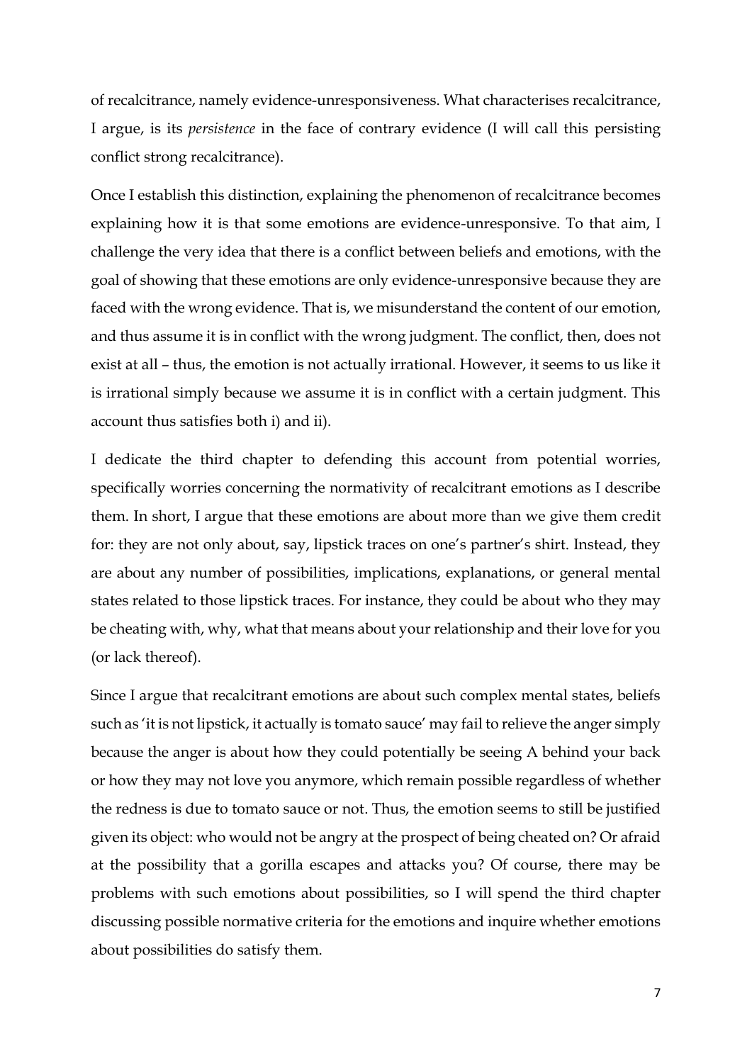of recalcitrance, namely evidence-unresponsiveness. What characterises recalcitrance, I argue, is its *persistence* in the face of contrary evidence (I will call this persisting conflict strong recalcitrance).

Once I establish this distinction, explaining the phenomenon of recalcitrance becomes explaining how it is that some emotions are evidence-unresponsive. To that aim, I challenge the very idea that there is a conflict between beliefs and emotions, with the goal of showing that these emotions are only evidence-unresponsive because they are faced with the wrong evidence. That is, we misunderstand the content of our emotion, and thus assume it is in conflict with the wrong judgment. The conflict, then, does not exist at all – thus, the emotion is not actually irrational. However, it seems to us like it is irrational simply because we assume it is in conflict with a certain judgment. This account thus satisfies both i) and ii).

I dedicate the third chapter to defending this account from potential worries, specifically worries concerning the normativity of recalcitrant emotions as I describe them. In short, I argue that these emotions are about more than we give them credit for: they are not only about, say, lipstick traces on one's partner's shirt. Instead, they are about any number of possibilities, implications, explanations, or general mental states related to those lipstick traces. For instance, they could be about who they may be cheating with, why, what that means about your relationship and their love for you (or lack thereof).

Since I argue that recalcitrant emotions are about such complex mental states, beliefs such as 'it is not lipstick, it actually is tomato sauce' may fail to relieve the anger simply because the anger is about how they could potentially be seeing A behind your back or how they may not love you anymore, which remain possible regardless of whether the redness is due to tomato sauce or not. Thus, the emotion seems to still be justified given its object: who would not be angry at the prospect of being cheated on? Or afraid at the possibility that a gorilla escapes and attacks you? Of course, there may be problems with such emotions about possibilities, so I will spend the third chapter discussing possible normative criteria for the emotions and inquire whether emotions about possibilities do satisfy them.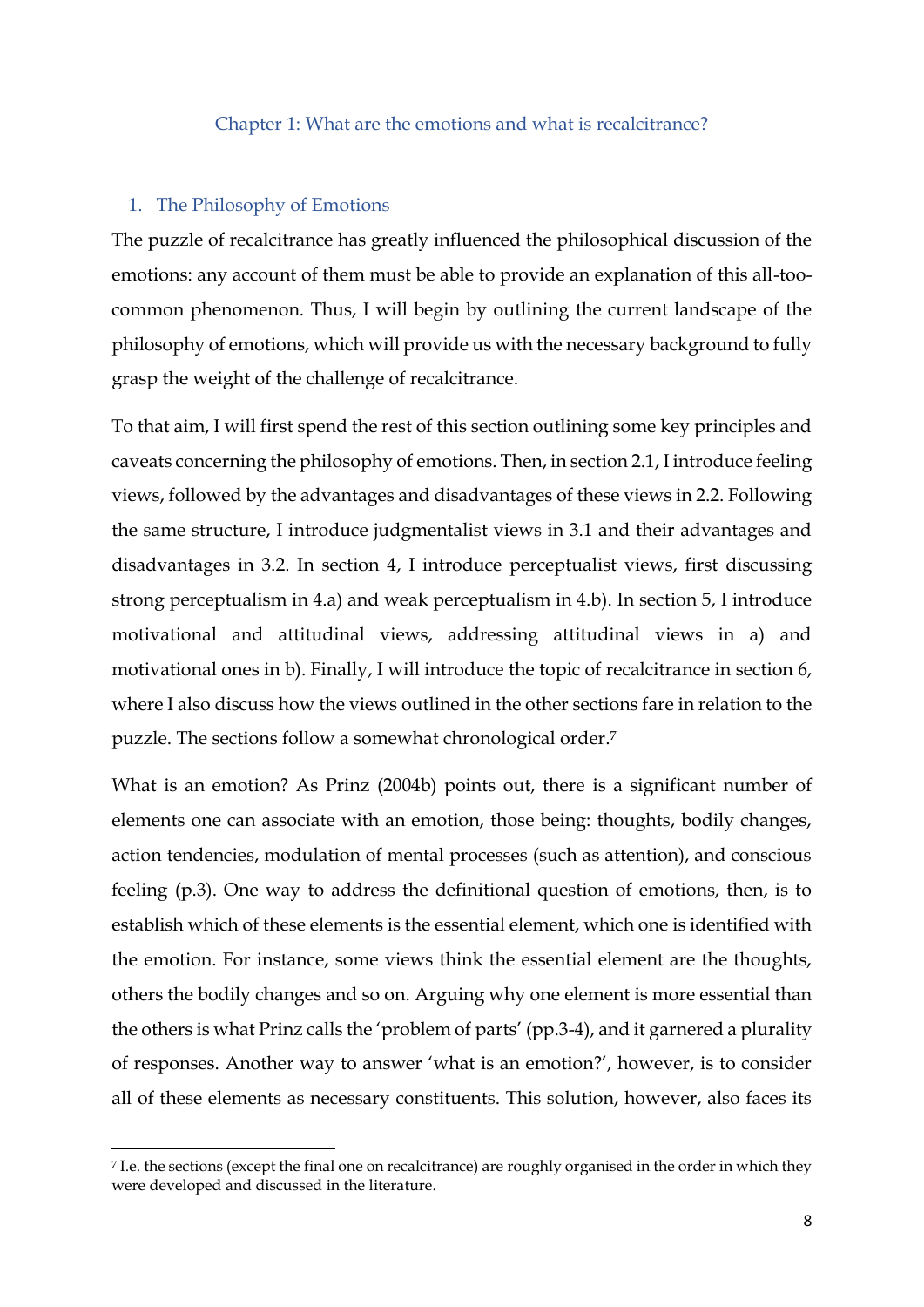# Chapter 1: What are the emotions and what is recalcitrance?

## 1. The Philosophy of Emotions

The puzzle of recalcitrance has greatly influenced the philosophical discussion of the emotions: any account of them must be able to provide an explanation of this all-too-common phenomenon. Thus, I will begin by outlining the current landscape of the philosophy of emotions, which will provide us with the necessary background to fully grasp the weight of the challenge of recalcitrance.

To that aim, I will first spend the rest of this section outlining some key principles and caveats concerning the philosophy of emotions. Then, in section 2.1, I introduce feeling views, followed by the advantages and disadvantages of these views in 2.2. Following the same structure, I introduce judgmentalist views in 3.1 and their advantages and disadvantages in 3.2. In section 4, I introduce perceptualist views, first discussing strong perceptualism in 4.a) and weak perceptualism in 4.b). In section 5, I introduce motivational and attitudinal views, addressing attitudinal views in a) and motivational ones in b). Finally, I will introduce the topic of recalcitrance in section 6, where I also discuss how the views outlined in the other sections fare in relation to the puzzle. The sections follow a somewhat chronological order.[7]

What is an emotion? As Prinz (2004b) points out, there is a significant number of elements one can associate with an emotion, those being: thoughts, bodily changes, action tendencies, modulation of mental processes (such as attention), and conscious feeling (p.3). One way to address the definitional question of emotions, then, is to establish which of these elements is the essential element, which one is identified with the emotion. For instance, some views think the essential element are the thoughts, others the bodily changes and so on. Arguing why one element is more essential than the others is what Prinz calls the 'problem of parts' (pp.3-4), and it garnered a plurality of responses. Another way to answer 'what is an emotion?', however, is to consider all of these elements as necessary constituents. This solution, however, also faces its

---

[7] I.e. the sections (except the final one on recalcitrance) are roughly organised in the order in which they were developed and discussed in the literature.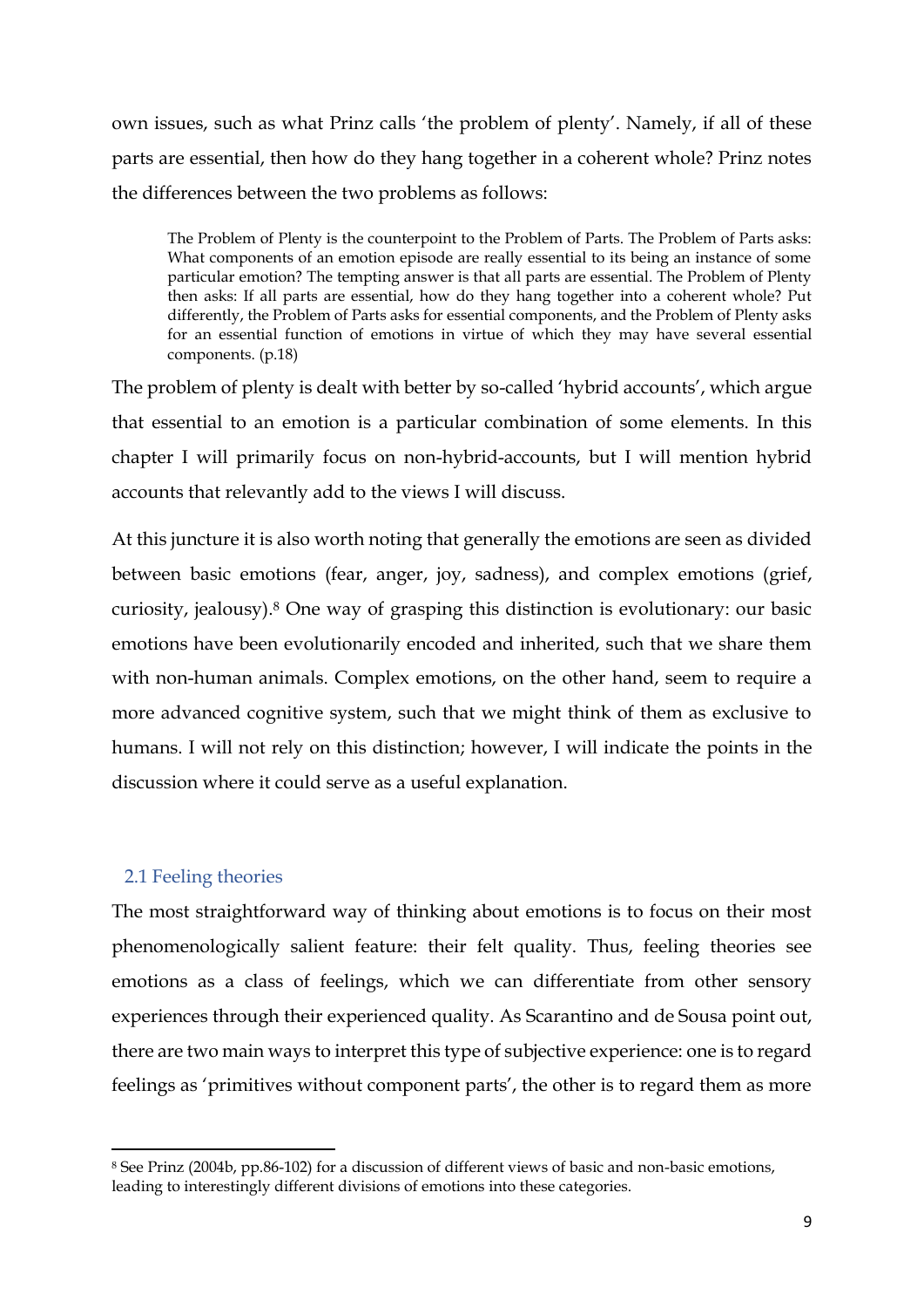own issues, such as what Prinz calls 'the problem of plenty'. Namely, if all of these parts are essential, then how do they hang together in a coherent whole? Prinz notes the differences between the two problems as follows:

> The Problem of Plenty is the counterpoint to the Problem of Parts. The Problem of Parts asks: What components of an emotion episode are really essential to its being an instance of some particular emotion? The tempting answer is that all parts are essential. The Problem of Plenty then asks: If all parts are essential, how do they hang together into a coherent whole? Put differently, the Problem of Parts asks for essential components, and the Problem of Plenty asks for an essential function of emotions in virtue of which they may have several essential components. (p.18)

The problem of plenty is dealt with better by so-called 'hybrid accounts', which argue that essential to an emotion is a particular combination of some elements. In this chapter I will primarily focus on non-hybrid-accounts, but I will mention hybrid accounts that relevantly add to the views I will discuss.

At this juncture it is also worth noting that generally the emotions are seen as divided between basic emotions (fear, anger, joy, sadness), and complex emotions (grief, curiosity, jealousy).[8] One way of grasping this distinction is evolutionary: our basic emotions have been evolutionarily encoded and inherited, such that we share them with non-human animals. Complex emotions, on the other hand, seem to require a more advanced cognitive system, such that we might think of them as exclusive to humans. I will not rely on this distinction; however, I will indicate the points in the discussion where it could serve as a useful explanation.

## 2.1 Feeling theories

The most straightforward way of thinking about emotions is to focus on their most phenomenologically salient feature: their felt quality. Thus, feeling theories see emotions as a class of feelings, which we can differentiate from other sensory experiences through their experienced quality. As Scarantino and de Sousa point out, there are two main ways to interpret this type of subjective experience: one is to regard feelings as 'primitives without component parts', the other is to regard them as more

---

[8] See Prinz (2004b, pp.86-102) for a discussion of different views of basic and non-basic emotions, leading to interestingly different divisions of emotions into these categories.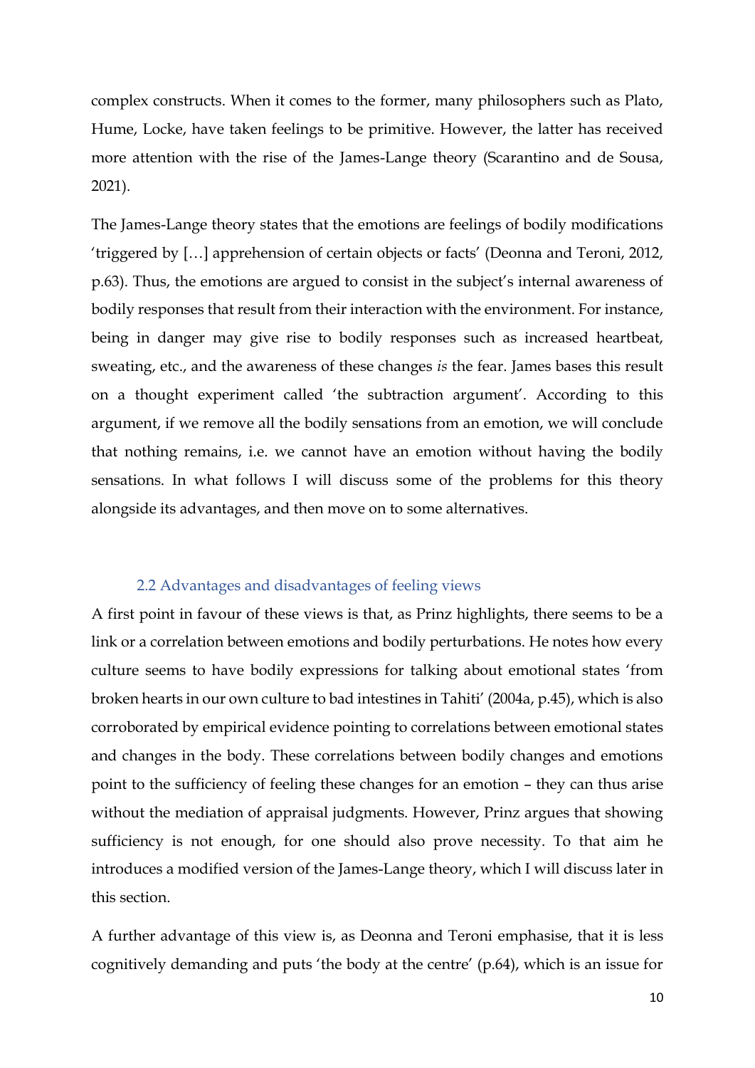complex constructs. When it comes to the former, many philosophers such as Plato, Hume, Locke, have taken feelings to be primitive. However, the latter has received more attention with the rise of the James-Lange theory (Scarantino and de Sousa, 2021).

The James-Lange theory states that the emotions are feelings of bodily modifications 'triggered by […] apprehension of certain objects or facts' (Deonna and Teroni, 2012, p.63). Thus, the emotions are argued to consist in the subject's internal awareness of bodily responses that result from their interaction with the environment. For instance, being in danger may give rise to bodily responses such as increased heartbeat, sweating, etc., and the awareness of these changes *is* the fear. James bases this result on a thought experiment called 'the subtraction argument'. According to this argument, if we remove all the bodily sensations from an emotion, we will conclude that nothing remains, i.e. we cannot have an emotion without having the bodily sensations. In what follows I will discuss some of the problems for this theory alongside its advantages, and then move on to some alternatives.

### 2.2 Advantages and disadvantages of feeling views

A first point in favour of these views is that, as Prinz highlights, there seems to be a link or a correlation between emotions and bodily perturbations. He notes how every culture seems to have bodily expressions for talking about emotional states 'from broken hearts in our own culture to bad intestines in Tahiti' (2004a, p.45), which is also corroborated by empirical evidence pointing to correlations between emotional states and changes in the body. These correlations between bodily changes and emotions point to the sufficiency of feeling these changes for an emotion – they can thus arise without the mediation of appraisal judgments. However, Prinz argues that showing sufficiency is not enough, for one should also prove necessity. To that aim he introduces a modified version of the James-Lange theory, which I will discuss later in this section.

A further advantage of this view is, as Deonna and Teroni emphasise, that it is less cognitively demanding and puts 'the body at the centre' (p.64), which is an issue for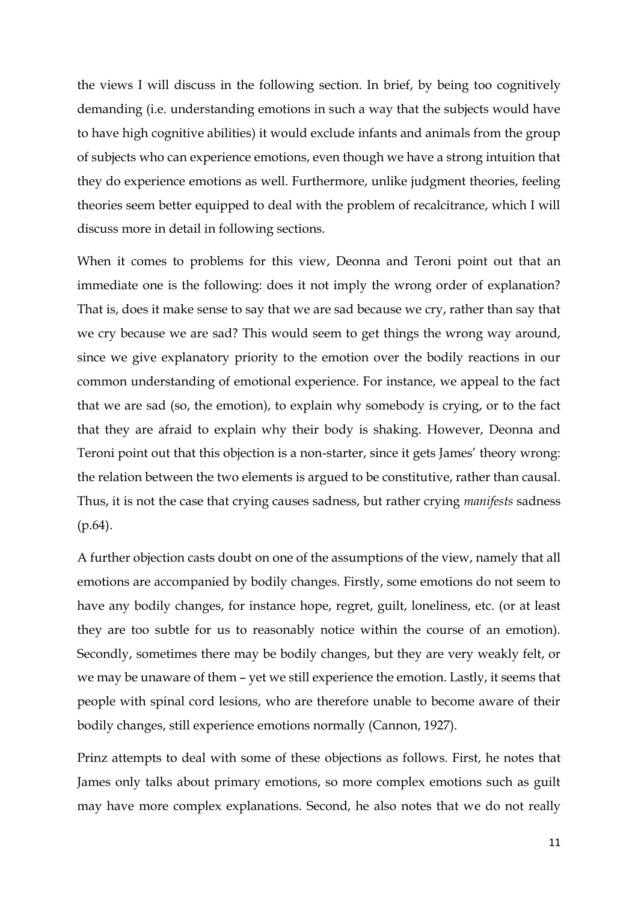the views I will discuss in the following section. In brief, by being too cognitively demanding (i.e. understanding emotions in such a way that the subjects would have to have high cognitive abilities) it would exclude infants and animals from the group of subjects who can experience emotions, even though we have a strong intuition that they do experience emotions as well. Furthermore, unlike judgment theories, feeling theories seem better equipped to deal with the problem of recalcitrance, which I will discuss more in detail in following sections.

When it comes to problems for this view, Deonna and Teroni point out that an immediate one is the following: does it not imply the wrong order of explanation? That is, does it make sense to say that we are sad because we cry, rather than say that we cry because we are sad? This would seem to get things the wrong way around, since we give explanatory priority to the emotion over the bodily reactions in our common understanding of emotional experience. For instance, we appeal to the fact that we are sad (so, the emotion), to explain why somebody is crying, or to the fact that they are afraid to explain why their body is shaking. However, Deonna and Teroni point out that this objection is a non-starter, since it gets James' theory wrong: the relation between the two elements is argued to be constitutive, rather than causal. Thus, it is not the case that crying causes sadness, but rather crying *manifests* sadness (p.64).

A further objection casts doubt on one of the assumptions of the view, namely that all emotions are accompanied by bodily changes. Firstly, some emotions do not seem to have any bodily changes, for instance hope, regret, guilt, loneliness, etc. (or at least they are too subtle for us to reasonably notice within the course of an emotion). Secondly, sometimes there may be bodily changes, but they are very weakly felt, or we may be unaware of them – yet we still experience the emotion. Lastly, it seems that people with spinal cord lesions, who are therefore unable to become aware of their bodily changes, still experience emotions normally (Cannon, 1927).

Prinz attempts to deal with some of these objections as follows. First, he notes that James only talks about primary emotions, so more complex emotions such as guilt may have more complex explanations. Second, he also notes that we do not really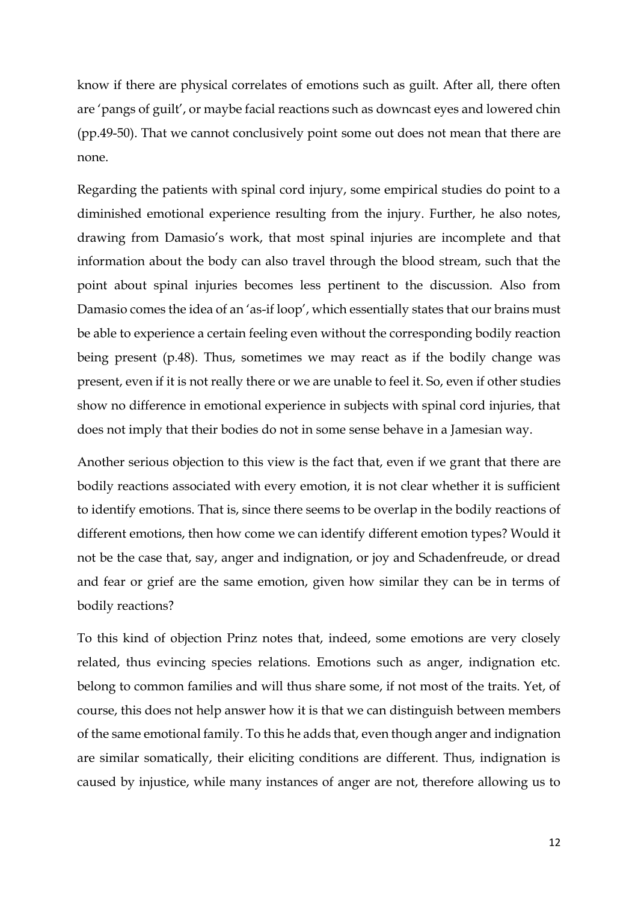know if there are physical correlates of emotions such as guilt. After all, there often are 'pangs of guilt', or maybe facial reactions such as downcast eyes and lowered chin (pp.49-50). That we cannot conclusively point some out does not mean that there are none.

Regarding the patients with spinal cord injury, some empirical studies do point to a diminished emotional experience resulting from the injury. Further, he also notes, drawing from Damasio's work, that most spinal injuries are incomplete and that information about the body can also travel through the blood stream, such that the point about spinal injuries becomes less pertinent to the discussion. Also from Damasio comes the idea of an 'as-if loop', which essentially states that our brains must be able to experience a certain feeling even without the corresponding bodily reaction being present (p.48). Thus, sometimes we may react as if the bodily change was present, even if it is not really there or we are unable to feel it. So, even if other studies show no difference in emotional experience in subjects with spinal cord injuries, that does not imply that their bodies do not in some sense behave in a Jamesian way.

Another serious objection to this view is the fact that, even if we grant that there are bodily reactions associated with every emotion, it is not clear whether it is sufficient to identify emotions. That is, since there seems to be overlap in the bodily reactions of different emotions, then how come we can identify different emotion types? Would it not be the case that, say, anger and indignation, or joy and Schadenfreude, or dread and fear or grief are the same emotion, given how similar they can be in terms of bodily reactions?

To this kind of objection Prinz notes that, indeed, some emotions are very closely related, thus evincing species relations. Emotions such as anger, indignation etc. belong to common families and will thus share some, if not most of the traits. Yet, of course, this does not help answer how it is that we can distinguish between members of the same emotional family. To this he adds that, even though anger and indignation are similar somatically, their eliciting conditions are different. Thus, indignation is caused by injustice, while many instances of anger are not, therefore allowing us to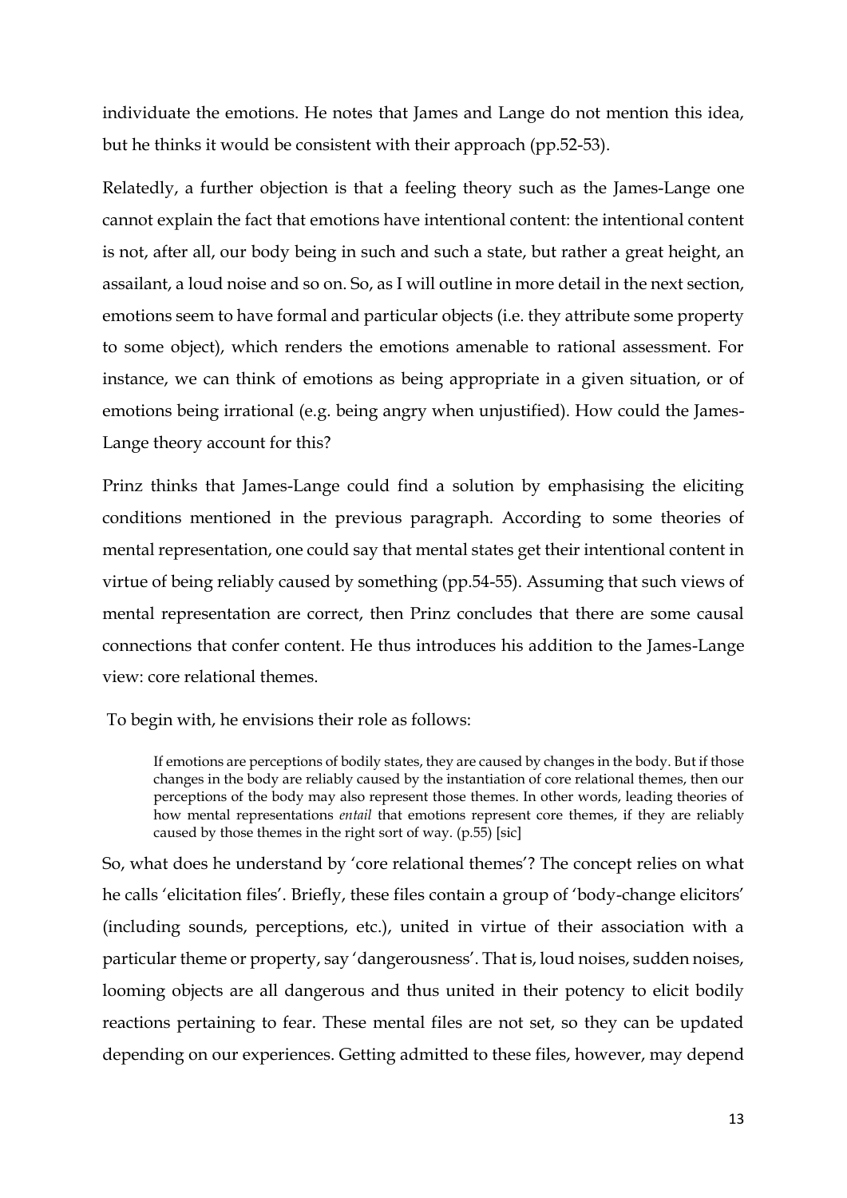individuate the emotions. He notes that James and Lange do not mention this idea, but he thinks it would be consistent with their approach (pp.52-53).

Relatedly, a further objection is that a feeling theory such as the James-Lange one cannot explain the fact that emotions have intentional content: the intentional content is not, after all, our body being in such and such a state, but rather a great height, an assailant, a loud noise and so on. So, as I will outline in more detail in the next section, emotions seem to have formal and particular objects (i.e. they attribute some property to some object), which renders the emotions amenable to rational assessment. For instance, we can think of emotions as being appropriate in a given situation, or of emotions being irrational (e.g. being angry when unjustified). How could the James-Lange theory account for this?

Prinz thinks that James-Lange could find a solution by emphasising the eliciting conditions mentioned in the previous paragraph. According to some theories of mental representation, one could say that mental states get their intentional content in virtue of being reliably caused by something (pp.54-55). Assuming that such views of mental representation are correct, then Prinz concludes that there are some causal connections that confer content. He thus introduces his addition to the James-Lange view: core relational themes.

To begin with, he envisions their role as follows:

> If emotions are perceptions of bodily states, they are caused by changes in the body. But if those changes in the body are reliably caused by the instantiation of core relational themes, then our perceptions of the body may also represent those themes. In other words, leading theories of how mental representations *entail* that emotions represent core themes, if they are reliably caused by those themes in the right sort of way. (p.55) [sic]

So, what does he understand by 'core relational themes'? The concept relies on what he calls 'elicitation files'. Briefly, these files contain a group of 'body-change elicitors' (including sounds, perceptions, etc.), united in virtue of their association with a particular theme or property, say 'dangerousness'. That is, loud noises, sudden noises, looming objects are all dangerous and thus united in their potency to elicit bodily reactions pertaining to fear. These mental files are not set, so they can be updated depending on our experiences. Getting admitted to these files, however, may depend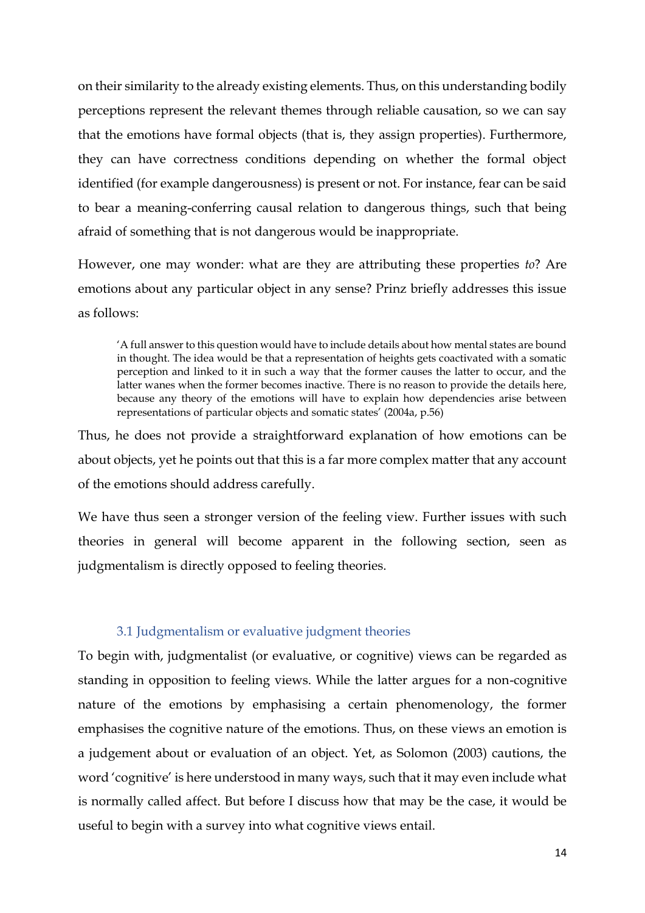on their similarity to the already existing elements. Thus, on this understanding bodily perceptions represent the relevant themes through reliable causation, so we can say that the emotions have formal objects (that is, they assign properties). Furthermore, they can have correctness conditions depending on whether the formal object identified (for example dangerousness) is present or not. For instance, fear can be said to bear a meaning-conferring causal relation to dangerous things, such that being afraid of something that is not dangerous would be inappropriate.

However, one may wonder: what are they are attributing these properties *to*? Are emotions about any particular object in any sense? Prinz briefly addresses this issue as follows:

> 'A full answer to this question would have to include details about how mental states are bound in thought. The idea would be that a representation of heights gets coactivated with a somatic perception and linked to it in such a way that the former causes the latter to occur, and the latter wanes when the former becomes inactive. There is no reason to provide the details here, because any theory of the emotions will have to explain how dependencies arise between representations of particular objects and somatic states' (2004a, p.56)

Thus, he does not provide a straightforward explanation of how emotions can be about objects, yet he points out that this is a far more complex matter that any account of the emotions should address carefully.

We have thus seen a stronger version of the feeling view. Further issues with such theories in general will become apparent in the following section, seen as judgmentalism is directly opposed to feeling theories.

### 3.1 Judgmentalism or evaluative judgment theories

To begin with, judgmentalist (or evaluative, or cognitive) views can be regarded as standing in opposition to feeling views. While the latter argues for a non-cognitive nature of the emotions by emphasising a certain phenomenology, the former emphasises the cognitive nature of the emotions. Thus, on these views an emotion is a judgement about or evaluation of an object. Yet, as Solomon (2003) cautions, the word 'cognitive' is here understood in many ways, such that it may even include what is normally called affect. But before I discuss how that may be the case, it would be useful to begin with a survey into what cognitive views entail.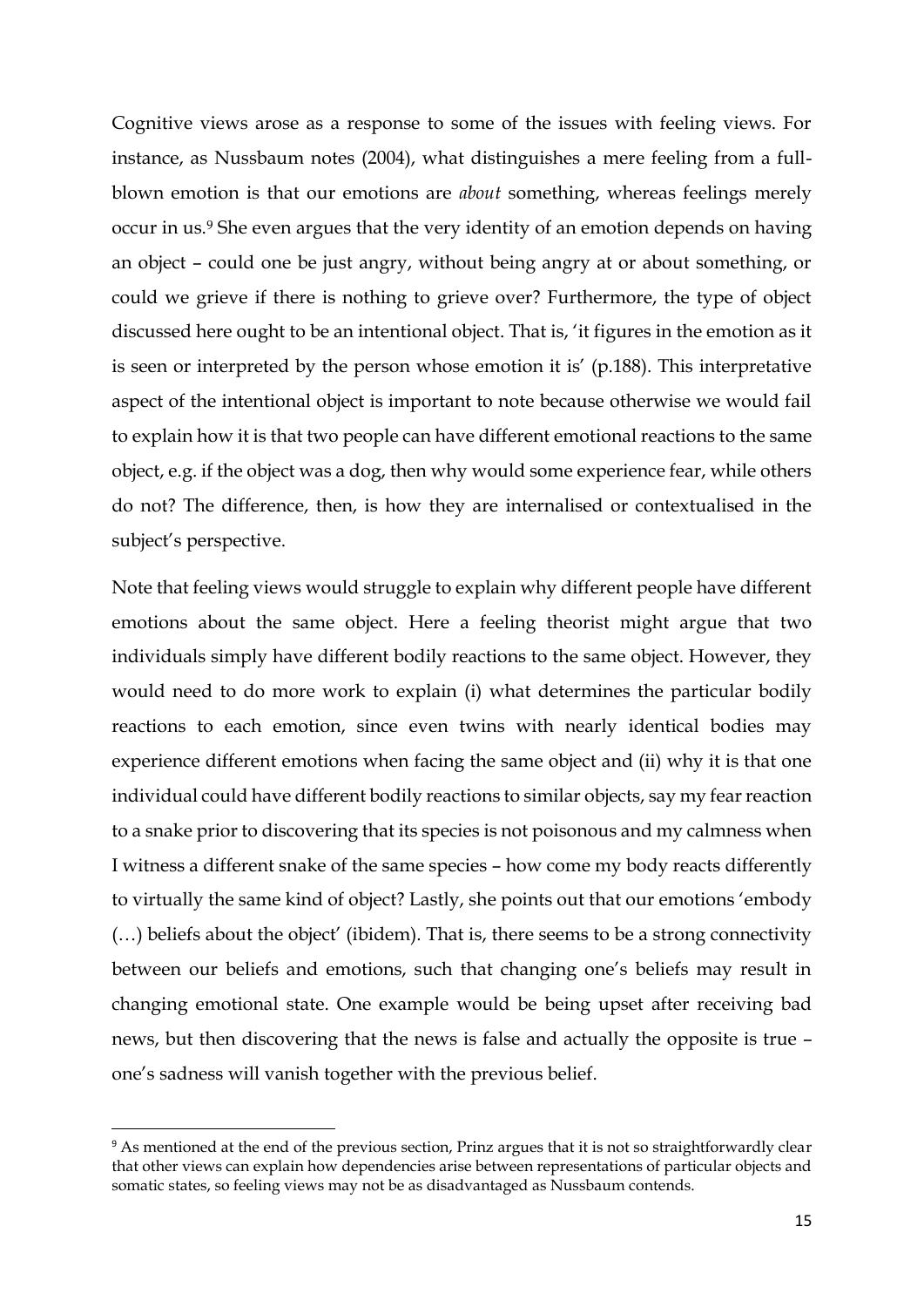Cognitive views arose as a response to some of the issues with feeling views. For instance, as Nussbaum notes (2004), what distinguishes a mere feeling from a full-blown emotion is that our emotions are *about* something, whereas feelings merely occur in us.[9] She even argues that the very identity of an emotion depends on having an object – could one be just angry, without being angry at or about something, or could we grieve if there is nothing to grieve over? Furthermore, the type of object discussed here ought to be an intentional object. That is, 'it figures in the emotion as it is seen or interpreted by the person whose emotion it is' (p.188). This interpretative aspect of the intentional object is important to note because otherwise we would fail to explain how it is that two people can have different emotional reactions to the same object, e.g. if the object was a dog, then why would some experience fear, while others do not? The difference, then, is how they are internalised or contextualised in the subject's perspective.

Note that feeling views would struggle to explain why different people have different emotions about the same object. Here a feeling theorist might argue that two individuals simply have different bodily reactions to the same object. However, they would need to do more work to explain (i) what determines the particular bodily reactions to each emotion, since even twins with nearly identical bodies may experience different emotions when facing the same object and (ii) why it is that one individual could have different bodily reactions to similar objects, say my fear reaction to a snake prior to discovering that its species is not poisonous and my calmness when I witness a different snake of the same species – how come my body reacts differently to virtually the same kind of object? Lastly, she points out that our emotions 'embody (…) beliefs about the object' (ibidem). That is, there seems to be a strong connectivity between our beliefs and emotions, such that changing one's beliefs may result in changing emotional state. One example would be being upset after receiving bad news, but then discovering that the news is false and actually the opposite is true – one's sadness will vanish together with the previous belief.

---

[9] As mentioned at the end of the previous section, Prinz argues that it is not so straightforwardly clear that other views can explain how dependencies arise between representations of particular objects and somatic states, so feeling views may not be as disadvantaged as Nussbaum contends.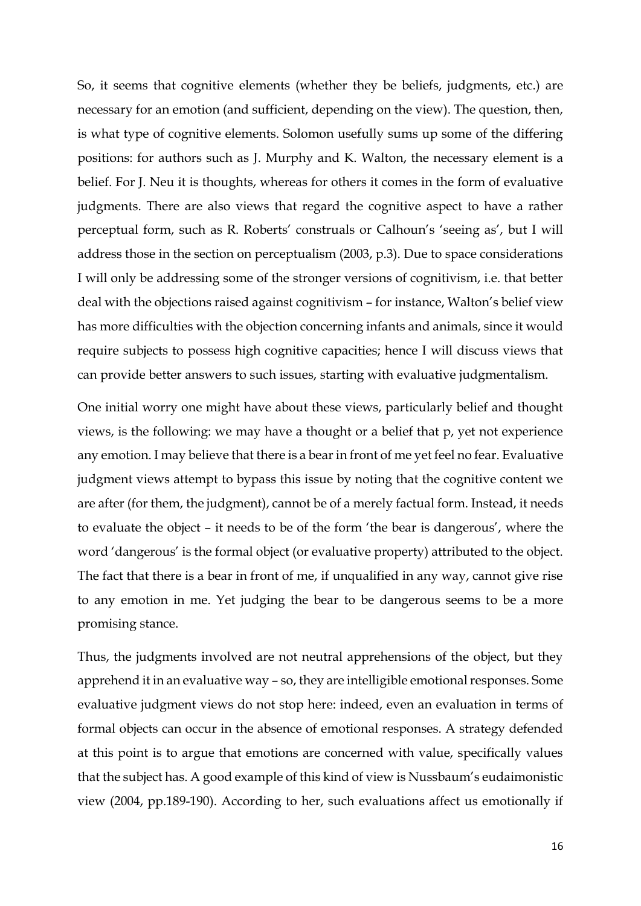So, it seems that cognitive elements (whether they be beliefs, judgments, etc.) are necessary for an emotion (and sufficient, depending on the view). The question, then, is what type of cognitive elements. Solomon usefully sums up some of the differing positions: for authors such as J. Murphy and K. Walton, the necessary element is a belief. For J. Neu it is thoughts, whereas for others it comes in the form of evaluative judgments. There are also views that regard the cognitive aspect to have a rather perceptual form, such as R. Roberts' construals or Calhoun's 'seeing as', but I will address those in the section on perceptualism (2003, p.3). Due to space considerations I will only be addressing some of the stronger versions of cognitivism, i.e. that better deal with the objections raised against cognitivism – for instance, Walton's belief view has more difficulties with the objection concerning infants and animals, since it would require subjects to possess high cognitive capacities; hence I will discuss views that can provide better answers to such issues, starting with evaluative judgmentalism.

One initial worry one might have about these views, particularly belief and thought views, is the following: we may have a thought or a belief that p, yet not experience any emotion. I may believe that there is a bear in front of me yet feel no fear. Evaluative judgment views attempt to bypass this issue by noting that the cognitive content we are after (for them, the judgment), cannot be of a merely factual form. Instead, it needs to evaluate the object – it needs to be of the form 'the bear is dangerous', where the word 'dangerous' is the formal object (or evaluative property) attributed to the object. The fact that there is a bear in front of me, if unqualified in any way, cannot give rise to any emotion in me. Yet judging the bear to be dangerous seems to be a more promising stance.

Thus, the judgments involved are not neutral apprehensions of the object, but they apprehend it in an evaluative way – so, they are intelligible emotional responses. Some evaluative judgment views do not stop here: indeed, even an evaluation in terms of formal objects can occur in the absence of emotional responses. A strategy defended at this point is to argue that emotions are concerned with value, specifically values that the subject has. A good example of this kind of view is Nussbaum's eudaimonistic view (2004, pp.189-190). According to her, such evaluations affect us emotionally if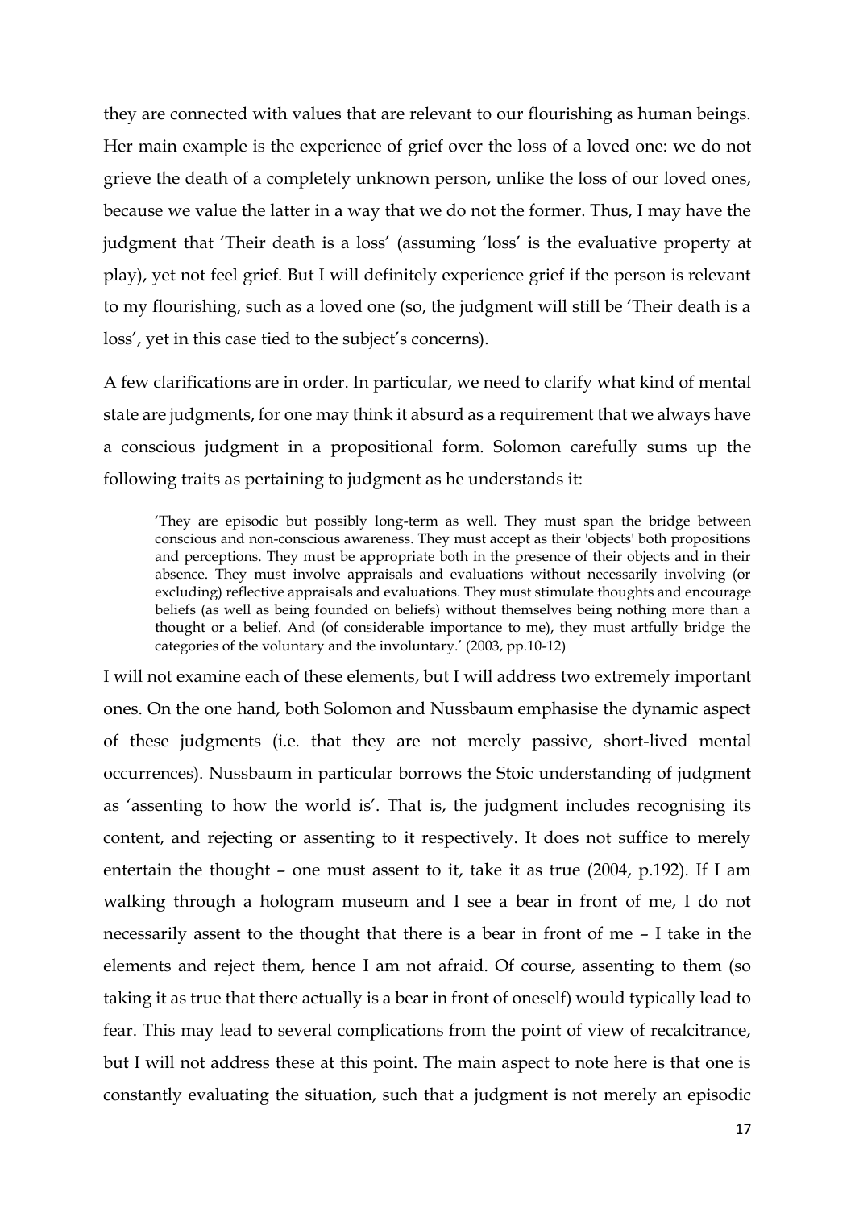they are connected with values that are relevant to our flourishing as human beings. Her main example is the experience of grief over the loss of a loved one: we do not grieve the death of a completely unknown person, unlike the loss of our loved ones, because we value the latter in a way that we do not the former. Thus, I may have the judgment that 'Their death is a loss' (assuming 'loss' is the evaluative property at play), yet not feel grief. But I will definitely experience grief if the person is relevant to my flourishing, such as a loved one (so, the judgment will still be 'Their death is a loss', yet in this case tied to the subject's concerns).

A few clarifications are in order. In particular, we need to clarify what kind of mental state are judgments, for one may think it absurd as a requirement that we always have a conscious judgment in a propositional form. Solomon carefully sums up the following traits as pertaining to judgment as he understands it:

> 'They are episodic but possibly long-term as well. They must span the bridge between conscious and non-conscious awareness. They must accept as their 'objects' both propositions and perceptions. They must be appropriate both in the presence of their objects and in their absence. They must involve appraisals and evaluations without necessarily involving (or excluding) reflective appraisals and evaluations. They must stimulate thoughts and encourage beliefs (as well as being founded on beliefs) without themselves being nothing more than a thought or a belief. And (of considerable importance to me), they must artfully bridge the categories of the voluntary and the involuntary.' (2003, pp.10-12)

I will not examine each of these elements, but I will address two extremely important ones. On the one hand, both Solomon and Nussbaum emphasise the dynamic aspect of these judgments (i.e. that they are not merely passive, short-lived mental occurrences). Nussbaum in particular borrows the Stoic understanding of judgment as 'assenting to how the world is'. That is, the judgment includes recognising its content, and rejecting or assenting to it respectively. It does not suffice to merely entertain the thought – one must assent to it, take it as true (2004, p.192). If I am walking through a hologram museum and I see a bear in front of me, I do not necessarily assent to the thought that there is a bear in front of me – I take in the elements and reject them, hence I am not afraid. Of course, assenting to them (so taking it as true that there actually is a bear in front of oneself) would typically lead to fear. This may lead to several complications from the point of view of recalcitrance, but I will not address these at this point. The main aspect to note here is that one is constantly evaluating the situation, such that a judgment is not merely an episodic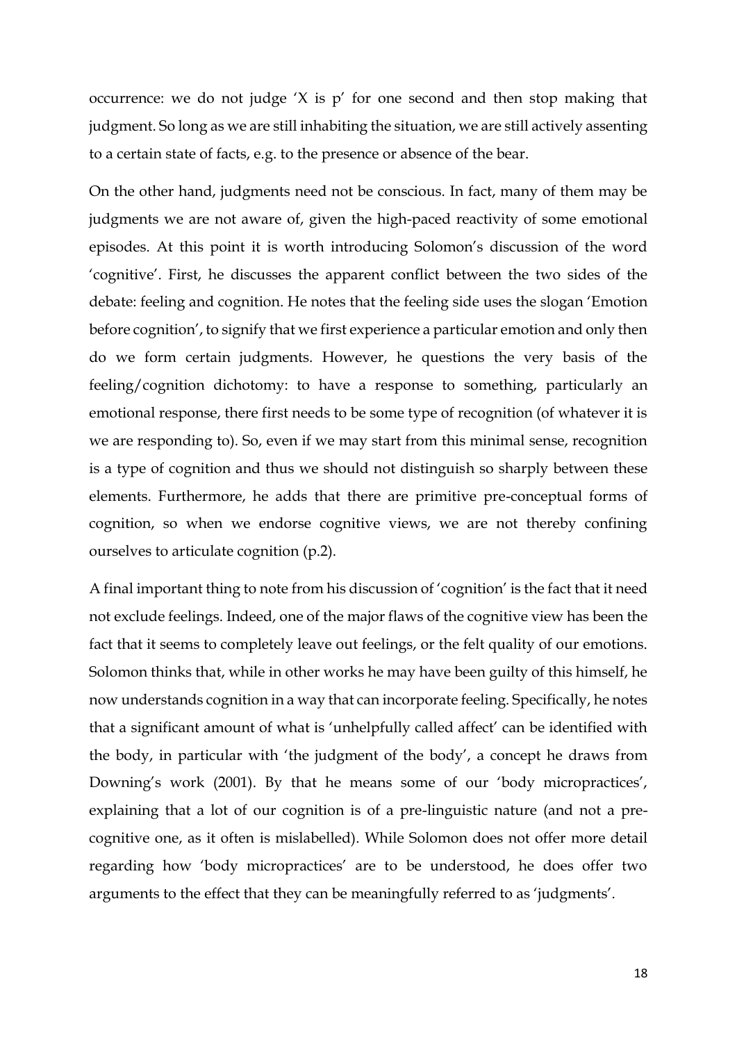occurrence: we do not judge 'X is p' for one second and then stop making that judgment. So long as we are still inhabiting the situation, we are still actively assenting to a certain state of facts, e.g. to the presence or absence of the bear.

On the other hand, judgments need not be conscious. In fact, many of them may be judgments we are not aware of, given the high-paced reactivity of some emotional episodes. At this point it is worth introducing Solomon's discussion of the word 'cognitive'. First, he discusses the apparent conflict between the two sides of the debate: feeling and cognition. He notes that the feeling side uses the slogan 'Emotion before cognition', to signify that we first experience a particular emotion and only then do we form certain judgments. However, he questions the very basis of the feeling/cognition dichotomy: to have a response to something, particularly an emotional response, there first needs to be some type of recognition (of whatever it is we are responding to). So, even if we may start from this minimal sense, recognition is a type of cognition and thus we should not distinguish so sharply between these elements. Furthermore, he adds that there are primitive pre-conceptual forms of cognition, so when we endorse cognitive views, we are not thereby confining ourselves to articulate cognition (p.2).

A final important thing to note from his discussion of 'cognition' is the fact that it need not exclude feelings. Indeed, one of the major flaws of the cognitive view has been the fact that it seems to completely leave out feelings, or the felt quality of our emotions. Solomon thinks that, while in other works he may have been guilty of this himself, he now understands cognition in a way that can incorporate feeling. Specifically, he notes that a significant amount of what is 'unhelpfully called affect' can be identified with the body, in particular with 'the judgment of the body', a concept he draws from Downing's work (2001). By that he means some of our 'body micropractices', explaining that a lot of our cognition is of a pre-linguistic nature (and not a pre-cognitive one, as it often is mislabelled). While Solomon does not offer more detail regarding how 'body micropractices' are to be understood, he does offer two arguments to the effect that they can be meaningfully referred to as 'judgments'.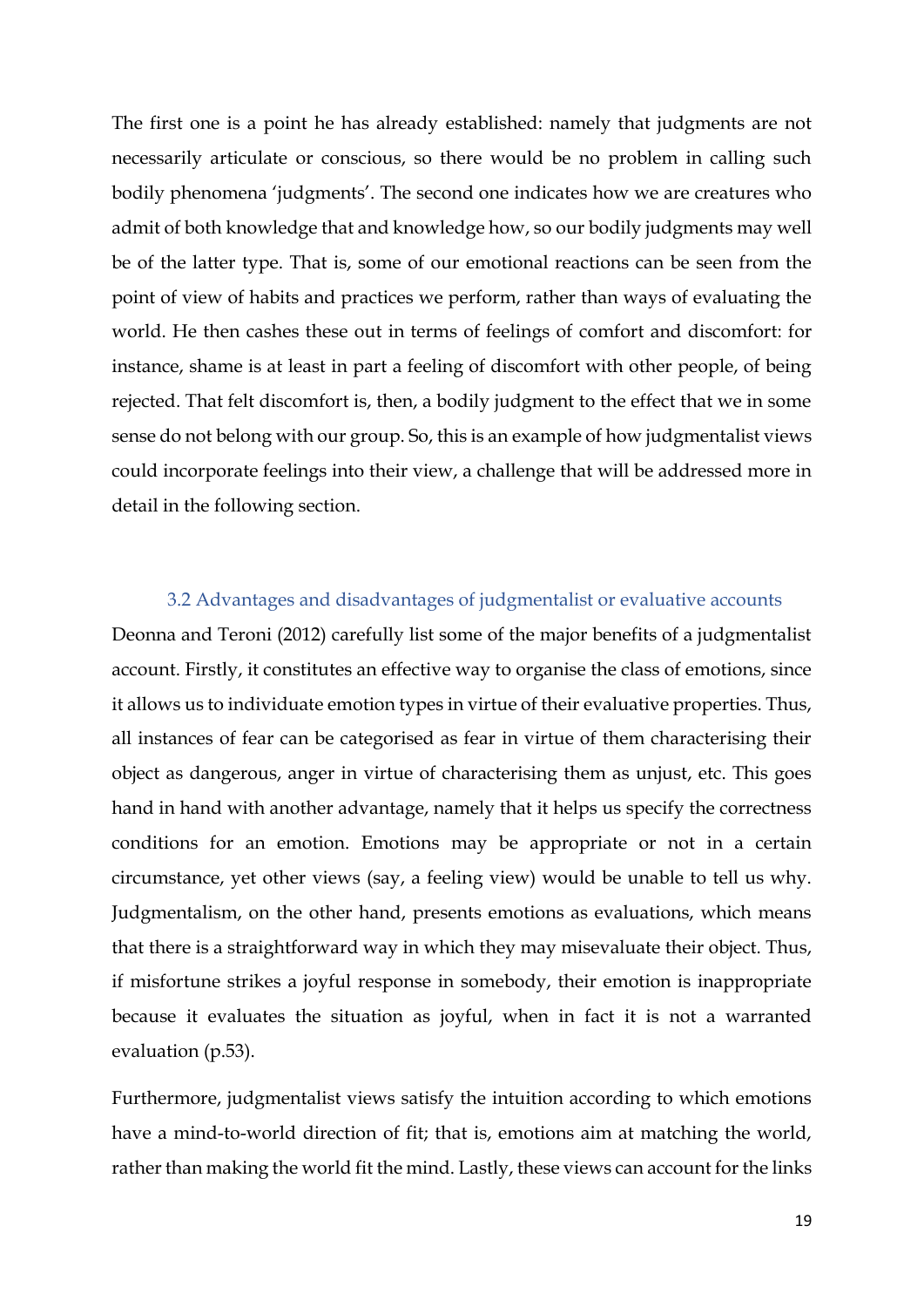The first one is a point he has already established: namely that judgments are not necessarily articulate or conscious, so there would be no problem in calling such bodily phenomena 'judgments'. The second one indicates how we are creatures who admit of both knowledge that and knowledge how, so our bodily judgments may well be of the latter type. That is, some of our emotional reactions can be seen from the point of view of habits and practices we perform, rather than ways of evaluating the world. He then cashes these out in terms of feelings of comfort and discomfort: for instance, shame is at least in part a feeling of discomfort with other people, of being rejected. That felt discomfort is, then, a bodily judgment to the effect that we in some sense do not belong with our group. So, this is an example of how judgmentalist views could incorporate feelings into their view, a challenge that will be addressed more in detail in the following section.

### 3.2 Advantages and disadvantages of judgmentalist or evaluative accounts

Deonna and Teroni (2012) carefully list some of the major benefits of a judgmentalist account. Firstly, it constitutes an effective way to organise the class of emotions, since it allows us to individuate emotion types in virtue of their evaluative properties. Thus, all instances of fear can be categorised as fear in virtue of them characterising their object as dangerous, anger in virtue of characterising them as unjust, etc. This goes hand in hand with another advantage, namely that it helps us specify the correctness conditions for an emotion. Emotions may be appropriate or not in a certain circumstance, yet other views (say, a feeling view) would be unable to tell us why. Judgmentalism, on the other hand, presents emotions as evaluations, which means that there is a straightforward way in which they may misevaluate their object. Thus, if misfortune strikes a joyful response in somebody, their emotion is inappropriate because it evaluates the situation as joyful, when in fact it is not a warranted evaluation (p.53).

Furthermore, judgmentalist views satisfy the intuition according to which emotions have a mind-to-world direction of fit; that is, emotions aim at matching the world, rather than making the world fit the mind. Lastly, these views can account for the links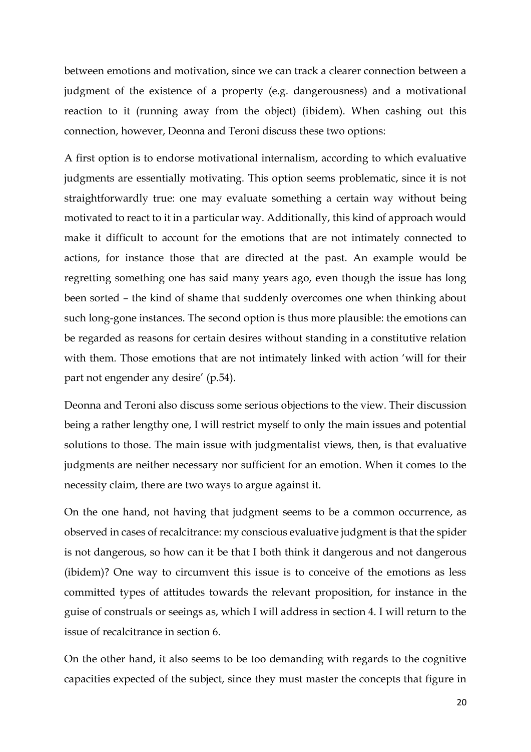between emotions and motivation, since we can track a clearer connection between a judgment of the existence of a property (e.g. dangerousness) and a motivational reaction to it (running away from the object) (ibidem). When cashing out this connection, however, Deonna and Teroni discuss these two options:

A first option is to endorse motivational internalism, according to which evaluative judgments are essentially motivating. This option seems problematic, since it is not straightforwardly true: one may evaluate something a certain way without being motivated to react to it in a particular way. Additionally, this kind of approach would make it difficult to account for the emotions that are not intimately connected to actions, for instance those that are directed at the past. An example would be regretting something one has said many years ago, even though the issue has long been sorted – the kind of shame that suddenly overcomes one when thinking about such long-gone instances. The second option is thus more plausible: the emotions can be regarded as reasons for certain desires without standing in a constitutive relation with them. Those emotions that are not intimately linked with action 'will for their part not engender any desire' (p.54).

Deonna and Teroni also discuss some serious objections to the view. Their discussion being a rather lengthy one, I will restrict myself to only the main issues and potential solutions to those. The main issue with judgmentalist views, then, is that evaluative judgments are neither necessary nor sufficient for an emotion. When it comes to the necessity claim, there are two ways to argue against it.

On the one hand, not having that judgment seems to be a common occurrence, as observed in cases of recalcitrance: my conscious evaluative judgment is that the spider is not dangerous, so how can it be that I both think it dangerous and not dangerous (ibidem)? One way to circumvent this issue is to conceive of the emotions as less committed types of attitudes towards the relevant proposition, for instance in the guise of construals or seeings as, which I will address in section 4. I will return to the issue of recalcitrance in section 6.

On the other hand, it also seems to be too demanding with regards to the cognitive capacities expected of the subject, since they must master the concepts that figure in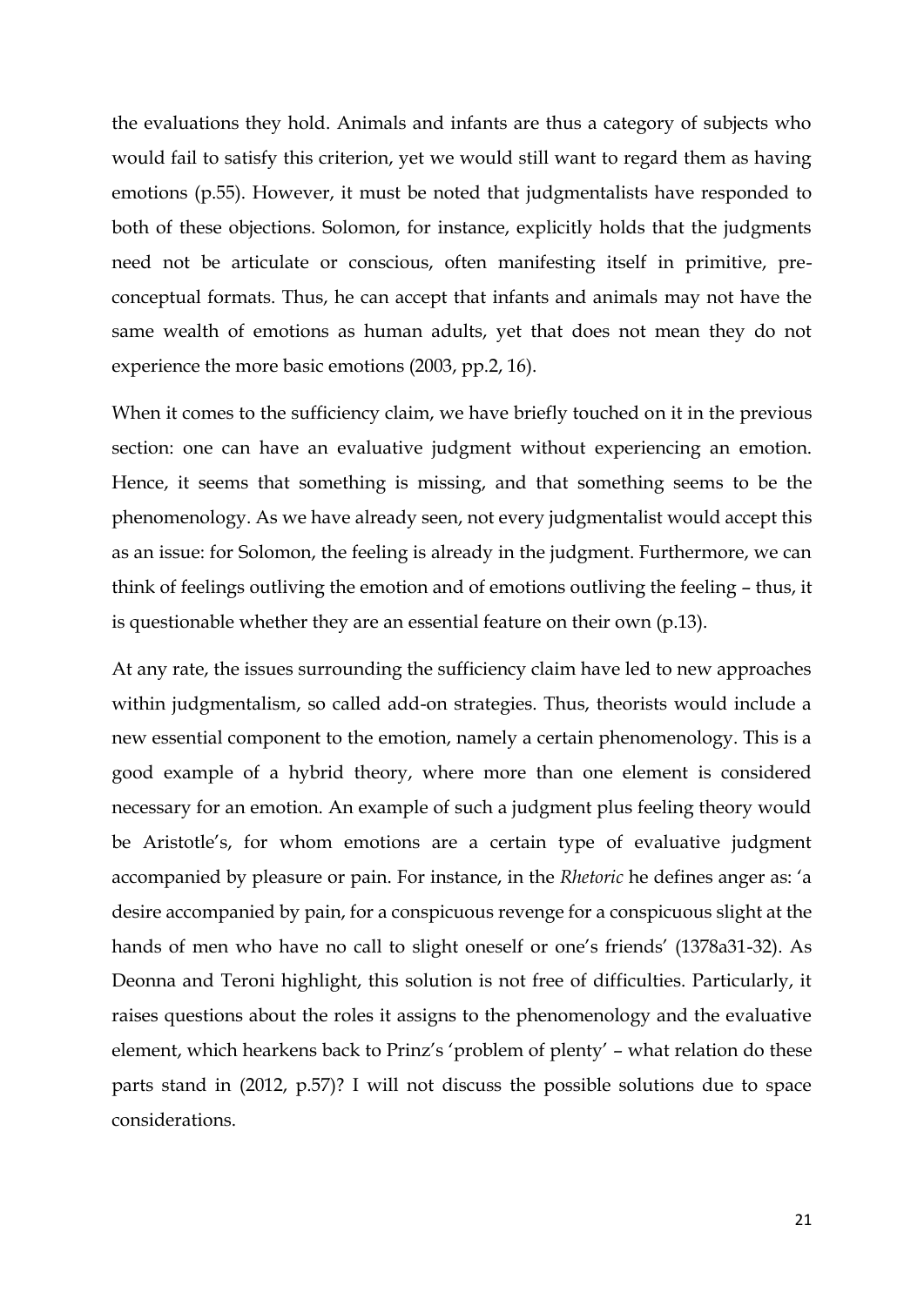the evaluations they hold. Animals and infants are thus a category of subjects who would fail to satisfy this criterion, yet we would still want to regard them as having emotions (p.55). However, it must be noted that judgmentalists have responded to both of these objections. Solomon, for instance, explicitly holds that the judgments need not be articulate or conscious, often manifesting itself in primitive, pre-conceptual formats. Thus, he can accept that infants and animals may not have the same wealth of emotions as human adults, yet that does not mean they do not experience the more basic emotions (2003, pp.2, 16).

When it comes to the sufficiency claim, we have briefly touched on it in the previous section: one can have an evaluative judgment without experiencing an emotion. Hence, it seems that something is missing, and that something seems to be the phenomenology. As we have already seen, not every judgmentalist would accept this as an issue: for Solomon, the feeling is already in the judgment. Furthermore, we can think of feelings outliving the emotion and of emotions outliving the feeling – thus, it is questionable whether they are an essential feature on their own (p.13).

At any rate, the issues surrounding the sufficiency claim have led to new approaches within judgmentalism, so called add-on strategies. Thus, theorists would include a new essential component to the emotion, namely a certain phenomenology. This is a good example of a hybrid theory, where more than one element is considered necessary for an emotion. An example of such a judgment plus feeling theory would be Aristotle's, for whom emotions are a certain type of evaluative judgment accompanied by pleasure or pain. For instance, in the *Rhetoric* he defines anger as: 'a desire accompanied by pain, for a conspicuous revenge for a conspicuous slight at the hands of men who have no call to slight oneself or one's friends' (1378a31-32). As Deonna and Teroni highlight, this solution is not free of difficulties. Particularly, it raises questions about the roles it assigns to the phenomenology and the evaluative element, which hearkens back to Prinz's 'problem of plenty' – what relation do these parts stand in (2012, p.57)? I will not discuss the possible solutions due to space considerations.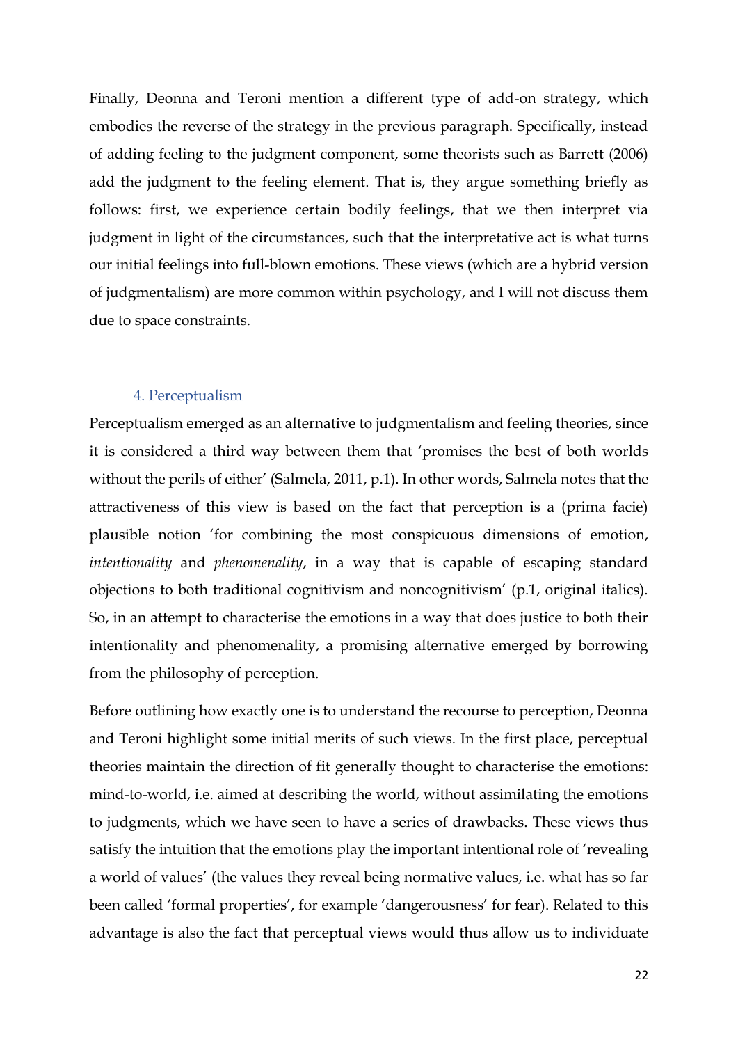Finally, Deonna and Teroni mention a different type of add-on strategy, which embodies the reverse of the strategy in the previous paragraph. Specifically, instead of adding feeling to the judgment component, some theorists such as Barrett (2006) add the judgment to the feeling element. That is, they argue something briefly as follows: first, we experience certain bodily feelings, that we then interpret via judgment in light of the circumstances, such that the interpretative act is what turns our initial feelings into full-blown emotions. These views (which are a hybrid version of judgmentalism) are more common within psychology, and I will not discuss them due to space constraints.

## 4. Perceptualism

Perceptualism emerged as an alternative to judgmentalism and feeling theories, since it is considered a third way between them that 'promises the best of both worlds without the perils of either' (Salmela, 2011, p.1). In other words, Salmela notes that the attractiveness of this view is based on the fact that perception is a (prima facie) plausible notion 'for combining the most conspicuous dimensions of emotion, *intentionality* and *phenomenality*, in a way that is capable of escaping standard objections to both traditional cognitivism and noncognitivism' (p.1, original italics). So, in an attempt to characterise the emotions in a way that does justice to both their intentionality and phenomenality, a promising alternative emerged by borrowing from the philosophy of perception.

Before outlining how exactly one is to understand the recourse to perception, Deonna and Teroni highlight some initial merits of such views. In the first place, perceptual theories maintain the direction of fit generally thought to characterise the emotions: mind-to-world, i.e. aimed at describing the world, without assimilating the emotions to judgments, which we have seen to have a series of drawbacks. These views thus satisfy the intuition that the emotions play the important intentional role of 'revealing a world of values' (the values they reveal being normative values, i.e. what has so far been called 'formal properties', for example 'dangerousness' for fear). Related to this advantage is also the fact that perceptual views would thus allow us to individuate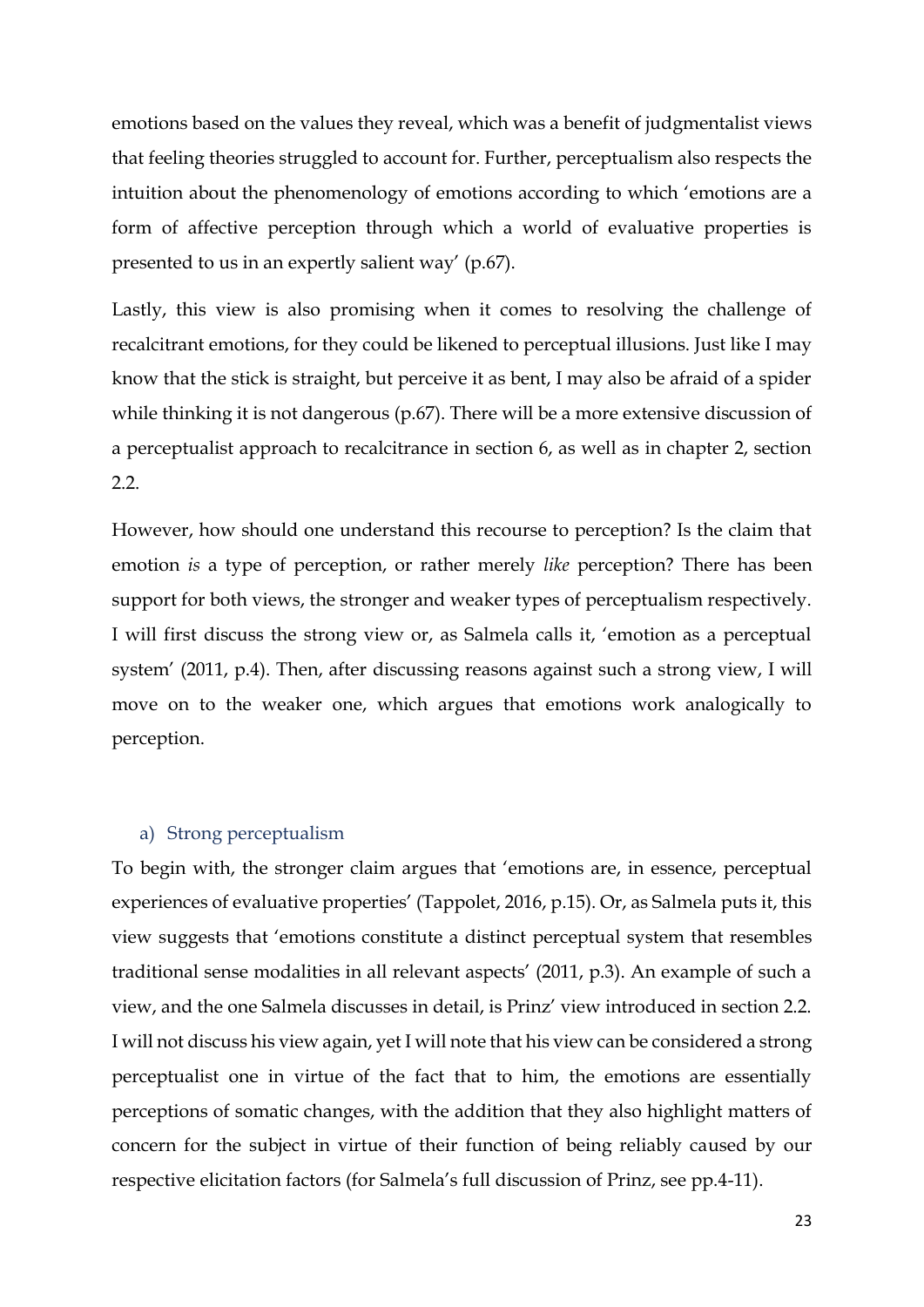emotions based on the values they reveal, which was a benefit of judgmentalist views that feeling theories struggled to account for. Further, perceptualism also respects the intuition about the phenomenology of emotions according to which 'emotions are a form of affective perception through which a world of evaluative properties is presented to us in an expertly salient way' (p.67).

Lastly, this view is also promising when it comes to resolving the challenge of recalcitrant emotions, for they could be likened to perceptual illusions. Just like I may know that the stick is straight, but perceive it as bent, I may also be afraid of a spider while thinking it is not dangerous (p.67). There will be a more extensive discussion of a perceptualist approach to recalcitrance in section 6, as well as in chapter 2, section 2.2.

However, how should one understand this recourse to perception? Is the claim that emotion *is* a type of perception, or rather merely *like* perception? There has been support for both views, the stronger and weaker types of perceptualism respectively. I will first discuss the strong view or, as Salmela calls it, 'emotion as a perceptual system' (2011, p.4). Then, after discussing reasons against such a strong view, I will move on to the weaker one, which argues that emotions work analogically to perception.

### a) Strong perceptualism

To begin with, the stronger claim argues that 'emotions are, in essence, perceptual experiences of evaluative properties' (Tappolet, 2016, p.15). Or, as Salmela puts it, this view suggests that 'emotions constitute a distinct perceptual system that resembles traditional sense modalities in all relevant aspects' (2011, p.3). An example of such a view, and the one Salmela discusses in detail, is Prinz' view introduced in section 2.2. I will not discuss his view again, yet I will note that his view can be considered a strong perceptualist one in virtue of the fact that to him, the emotions are essentially perceptions of somatic changes, with the addition that they also highlight matters of concern for the subject in virtue of their function of being reliably caused by our respective elicitation factors (for Salmela's full discussion of Prinz, see pp.4-11).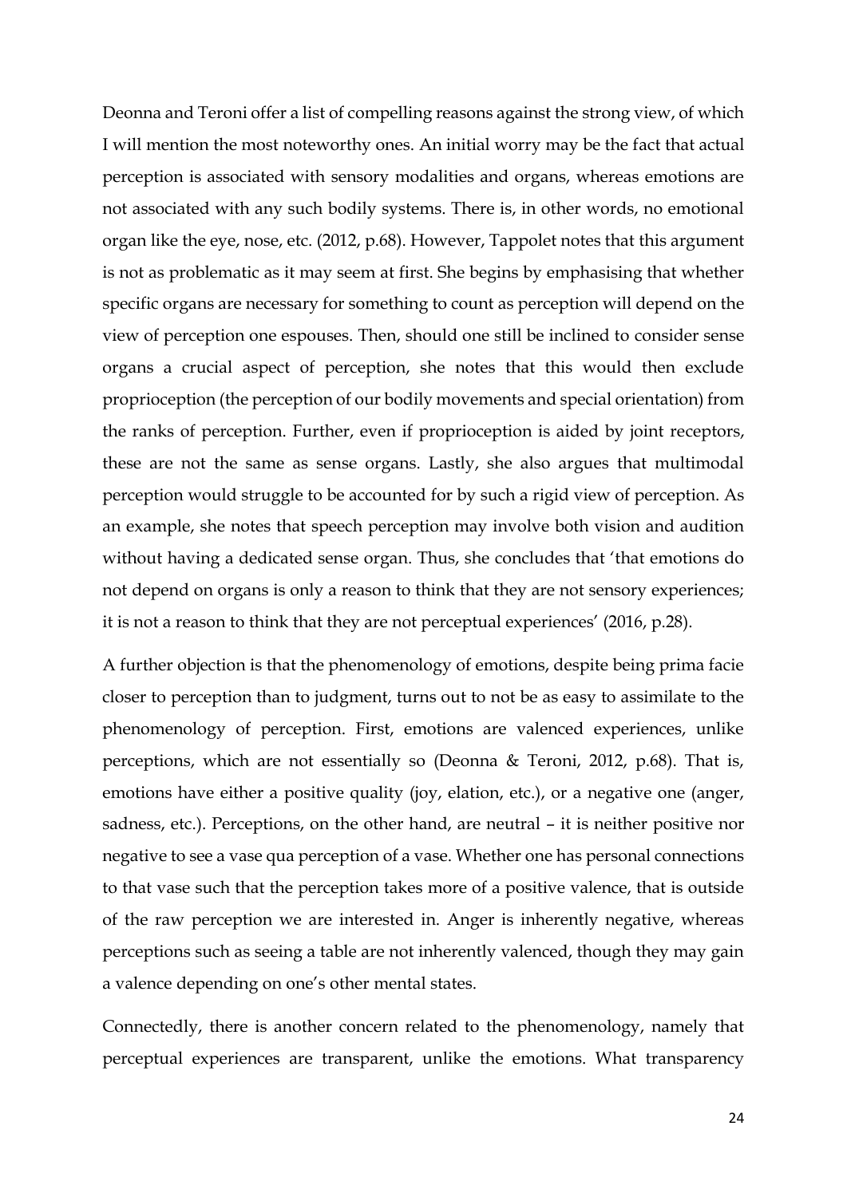Deonna and Teroni offer a list of compelling reasons against the strong view, of which I will mention the most noteworthy ones. An initial worry may be the fact that actual perception is associated with sensory modalities and organs, whereas emotions are not associated with any such bodily systems. There is, in other words, no emotional organ like the eye, nose, etc. (2012, p.68). However, Tappolet notes that this argument is not as problematic as it may seem at first. She begins by emphasising that whether specific organs are necessary for something to count as perception will depend on the view of perception one espouses. Then, should one still be inclined to consider sense organs a crucial aspect of perception, she notes that this would then exclude proprioception (the perception of our bodily movements and special orientation) from the ranks of perception. Further, even if proprioception is aided by joint receptors, these are not the same as sense organs. Lastly, she also argues that multimodal perception would struggle to be accounted for by such a rigid view of perception. As an example, she notes that speech perception may involve both vision and audition without having a dedicated sense organ. Thus, she concludes that 'that emotions do not depend on organs is only a reason to think that they are not sensory experiences; it is not a reason to think that they are not perceptual experiences' (2016, p.28).

A further objection is that the phenomenology of emotions, despite being prima facie closer to perception than to judgment, turns out to not be as easy to assimilate to the phenomenology of perception. First, emotions are valenced experiences, unlike perceptions, which are not essentially so (Deonna & Teroni, 2012, p.68). That is, emotions have either a positive quality (joy, elation, etc.), or a negative one (anger, sadness, etc.). Perceptions, on the other hand, are neutral – it is neither positive nor negative to see a vase qua perception of a vase. Whether one has personal connections to that vase such that the perception takes more of a positive valence, that is outside of the raw perception we are interested in. Anger is inherently negative, whereas perceptions such as seeing a table are not inherently valenced, though they may gain a valence depending on one's other mental states.

Connectedly, there is another concern related to the phenomenology, namely that perceptual experiences are transparent, unlike the emotions. What transparency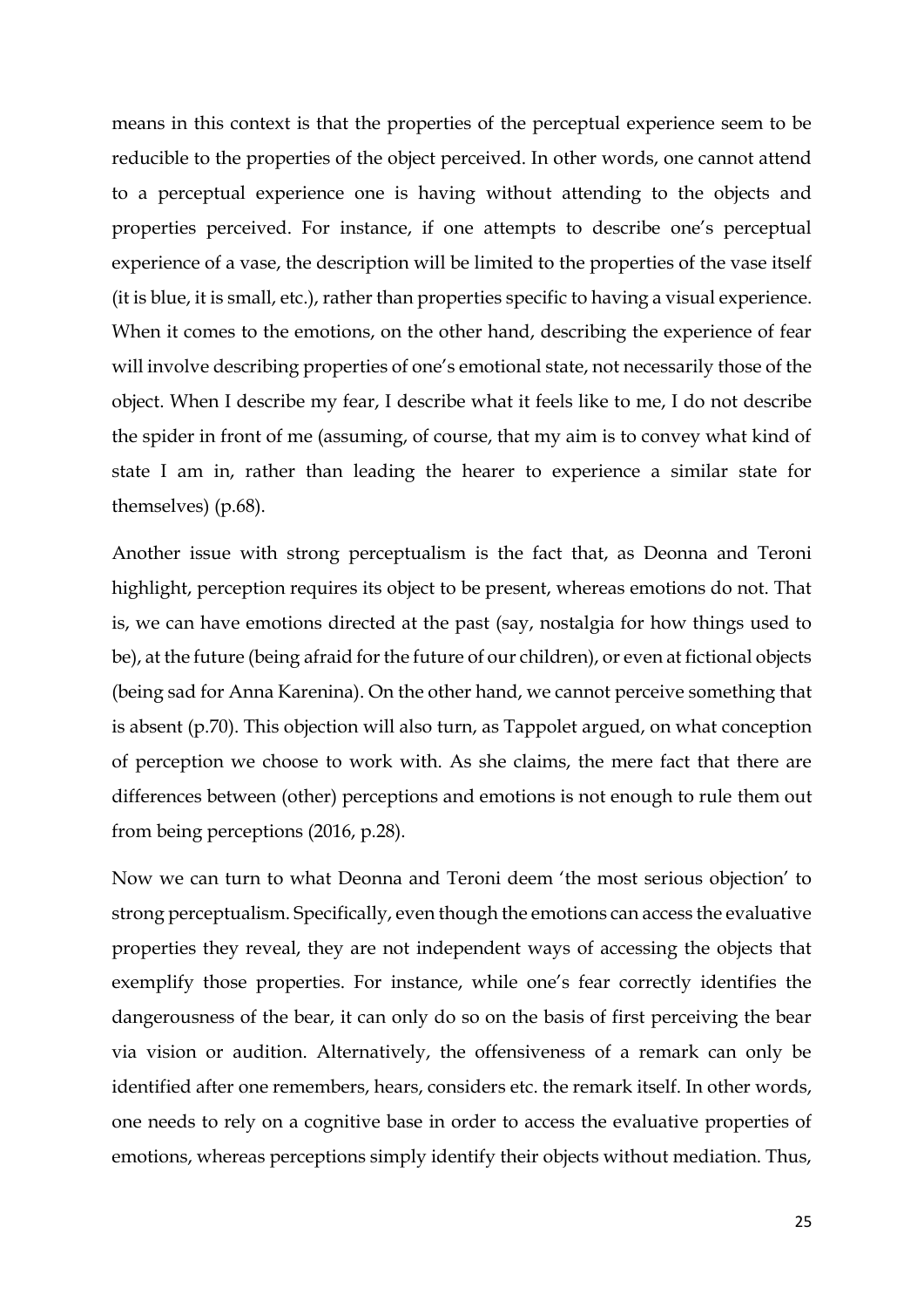means in this context is that the properties of the perceptual experience seem to be reducible to the properties of the object perceived. In other words, one cannot attend to a perceptual experience one is having without attending to the objects and properties perceived. For instance, if one attempts to describe one's perceptual experience of a vase, the description will be limited to the properties of the vase itself (it is blue, it is small, etc.), rather than properties specific to having a visual experience. When it comes to the emotions, on the other hand, describing the experience of fear will involve describing properties of one's emotional state, not necessarily those of the object. When I describe my fear, I describe what it feels like to me, I do not describe the spider in front of me (assuming, of course, that my aim is to convey what kind of state I am in, rather than leading the hearer to experience a similar state for themselves) (p.68).

Another issue with strong perceptualism is the fact that, as Deonna and Teroni highlight, perception requires its object to be present, whereas emotions do not. That is, we can have emotions directed at the past (say, nostalgia for how things used to be), at the future (being afraid for the future of our children), or even at fictional objects (being sad for Anna Karenina). On the other hand, we cannot perceive something that is absent (p.70). This objection will also turn, as Tappolet argued, on what conception of perception we choose to work with. As she claims, the mere fact that there are differences between (other) perceptions and emotions is not enough to rule them out from being perceptions (2016, p.28).

Now we can turn to what Deonna and Teroni deem 'the most serious objection' to strong perceptualism. Specifically, even though the emotions can access the evaluative properties they reveal, they are not independent ways of accessing the objects that exemplify those properties. For instance, while one's fear correctly identifies the dangerousness of the bear, it can only do so on the basis of first perceiving the bear via vision or audition. Alternatively, the offensiveness of a remark can only be identified after one remembers, hears, considers etc. the remark itself. In other words, one needs to rely on a cognitive base in order to access the evaluative properties of emotions, whereas perceptions simply identify their objects without mediation. Thus,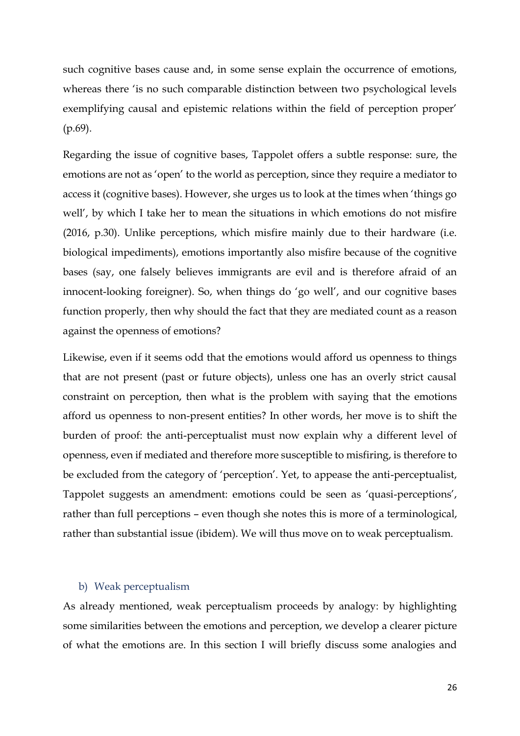such cognitive bases cause and, in some sense explain the occurrence of emotions, whereas there 'is no such comparable distinction between two psychological levels exemplifying causal and epistemic relations within the field of perception proper' (p.69).

Regarding the issue of cognitive bases, Tappolet offers a subtle response: sure, the emotions are not as 'open' to the world as perception, since they require a mediator to access it (cognitive bases). However, she urges us to look at the times when 'things go well', by which I take her to mean the situations in which emotions do not misfire (2016, p.30). Unlike perceptions, which misfire mainly due to their hardware (i.e. biological impediments), emotions importantly also misfire because of the cognitive bases (say, one falsely believes immigrants are evil and is therefore afraid of an innocent-looking foreigner). So, when things do 'go well', and our cognitive bases function properly, then why should the fact that they are mediated count as a reason against the openness of emotions?

Likewise, even if it seems odd that the emotions would afford us openness to things that are not present (past or future objects), unless one has an overly strict causal constraint on perception, then what is the problem with saying that the emotions afford us openness to non-present entities? In other words, her move is to shift the burden of proof: the anti-perceptualist must now explain why a different level of openness, even if mediated and therefore more susceptible to misfiring, is therefore to be excluded from the category of 'perception'. Yet, to appease the anti-perceptualist, Tappolet suggests an amendment: emotions could be seen as 'quasi-perceptions', rather than full perceptions – even though she notes this is more of a terminological, rather than substantial issue (ibidem). We will thus move on to weak perceptualism.

### b) Weak perceptualism

As already mentioned, weak perceptualism proceeds by analogy: by highlighting some similarities between the emotions and perception, we develop a clearer picture of what the emotions are. In this section I will briefly discuss some analogies and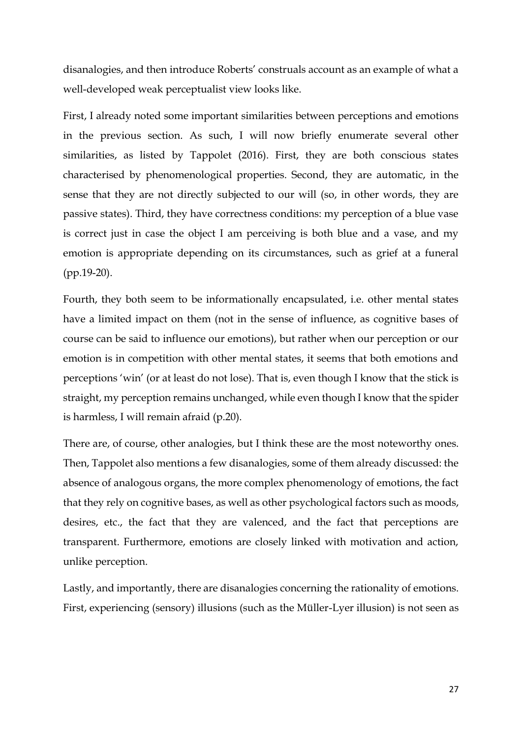disanalogies, and then introduce Roberts' construals account as an example of what a well-developed weak perceptualist view looks like.

First, I already noted some important similarities between perceptions and emotions in the previous section. As such, I will now briefly enumerate several other similarities, as listed by Tappolet (2016). First, they are both conscious states characterised by phenomenological properties. Second, they are automatic, in the sense that they are not directly subjected to our will (so, in other words, they are passive states). Third, they have correctness conditions: my perception of a blue vase is correct just in case the object I am perceiving is both blue and a vase, and my emotion is appropriate depending on its circumstances, such as grief at a funeral (pp.19-20).

Fourth, they both seem to be informationally encapsulated, i.e. other mental states have a limited impact on them (not in the sense of influence, as cognitive bases of course can be said to influence our emotions), but rather when our perception or our emotion is in competition with other mental states, it seems that both emotions and perceptions 'win' (or at least do not lose). That is, even though I know that the stick is straight, my perception remains unchanged, while even though I know that the spider is harmless, I will remain afraid (p.20).

There are, of course, other analogies, but I think these are the most noteworthy ones. Then, Tappolet also mentions a few disanalogies, some of them already discussed: the absence of analogous organs, the more complex phenomenology of emotions, the fact that they rely on cognitive bases, as well as other psychological factors such as moods, desires, etc., the fact that they are valenced, and the fact that perceptions are transparent. Furthermore, emotions are closely linked with motivation and action, unlike perception.

Lastly, and importantly, there are disanalogies concerning the rationality of emotions. First, experiencing (sensory) illusions (such as the Müller-Lyer illusion) is not seen as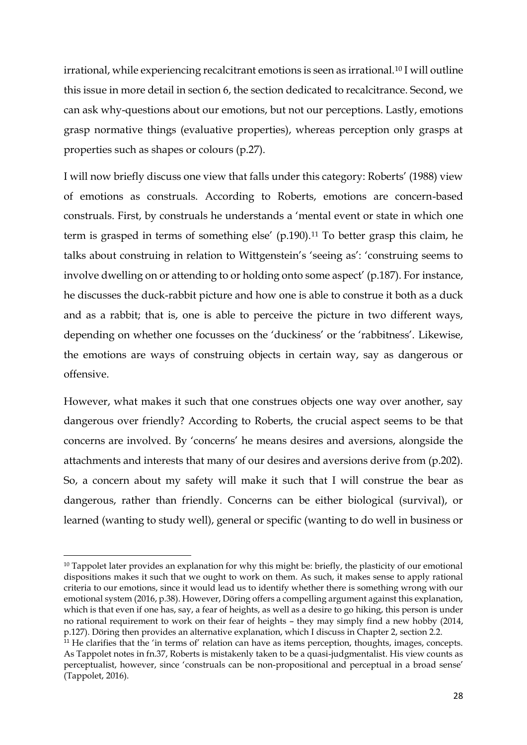irrational, while experiencing recalcitrant emotions is seen as irrational.[10] I will outline this issue in more detail in section 6, the section dedicated to recalcitrance. Second, we can ask why-questions about our emotions, but not our perceptions. Lastly, emotions grasp normative things (evaluative properties), whereas perception only grasps at properties such as shapes or colours (p.27).

I will now briefly discuss one view that falls under this category: Roberts' (1988) view of emotions as construals. According to Roberts, emotions are concern-based construals. First, by construals he understands a 'mental event or state in which one term is grasped in terms of something else' (p.190).[11] To better grasp this claim, he talks about construing in relation to Wittgenstein's 'seeing as': 'construing seems to involve dwelling on or attending to or holding onto some aspect' (p.187). For instance, he discusses the duck-rabbit picture and how one is able to construe it both as a duck and as a rabbit; that is, one is able to perceive the picture in two different ways, depending on whether one focusses on the 'duckiness' or the 'rabbitness'. Likewise, the emotions are ways of construing objects in certain way, say as dangerous or offensive.

However, what makes it such that one construes objects one way over another, say dangerous over friendly? According to Roberts, the crucial aspect seems to be that concerns are involved. By 'concerns' he means desires and aversions, alongside the attachments and interests that many of our desires and aversions derive from (p.202). So, a concern about my safety will make it such that I will construe the bear as dangerous, rather than friendly. Concerns can be either biological (survival), or learned (wanting to study well), general or specific (wanting to do well in business or

---

[10] Tappolet later provides an explanation for why this might be: briefly, the plasticity of our emotional dispositions makes it such that we ought to work on them. As such, it makes sense to apply rational criteria to our emotions, since it would lead us to identify whether there is something wrong with our emotional system (2016, p.38). However, Döring offers a compelling argument against this explanation, which is that even if one has, say, a fear of heights, as well as a desire to go hiking, this person is under no rational requirement to work on their fear of heights – they may simply find a new hobby (2014, p.127). Döring then provides an alternative explanation, which I discuss in Chapter 2, section 2.2.

[11] He clarifies that the 'in terms of' relation can have as items perception, thoughts, images, concepts. As Tappolet notes in fn.37, Roberts is mistakenly taken to be a quasi-judgmentalist. His view counts as perceptualist, however, since 'construals can be non-propositional and perceptual in a broad sense' (Tappolet, 2016).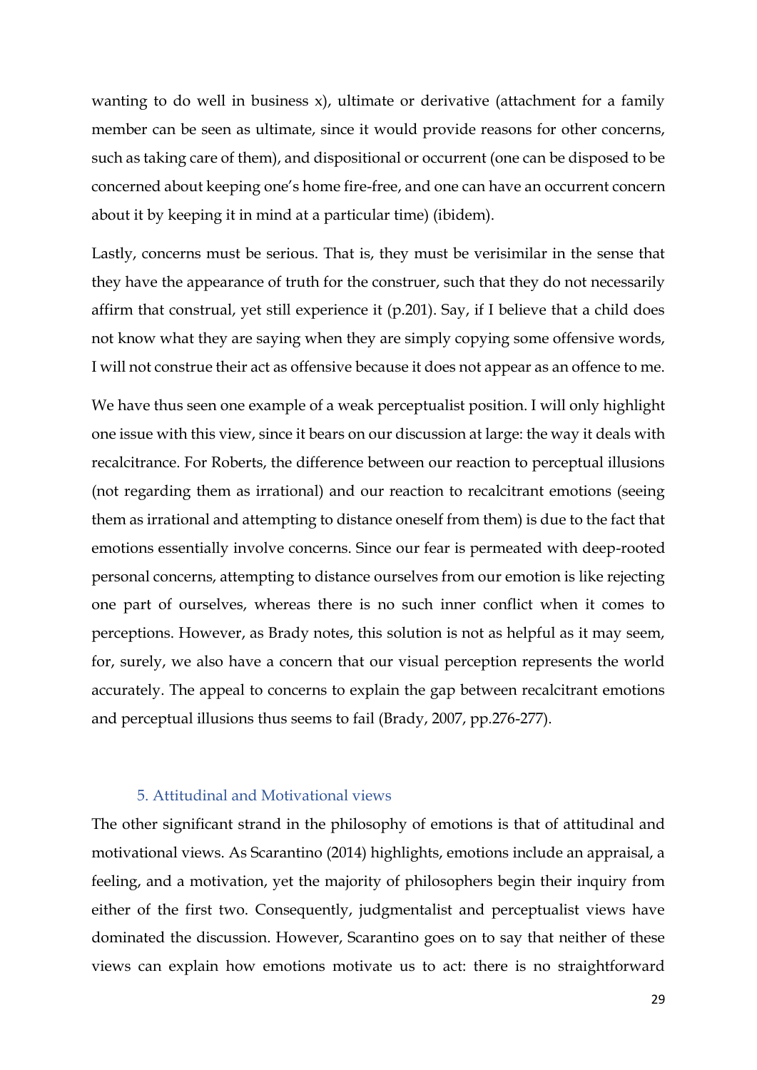wanting to do well in business x), ultimate or derivative (attachment for a family member can be seen as ultimate, since it would provide reasons for other concerns, such as taking care of them), and dispositional or occurrent (one can be disposed to be concerned about keeping one's home fire-free, and one can have an occurrent concern about it by keeping it in mind at a particular time) (ibidem).

Lastly, concerns must be serious. That is, they must be verisimilar in the sense that they have the appearance of truth for the construer, such that they do not necessarily affirm that construal, yet still experience it (p.201). Say, if I believe that a child does not know what they are saying when they are simply copying some offensive words, I will not construe their act as offensive because it does not appear as an offence to me.

We have thus seen one example of a weak perceptualist position. I will only highlight one issue with this view, since it bears on our discussion at large: the way it deals with recalcitrance. For Roberts, the difference between our reaction to perceptual illusions (not regarding them as irrational) and our reaction to recalcitrant emotions (seeing them as irrational and attempting to distance oneself from them) is due to the fact that emotions essentially involve concerns. Since our fear is permeated with deep-rooted personal concerns, attempting to distance ourselves from our emotion is like rejecting one part of ourselves, whereas there is no such inner conflict when it comes to perceptions. However, as Brady notes, this solution is not as helpful as it may seem, for, surely, we also have a concern that our visual perception represents the world accurately. The appeal to concerns to explain the gap between recalcitrant emotions and perceptual illusions thus seems to fail (Brady, 2007, pp.276-277).

## 5. Attitudinal and Motivational views

The other significant strand in the philosophy of emotions is that of attitudinal and motivational views. As Scarantino (2014) highlights, emotions include an appraisal, a feeling, and a motivation, yet the majority of philosophers begin their inquiry from either of the first two. Consequently, judgmentalist and perceptualist views have dominated the discussion. However, Scarantino goes on to say that neither of these views can explain how emotions motivate us to act: there is no straightforward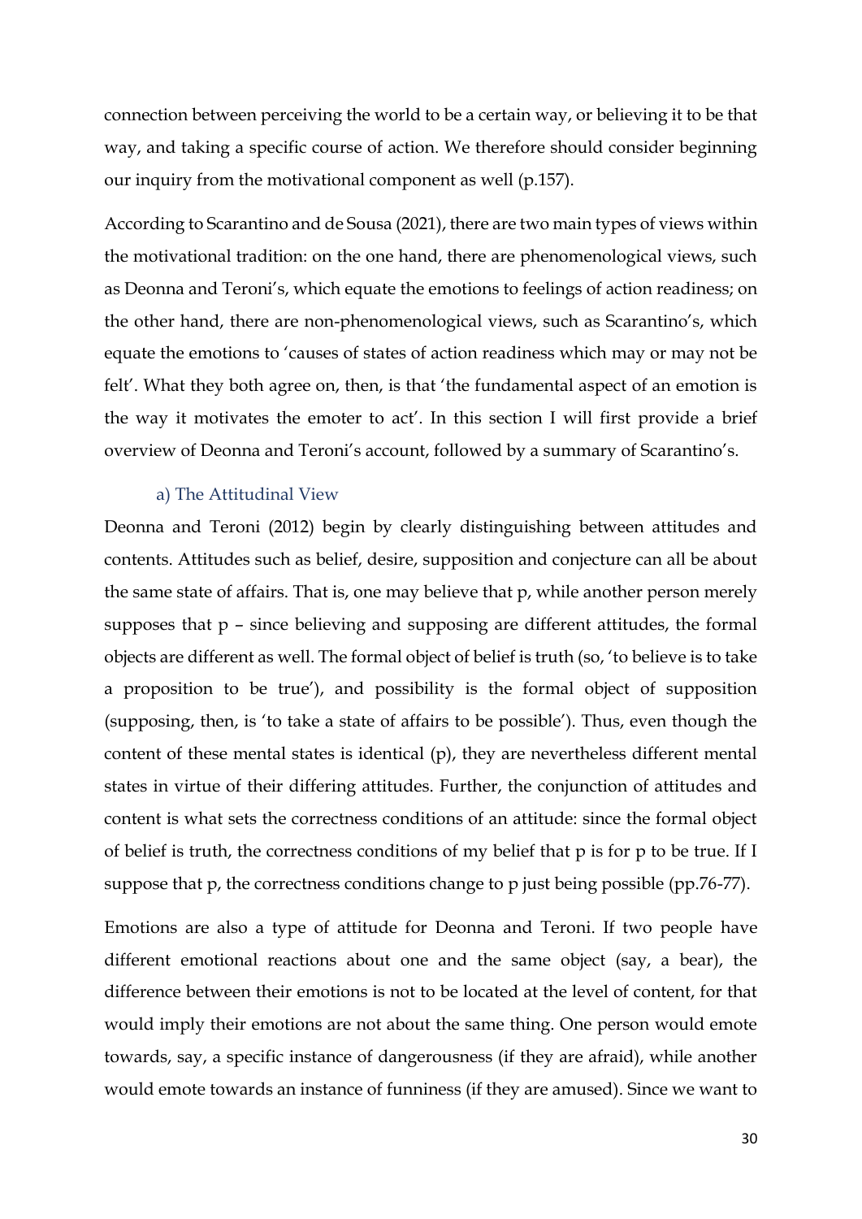connection between perceiving the world to be a certain way, or believing it to be that way, and taking a specific course of action. We therefore should consider beginning our inquiry from the motivational component as well (p.157).

According to Scarantino and de Sousa (2021), there are two main types of views within the motivational tradition: on the one hand, there are phenomenological views, such as Deonna and Teroni's, which equate the emotions to feelings of action readiness; on the other hand, there are non-phenomenological views, such as Scarantino's, which equate the emotions to 'causes of states of action readiness which may or may not be felt'. What they both agree on, then, is that 'the fundamental aspect of an emotion is the way it motivates the emoter to act'. In this section I will first provide a brief overview of Deonna and Teroni's account, followed by a summary of Scarantino's.

### a) The Attitudinal View

Deonna and Teroni (2012) begin by clearly distinguishing between attitudes and contents. Attitudes such as belief, desire, supposition and conjecture can all be about the same state of affairs. That is, one may believe that p, while another person merely supposes that p – since believing and supposing are different attitudes, the formal objects are different as well. The formal object of belief is truth (so, 'to believe is to take a proposition to be true'), and possibility is the formal object of supposition (supposing, then, is 'to take a state of affairs to be possible'). Thus, even though the content of these mental states is identical (p), they are nevertheless different mental states in virtue of their differing attitudes. Further, the conjunction of attitudes and content is what sets the correctness conditions of an attitude: since the formal object of belief is truth, the correctness conditions of my belief that p is for p to be true. If I suppose that p, the correctness conditions change to p just being possible (pp.76-77).

Emotions are also a type of attitude for Deonna and Teroni. If two people have different emotional reactions about one and the same object (say, a bear), the difference between their emotions is not to be located at the level of content, for that would imply their emotions are not about the same thing. One person would emote towards, say, a specific instance of dangerousness (if they are afraid), while another would emote towards an instance of funniness (if they are amused). Since we want to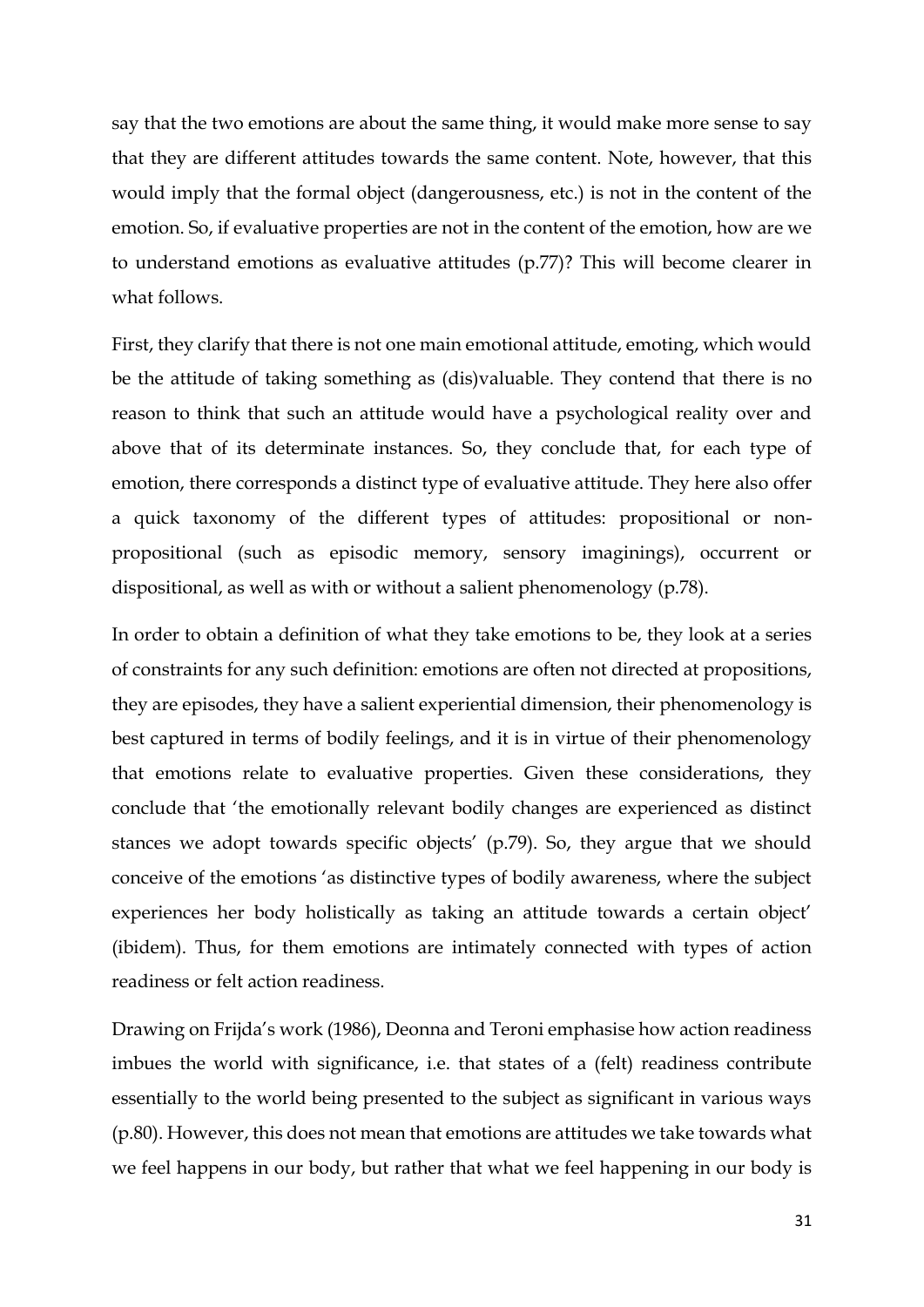say that the two emotions are about the same thing, it would make more sense to say that they are different attitudes towards the same content. Note, however, that this would imply that the formal object (dangerousness, etc.) is not in the content of the emotion. So, if evaluative properties are not in the content of the emotion, how are we to understand emotions as evaluative attitudes (p.77)? This will become clearer in what follows.

First, they clarify that there is not one main emotional attitude, emoting, which would be the attitude of taking something as (dis)valuable. They contend that there is no reason to think that such an attitude would have a psychological reality over and above that of its determinate instances. So, they conclude that, for each type of emotion, there corresponds a distinct type of evaluative attitude. They here also offer a quick taxonomy of the different types of attitudes: propositional or non-propositional (such as episodic memory, sensory imaginings), occurrent or dispositional, as well as with or without a salient phenomenology (p.78).

In order to obtain a definition of what they take emotions to be, they look at a series of constraints for any such definition: emotions are often not directed at propositions, they are episodes, they have a salient experiential dimension, their phenomenology is best captured in terms of bodily feelings, and it is in virtue of their phenomenology that emotions relate to evaluative properties. Given these considerations, they conclude that 'the emotionally relevant bodily changes are experienced as distinct stances we adopt towards specific objects' (p.79). So, they argue that we should conceive of the emotions 'as distinctive types of bodily awareness, where the subject experiences her body holistically as taking an attitude towards a certain object' (ibidem). Thus, for them emotions are intimately connected with types of action readiness or felt action readiness.

Drawing on Frijda's work (1986), Deonna and Teroni emphasise how action readiness imbues the world with significance, i.e. that states of a (felt) readiness contribute essentially to the world being presented to the subject as significant in various ways (p.80). However, this does not mean that emotions are attitudes we take towards what we feel happens in our body, but rather that what we feel happening in our body is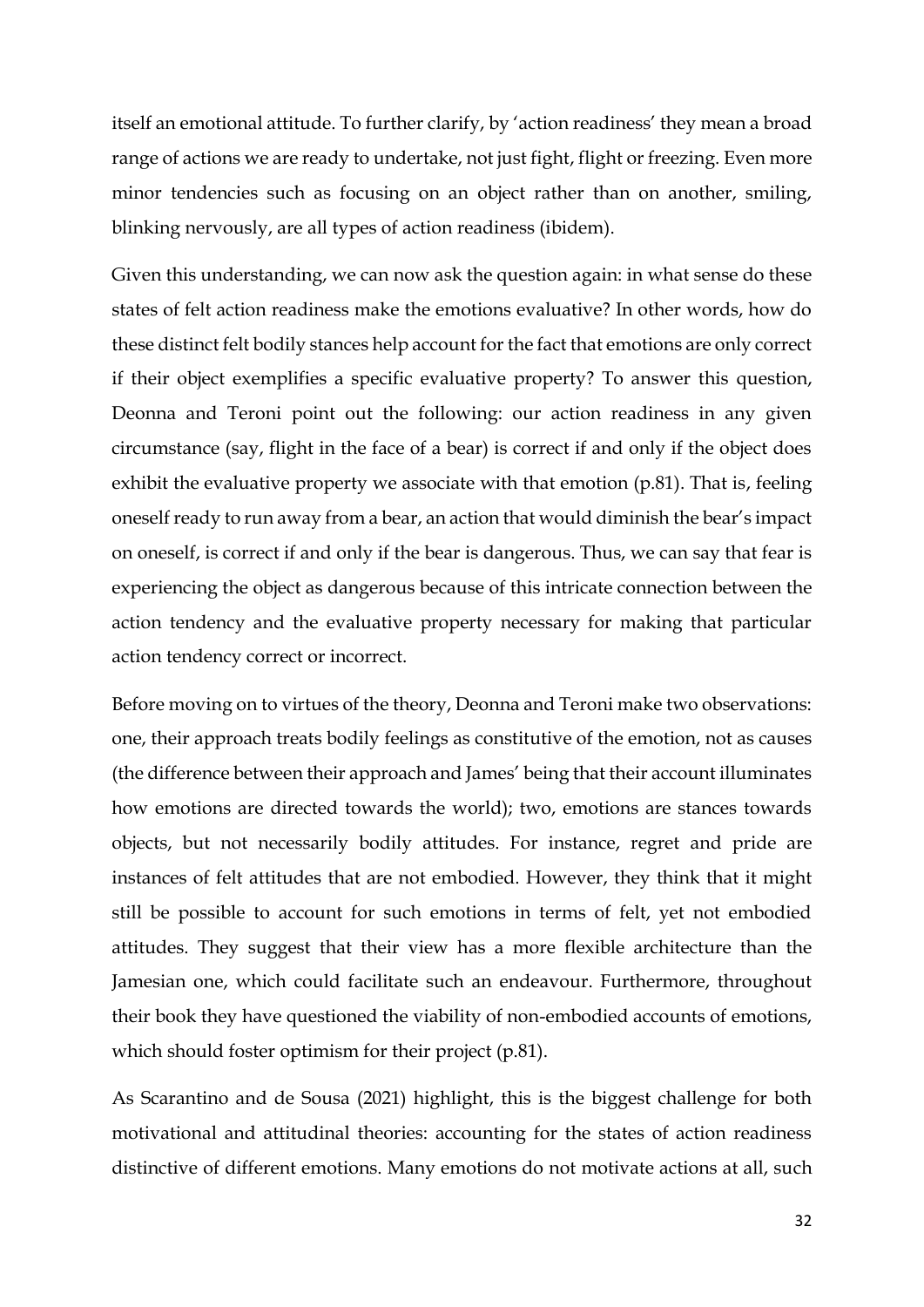itself an emotional attitude. To further clarify, by 'action readiness' they mean a broad range of actions we are ready to undertake, not just fight, flight or freezing. Even more minor tendencies such as focusing on an object rather than on another, smiling, blinking nervously, are all types of action readiness (ibidem).

Given this understanding, we can now ask the question again: in what sense do these states of felt action readiness make the emotions evaluative? In other words, how do these distinct felt bodily stances help account for the fact that emotions are only correct if their object exemplifies a specific evaluative property? To answer this question, Deonna and Teroni point out the following: our action readiness in any given circumstance (say, flight in the face of a bear) is correct if and only if the object does exhibit the evaluative property we associate with that emotion (p.81). That is, feeling oneself ready to run away from a bear, an action that would diminish the bear's impact on oneself, is correct if and only if the bear is dangerous. Thus, we can say that fear is experiencing the object as dangerous because of this intricate connection between the action tendency and the evaluative property necessary for making that particular action tendency correct or incorrect.

Before moving on to virtues of the theory, Deonna and Teroni make two observations: one, their approach treats bodily feelings as constitutive of the emotion, not as causes (the difference between their approach and James' being that their account illuminates how emotions are directed towards the world); two, emotions are stances towards objects, but not necessarily bodily attitudes. For instance, regret and pride are instances of felt attitudes that are not embodied. However, they think that it might still be possible to account for such emotions in terms of felt, yet not embodied attitudes. They suggest that their view has a more flexible architecture than the Jamesian one, which could facilitate such an endeavour. Furthermore, throughout their book they have questioned the viability of non-embodied accounts of emotions, which should foster optimism for their project (p.81).

As Scarantino and de Sousa (2021) highlight, this is the biggest challenge for both motivational and attitudinal theories: accounting for the states of action readiness distinctive of different emotions. Many emotions do not motivate actions at all, such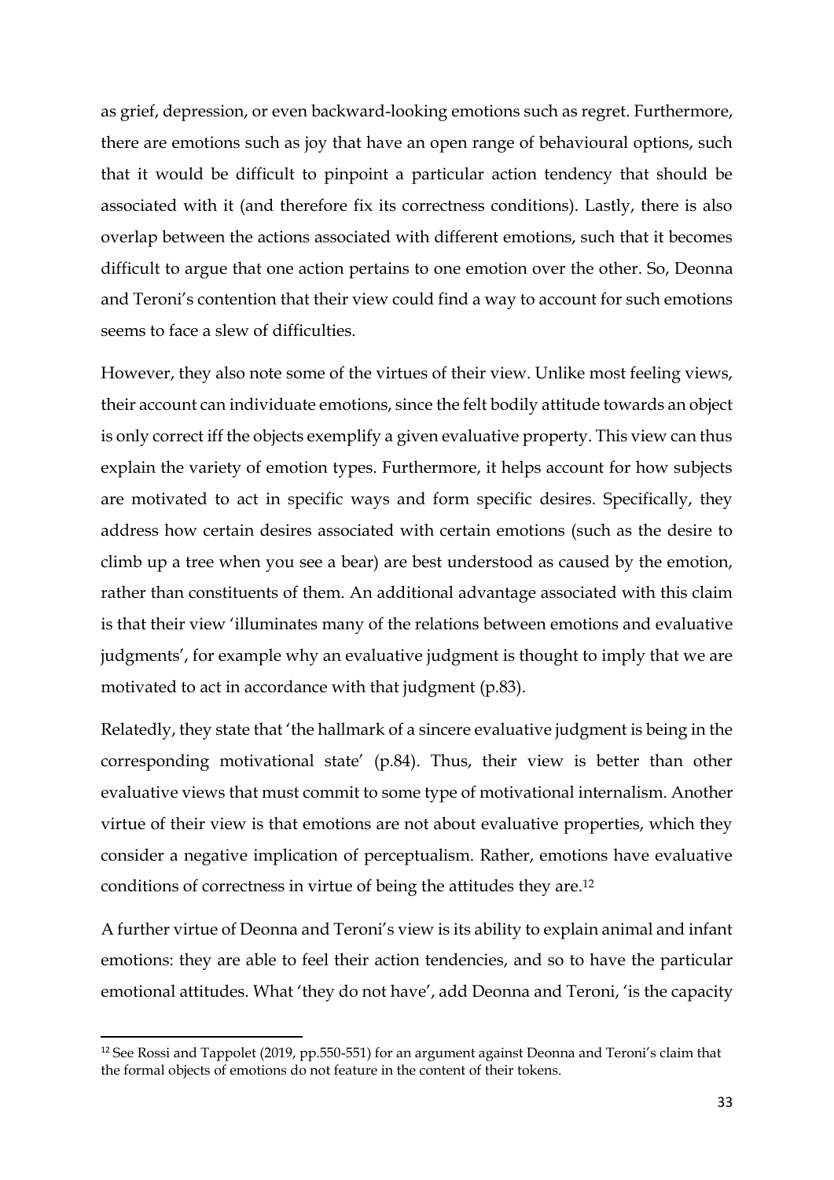as grief, depression, or even backward-looking emotions such as regret. Furthermore, there are emotions such as joy that have an open range of behavioural options, such that it would be difficult to pinpoint a particular action tendency that should be associated with it (and therefore fix its correctness conditions). Lastly, there is also overlap between the actions associated with different emotions, such that it becomes difficult to argue that one action pertains to one emotion over the other. So, Deonna and Teroni's contention that their view could find a way to account for such emotions seems to face a slew of difficulties.

However, they also note some of the virtues of their view. Unlike most feeling views, their account can individuate emotions, since the felt bodily attitude towards an object is only correct iff the objects exemplify a given evaluative property. This view can thus explain the variety of emotion types. Furthermore, it helps account for how subjects are motivated to act in specific ways and form specific desires. Specifically, they address how certain desires associated with certain emotions (such as the desire to climb up a tree when you see a bear) are best understood as caused by the emotion, rather than constituents of them. An additional advantage associated with this claim is that their view 'illuminates many of the relations between emotions and evaluative judgments', for example why an evaluative judgment is thought to imply that we are motivated to act in accordance with that judgment (p.83).

Relatedly, they state that 'the hallmark of a sincere evaluative judgment is being in the corresponding motivational state' (p.84). Thus, their view is better than other evaluative views that must commit to some type of motivational internalism. Another virtue of their view is that emotions are not about evaluative properties, which they consider a negative implication of perceptualism. Rather, emotions have evaluative conditions of correctness in virtue of being the attitudes they are.[12]

A further virtue of Deonna and Teroni's view is its ability to explain animal and infant emotions: they are able to feel their action tendencies, and so to have the particular emotional attitudes. What 'they do not have', add Deonna and Teroni, 'is the capacity

[12] See Rossi and Tappolet (2019, pp.550-551) for an argument against Deonna and Teroni's claim that the formal objects of emotions do not feature in the content of their tokens.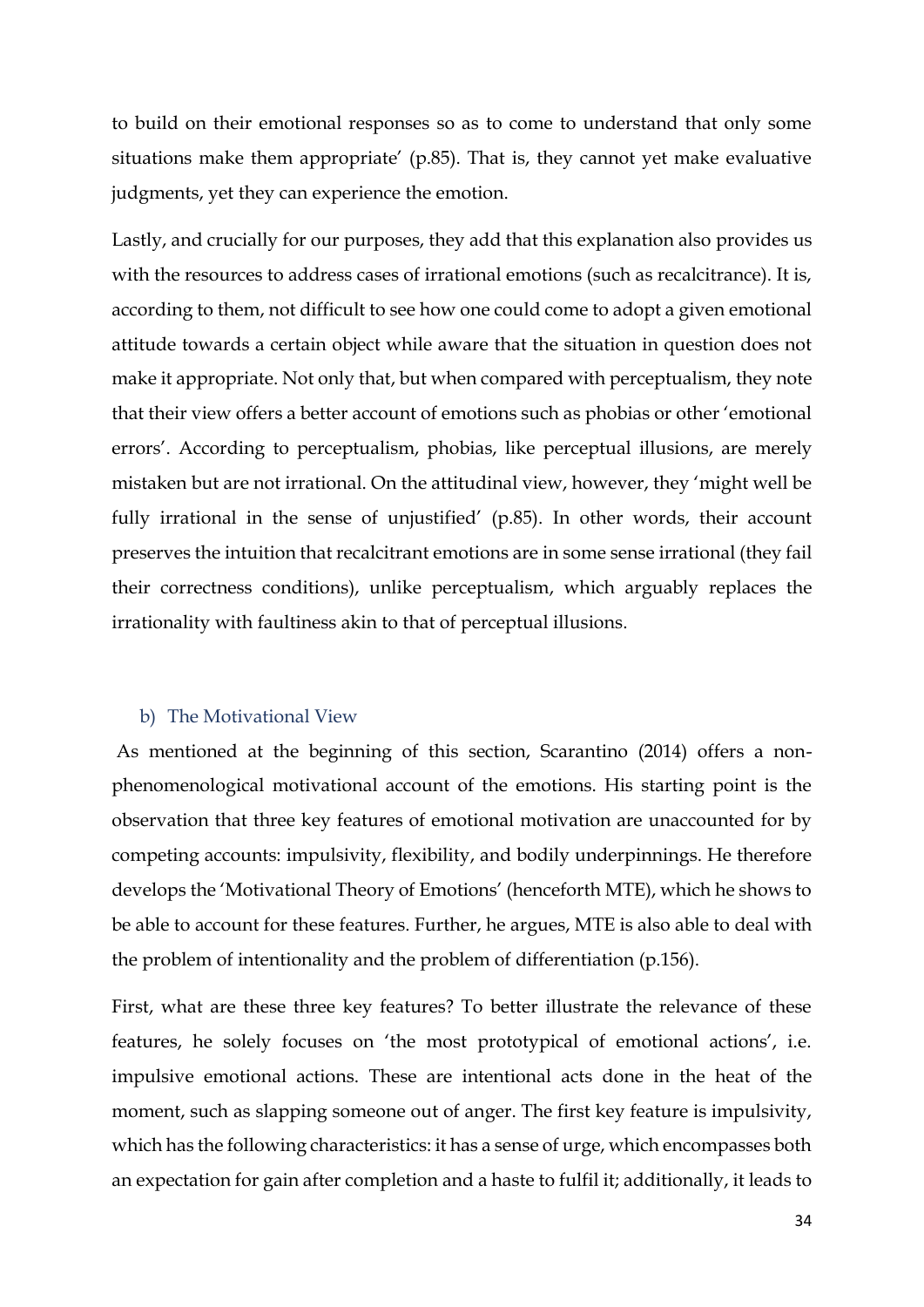to build on their emotional responses so as to come to understand that only some situations make them appropriate' (p.85). That is, they cannot yet make evaluative judgments, yet they can experience the emotion.

Lastly, and crucially for our purposes, they add that this explanation also provides us with the resources to address cases of irrational emotions (such as recalcitrance). It is, according to them, not difficult to see how one could come to adopt a given emotional attitude towards a certain object while aware that the situation in question does not make it appropriate. Not only that, but when compared with perceptualism, they note that their view offers a better account of emotions such as phobias or other 'emotional errors'. According to perceptualism, phobias, like perceptual illusions, are merely mistaken but are not irrational. On the attitudinal view, however, they 'might well be fully irrational in the sense of unjustified' (p.85). In other words, their account preserves the intuition that recalcitrant emotions are in some sense irrational (they fail their correctness conditions), unlike perceptualism, which arguably replaces the irrationality with faultiness akin to that of perceptual illusions.

### b) The Motivational View

As mentioned at the beginning of this section, Scarantino (2014) offers a non-phenomenological motivational account of the emotions. His starting point is the observation that three key features of emotional motivation are unaccounted for by competing accounts: impulsivity, flexibility, and bodily underpinnings. He therefore develops the 'Motivational Theory of Emotions' (henceforth MTE), which he shows to be able to account for these features. Further, he argues, MTE is also able to deal with the problem of intentionality and the problem of differentiation (p.156).

First, what are these three key features? To better illustrate the relevance of these features, he solely focuses on 'the most prototypical of emotional actions', i.e. impulsive emotional actions. These are intentional acts done in the heat of the moment, such as slapping someone out of anger. The first key feature is impulsivity, which has the following characteristics: it has a sense of urge, which encompasses both an expectation for gain after completion and a haste to fulfil it; additionally, it leads to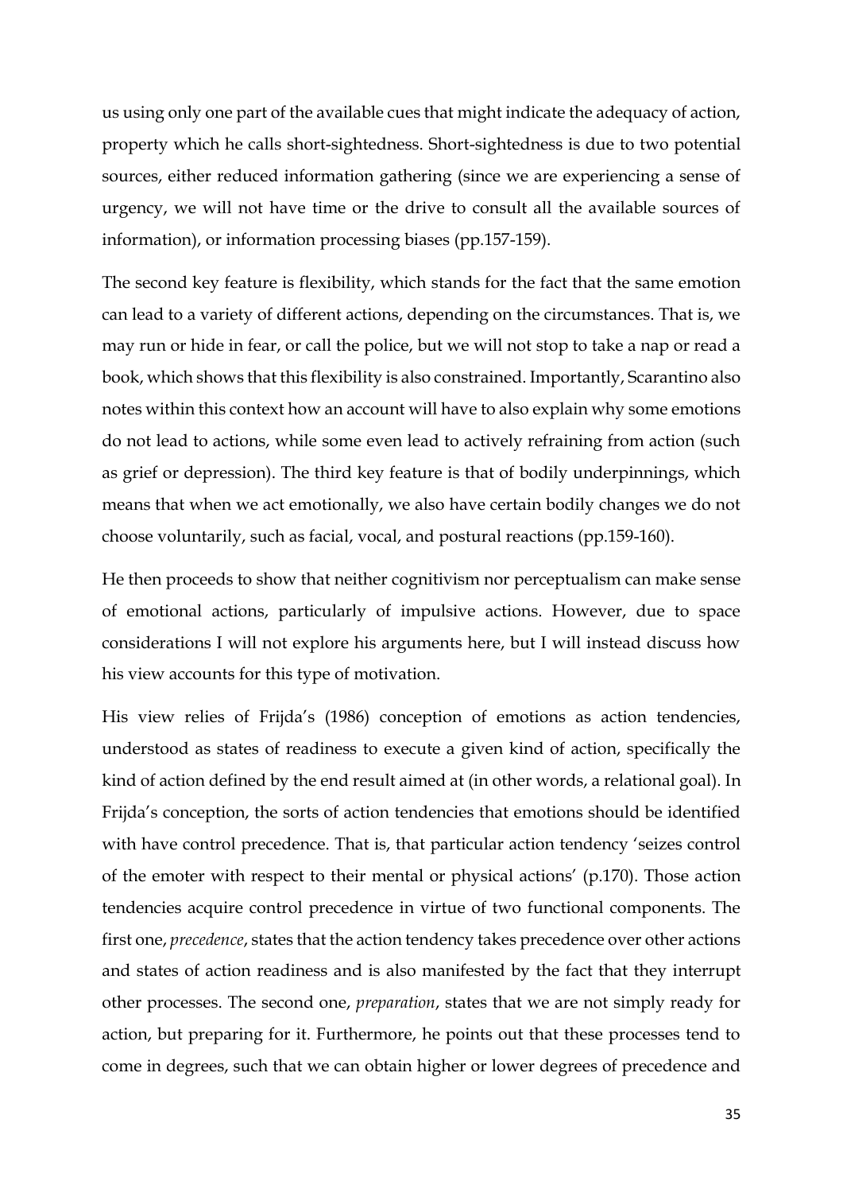us using only one part of the available cues that might indicate the adequacy of action, property which he calls short-sightedness. Short-sightedness is due to two potential sources, either reduced information gathering (since we are experiencing a sense of urgency, we will not have time or the drive to consult all the available sources of information), or information processing biases (pp.157-159).

The second key feature is flexibility, which stands for the fact that the same emotion can lead to a variety of different actions, depending on the circumstances. That is, we may run or hide in fear, or call the police, but we will not stop to take a nap or read a book, which shows that this flexibility is also constrained. Importantly, Scarantino also notes within this context how an account will have to also explain why some emotions do not lead to actions, while some even lead to actively refraining from action (such as grief or depression). The third key feature is that of bodily underpinnings, which means that when we act emotionally, we also have certain bodily changes we do not choose voluntarily, such as facial, vocal, and postural reactions (pp.159-160).

He then proceeds to show that neither cognitivism nor perceptualism can make sense of emotional actions, particularly of impulsive actions. However, due to space considerations I will not explore his arguments here, but I will instead discuss how his view accounts for this type of motivation.

His view relies of Frijda's (1986) conception of emotions as action tendencies, understood as states of readiness to execute a given kind of action, specifically the kind of action defined by the end result aimed at (in other words, a relational goal). In Frijda's conception, the sorts of action tendencies that emotions should be identified with have control precedence. That is, that particular action tendency 'seizes control of the emoter with respect to their mental or physical actions' (p.170). Those action tendencies acquire control precedence in virtue of two functional components. The first one, *precedence*, states that the action tendency takes precedence over other actions and states of action readiness and is also manifested by the fact that they interrupt other processes. The second one, *preparation*, states that we are not simply ready for action, but preparing for it. Furthermore, he points out that these processes tend to come in degrees, such that we can obtain higher or lower degrees of precedence and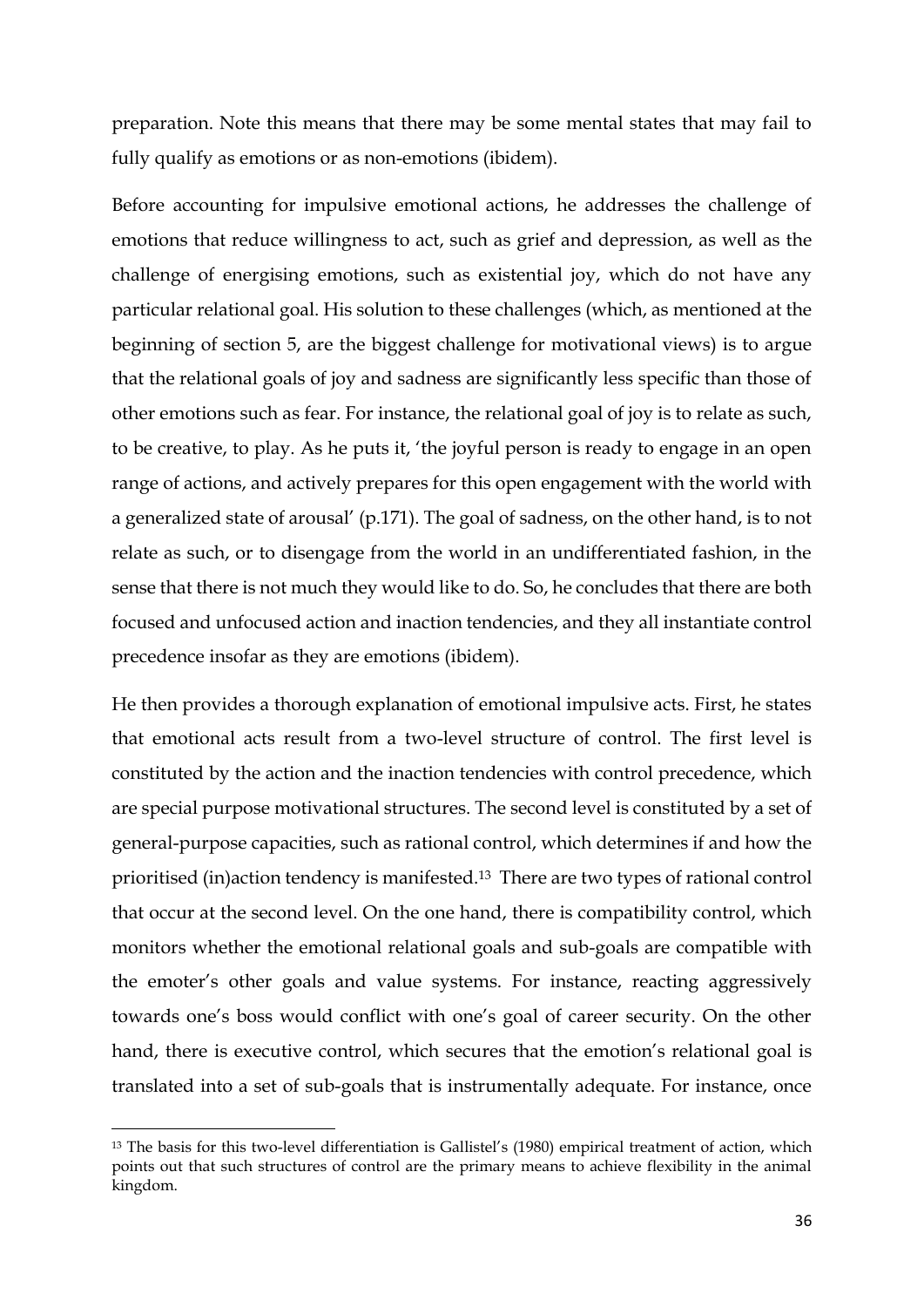preparation. Note this means that there may be some mental states that may fail to fully qualify as emotions or as non-emotions (ibidem).

Before accounting for impulsive emotional actions, he addresses the challenge of emotions that reduce willingness to act, such as grief and depression, as well as the challenge of energising emotions, such as existential joy, which do not have any particular relational goal. His solution to these challenges (which, as mentioned at the beginning of section 5, are the biggest challenge for motivational views) is to argue that the relational goals of joy and sadness are significantly less specific than those of other emotions such as fear. For instance, the relational goal of joy is to relate as such, to be creative, to play. As he puts it, 'the joyful person is ready to engage in an open range of actions, and actively prepares for this open engagement with the world with a generalized state of arousal' (p.171). The goal of sadness, on the other hand, is to not relate as such, or to disengage from the world in an undifferentiated fashion, in the sense that there is not much they would like to do. So, he concludes that there are both focused and unfocused action and inaction tendencies, and they all instantiate control precedence insofar as they are emotions (ibidem).

He then provides a thorough explanation of emotional impulsive acts. First, he states that emotional acts result from a two-level structure of control. The first level is constituted by the action and the inaction tendencies with control precedence, which are special purpose motivational structures. The second level is constituted by a set of general-purpose capacities, such as rational control, which determines if and how the prioritised (in)action tendency is manifested.[13] There are two types of rational control that occur at the second level. On the one hand, there is compatibility control, which monitors whether the emotional relational goals and sub-goals are compatible with the emoter's other goals and value systems. For instance, reacting aggressively towards one's boss would conflict with one's goal of career security. On the other hand, there is executive control, which secures that the emotion's relational goal is translated into a set of sub-goals that is instrumentally adequate. For instance, once

[13] The basis for this two-level differentiation is Gallistel's (1980) empirical treatment of action, which points out that such structures of control are the primary means to achieve flexibility in the animal kingdom.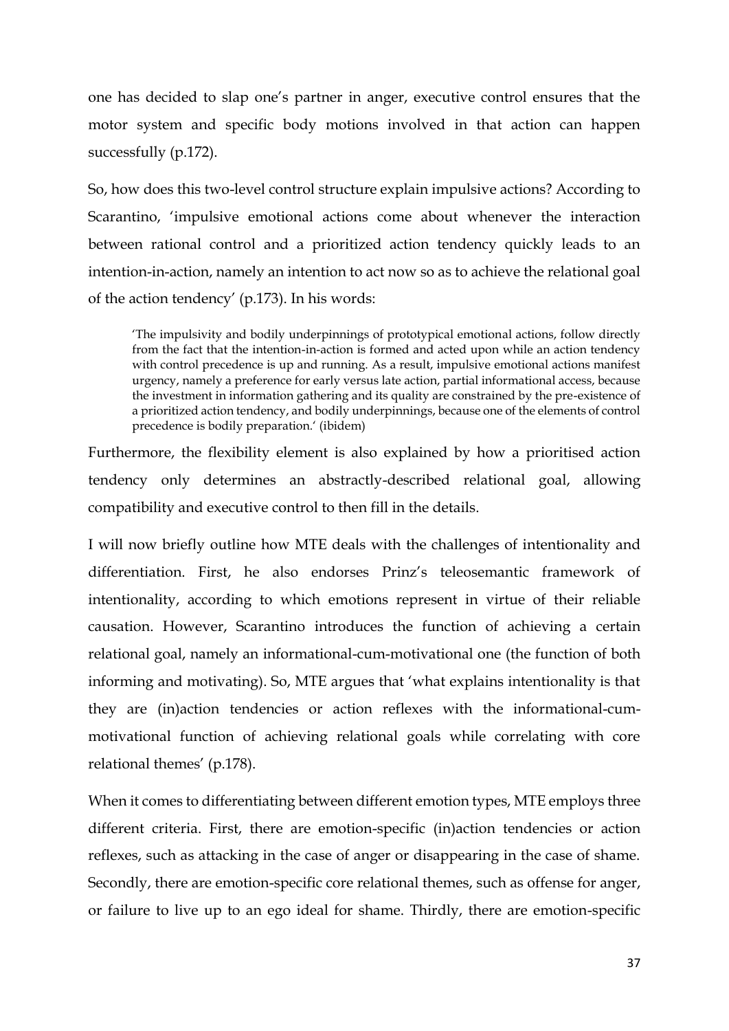one has decided to slap one's partner in anger, executive control ensures that the motor system and specific body motions involved in that action can happen successfully (p.172).

So, how does this two-level control structure explain impulsive actions? According to Scarantino, 'impulsive emotional actions come about whenever the interaction between rational control and a prioritized action tendency quickly leads to an intention-in-action, namely an intention to act now so as to achieve the relational goal of the action tendency' (p.173). In his words:

> 'The impulsivity and bodily underpinnings of prototypical emotional actions, follow directly from the fact that the intention-in-action is formed and acted upon while an action tendency with control precedence is up and running. As a result, impulsive emotional actions manifest urgency, namely a preference for early versus late action, partial informational access, because the investment in information gathering and its quality are constrained by the pre-existence of a prioritized action tendency, and bodily underpinnings, because one of the elements of control precedence is bodily preparation.' (ibidem)

Furthermore, the flexibility element is also explained by how a prioritised action tendency only determines an abstractly-described relational goal, allowing compatibility and executive control to then fill in the details.

I will now briefly outline how MTE deals with the challenges of intentionality and differentiation. First, he also endorses Prinz's teleosemantic framework of intentionality, according to which emotions represent in virtue of their reliable causation. However, Scarantino introduces the function of achieving a certain relational goal, namely an informational-cum-motivational one (the function of both informing and motivating). So, MTE argues that 'what explains intentionality is that they are (in)action tendencies or action reflexes with the informational-cum-motivational function of achieving relational goals while correlating with core relational themes' (p.178).

When it comes to differentiating between different emotion types, MTE employs three different criteria. First, there are emotion-specific (in)action tendencies or action reflexes, such as attacking in the case of anger or disappearing in the case of shame. Secondly, there are emotion-specific core relational themes, such as offense for anger, or failure to live up to an ego ideal for shame. Thirdly, there are emotion-specific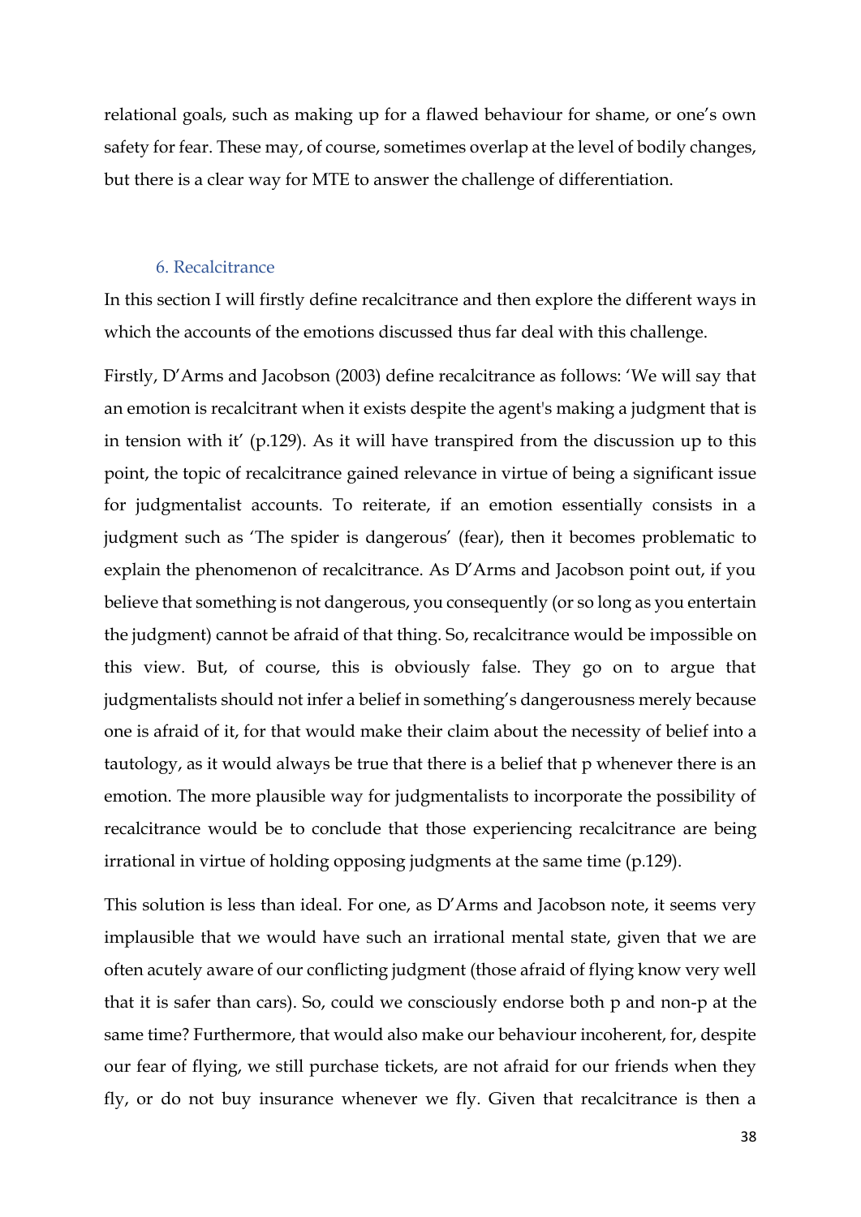relational goals, such as making up for a flawed behaviour for shame, or one's own safety for fear. These may, of course, sometimes overlap at the level of bodily changes, but there is a clear way for MTE to answer the challenge of differentiation.

### 6. Recalcitrance

In this section I will firstly define recalcitrance and then explore the different ways in which the accounts of the emotions discussed thus far deal with this challenge.

Firstly, D'Arms and Jacobson (2003) define recalcitrance as follows: 'We will say that an emotion is recalcitrant when it exists despite the agent's making a judgment that is in tension with it' (p.129). As it will have transpired from the discussion up to this point, the topic of recalcitrance gained relevance in virtue of being a significant issue for judgmentalist accounts. To reiterate, if an emotion essentially consists in a judgment such as 'The spider is dangerous' (fear), then it becomes problematic to explain the phenomenon of recalcitrance. As D'Arms and Jacobson point out, if you believe that something is not dangerous, you consequently (or so long as you entertain the judgment) cannot be afraid of that thing. So, recalcitrance would be impossible on this view. But, of course, this is obviously false. They go on to argue that judgmentalists should not infer a belief in something's dangerousness merely because one is afraid of it, for that would make their claim about the necessity of belief into a tautology, as it would always be true that there is a belief that p whenever there is an emotion. The more plausible way for judgmentalists to incorporate the possibility of recalcitrance would be to conclude that those experiencing recalcitrance are being irrational in virtue of holding opposing judgments at the same time (p.129).

This solution is less than ideal. For one, as D'Arms and Jacobson note, it seems very implausible that we would have such an irrational mental state, given that we are often acutely aware of our conflicting judgment (those afraid of flying know very well that it is safer than cars). So, could we consciously endorse both p and non-p at the same time? Furthermore, that would also make our behaviour incoherent, for, despite our fear of flying, we still purchase tickets, are not afraid for our friends when they fly, or do not buy insurance whenever we fly. Given that recalcitrance is then a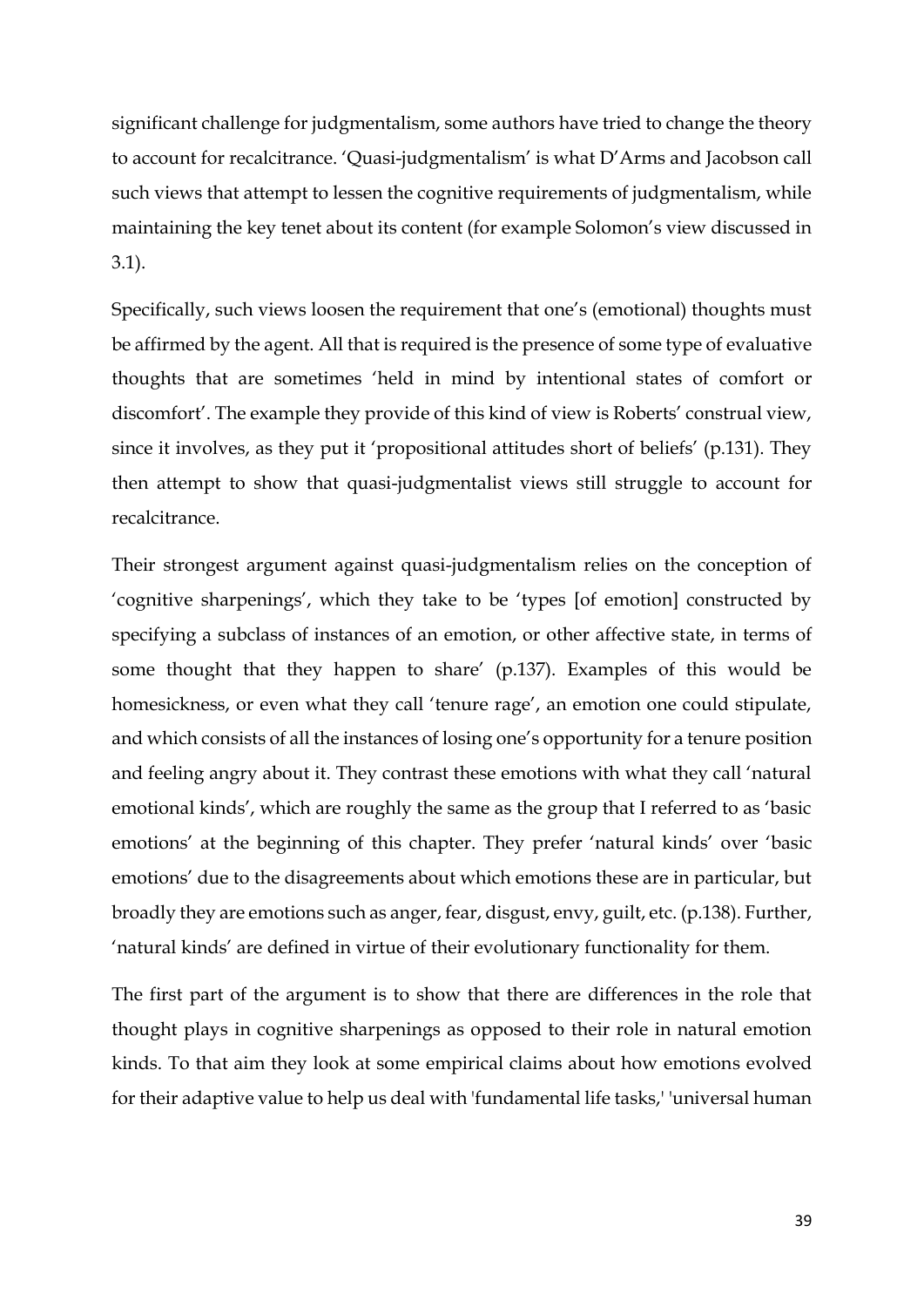significant challenge for judgmentalism, some authors have tried to change the theory to account for recalcitrance. 'Quasi-judgmentalism' is what D'Arms and Jacobson call such views that attempt to lessen the cognitive requirements of judgmentalism, while maintaining the key tenet about its content (for example Solomon's view discussed in 3.1).

Specifically, such views loosen the requirement that one's (emotional) thoughts must be affirmed by the agent. All that is required is the presence of some type of evaluative thoughts that are sometimes 'held in mind by intentional states of comfort or discomfort'. The example they provide of this kind of view is Roberts' construal view, since it involves, as they put it 'propositional attitudes short of beliefs' (p.131). They then attempt to show that quasi-judgmentalist views still struggle to account for recalcitrance.

Their strongest argument against quasi-judgmentalism relies on the conception of 'cognitive sharpenings', which they take to be 'types [of emotion] constructed by specifying a subclass of instances of an emotion, or other affective state, in terms of some thought that they happen to share' (p.137). Examples of this would be homesickness, or even what they call 'tenure rage', an emotion one could stipulate, and which consists of all the instances of losing one's opportunity for a tenure position and feeling angry about it. They contrast these emotions with what they call 'natural emotional kinds', which are roughly the same as the group that I referred to as 'basic emotions' at the beginning of this chapter. They prefer 'natural kinds' over 'basic emotions' due to the disagreements about which emotions these are in particular, but broadly they are emotions such as anger, fear, disgust, envy, guilt, etc. (p.138). Further, 'natural kinds' are defined in virtue of their evolutionary functionality for them.

The first part of the argument is to show that there are differences in the role that thought plays in cognitive sharpenings as opposed to their role in natural emotion kinds. To that aim they look at some empirical claims about how emotions evolved for their adaptive value to help us deal with 'fundamental life tasks,' 'universal human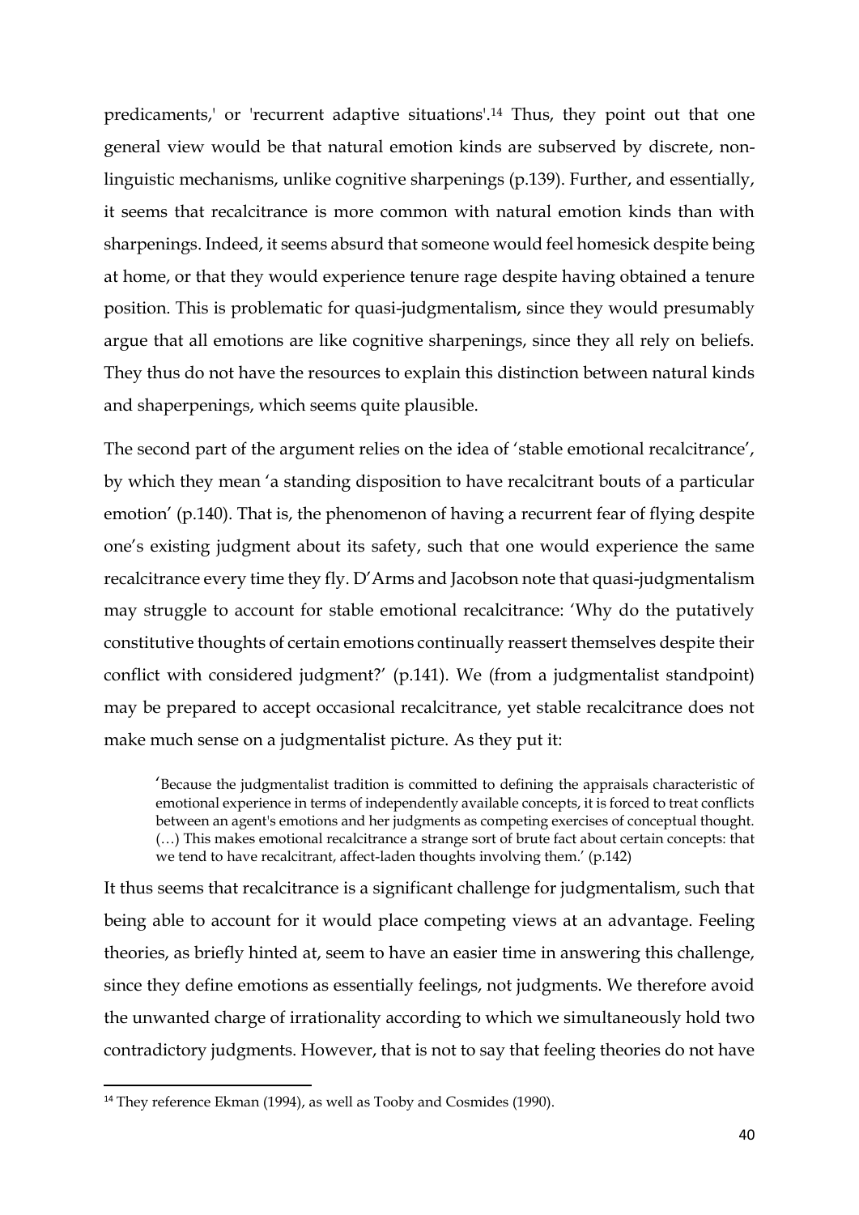predicaments,' or 'recurrent adaptive situations'.[14] Thus, they point out that one general view would be that natural emotion kinds are subserved by discrete, non-linguistic mechanisms, unlike cognitive sharpenings (p.139). Further, and essentially, it seems that recalcitrance is more common with natural emotion kinds than with sharpenings. Indeed, it seems absurd that someone would feel homesick despite being at home, or that they would experience tenure rage despite having obtained a tenure position. This is problematic for quasi-judgmentalism, since they would presumably argue that all emotions are like cognitive sharpenings, since they all rely on beliefs. They thus do not have the resources to explain this distinction between natural kinds and shaperpenings, which seems quite plausible.

The second part of the argument relies on the idea of 'stable emotional recalcitrance', by which they mean 'a standing disposition to have recalcitrant bouts of a particular emotion' (p.140). That is, the phenomenon of having a recurrent fear of flying despite one's existing judgment about its safety, such that one would experience the same recalcitrance every time they fly. D'Arms and Jacobson note that quasi-judgmentalism may struggle to account for stable emotional recalcitrance: 'Why do the putatively constitutive thoughts of certain emotions continually reassert themselves despite their conflict with considered judgment?' (p.141). We (from a judgmentalist standpoint) may be prepared to accept occasional recalcitrance, yet stable recalcitrance does not make much sense on a judgmentalist picture. As they put it:

> 'Because the judgmentalist tradition is committed to defining the appraisals characteristic of emotional experience in terms of independently available concepts, it is forced to treat conflicts between an agent's emotions and her judgments as competing exercises of conceptual thought. (…) This makes emotional recalcitrance a strange sort of brute fact about certain concepts: that we tend to have recalcitrant, affect-laden thoughts involving them.' (p.142)

It thus seems that recalcitrance is a significant challenge for judgmentalism, such that being able to account for it would place competing views at an advantage. Feeling theories, as briefly hinted at, seem to have an easier time in answering this challenge, since they define emotions as essentially feelings, not judgments. We therefore avoid the unwanted charge of irrationality according to which we simultaneously hold two contradictory judgments. However, that is not to say that feeling theories do not have

[14] They reference Ekman (1994), as well as Tooby and Cosmides (1990).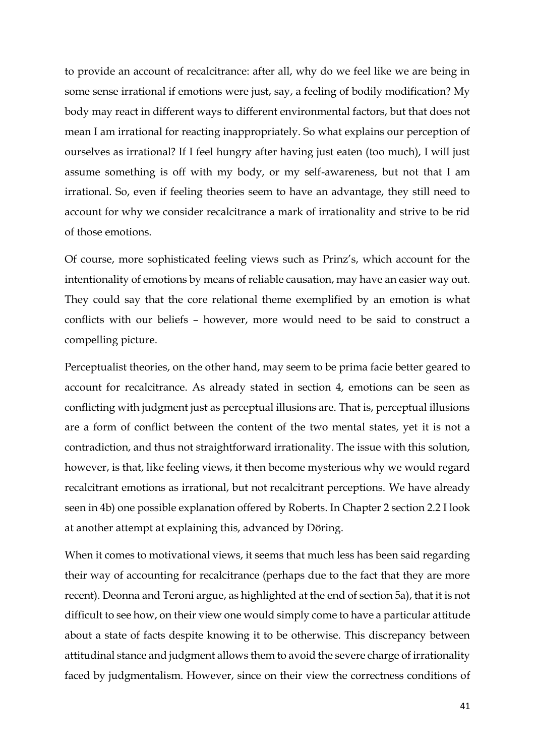to provide an account of recalcitrance: after all, why do we feel like we are being in some sense irrational if emotions were just, say, a feeling of bodily modification? My body may react in different ways to different environmental factors, but that does not mean I am irrational for reacting inappropriately. So what explains our perception of ourselves as irrational? If I feel hungry after having just eaten (too much), I will just assume something is off with my body, or my self-awareness, but not that I am irrational. So, even if feeling theories seem to have an advantage, they still need to account for why we consider recalcitrance a mark of irrationality and strive to be rid of those emotions.

Of course, more sophisticated feeling views such as Prinz's, which account for the intentionality of emotions by means of reliable causation, may have an easier way out. They could say that the core relational theme exemplified by an emotion is what conflicts with our beliefs – however, more would need to be said to construct a compelling picture.

Perceptualist theories, on the other hand, may seem to be prima facie better geared to account for recalcitrance. As already stated in section 4, emotions can be seen as conflicting with judgment just as perceptual illusions are. That is, perceptual illusions are a form of conflict between the content of the two mental states, yet it is not a contradiction, and thus not straightforward irrationality. The issue with this solution, however, is that, like feeling views, it then become mysterious why we would regard recalcitrant emotions as irrational, but not recalcitrant perceptions. We have already seen in 4b) one possible explanation offered by Roberts. In Chapter 2 section 2.2 I look at another attempt at explaining this, advanced by Döring.

When it comes to motivational views, it seems that much less has been said regarding their way of accounting for recalcitrance (perhaps due to the fact that they are more recent). Deonna and Teroni argue, as highlighted at the end of section 5a), that it is not difficult to see how, on their view one would simply come to have a particular attitude about a state of facts despite knowing it to be otherwise. This discrepancy between attitudinal stance and judgment allows them to avoid the severe charge of irrationality faced by judgmentalism. However, since on their view the correctness conditions of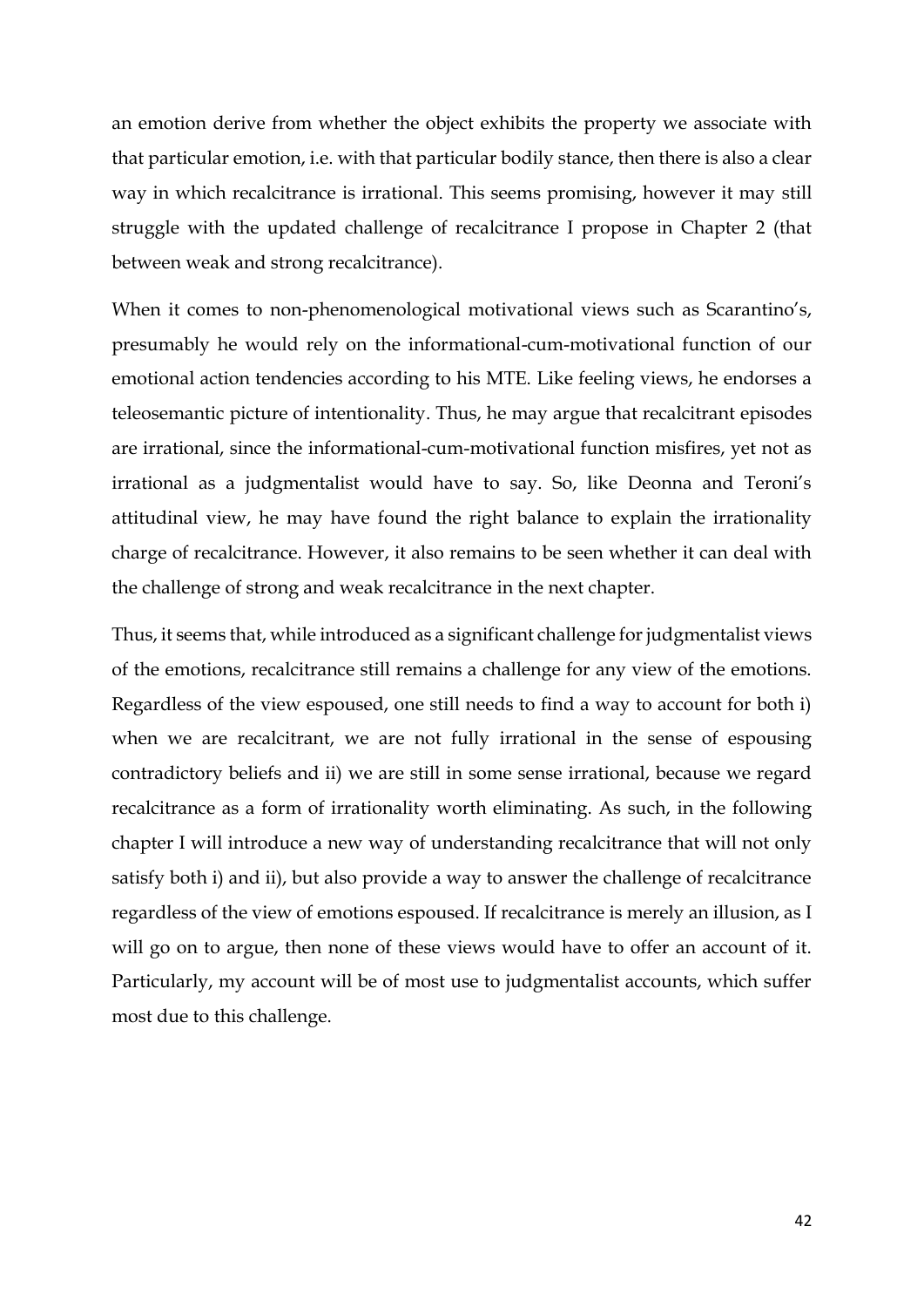an emotion derive from whether the object exhibits the property we associate with that particular emotion, i.e. with that particular bodily stance, then there is also a clear way in which recalcitrance is irrational. This seems promising, however it may still struggle with the updated challenge of recalcitrance I propose in Chapter 2 (that between weak and strong recalcitrance).

When it comes to non-phenomenological motivational views such as Scarantino's, presumably he would rely on the informational-cum-motivational function of our emotional action tendencies according to his MTE. Like feeling views, he endorses a teleosemantic picture of intentionality. Thus, he may argue that recalcitrant episodes are irrational, since the informational-cum-motivational function misfires, yet not as irrational as a judgmentalist would have to say. So, like Deonna and Teroni's attitudinal view, he may have found the right balance to explain the irrationality charge of recalcitrance. However, it also remains to be seen whether it can deal with the challenge of strong and weak recalcitrance in the next chapter.

Thus, it seems that, while introduced as a significant challenge for judgmentalist views of the emotions, recalcitrance still remains a challenge for any view of the emotions. Regardless of the view espoused, one still needs to find a way to account for both i) when we are recalcitrant, we are not fully irrational in the sense of espousing contradictory beliefs and ii) we are still in some sense irrational, because we regard recalcitrance as a form of irrationality worth eliminating. As such, in the following chapter I will introduce a new way of understanding recalcitrance that will not only satisfy both i) and ii), but also provide a way to answer the challenge of recalcitrance regardless of the view of emotions espoused. If recalcitrance is merely an illusion, as I will go on to argue, then none of these views would have to offer an account of it. Particularly, my account will be of most use to judgmentalist accounts, which suffer most due to this challenge.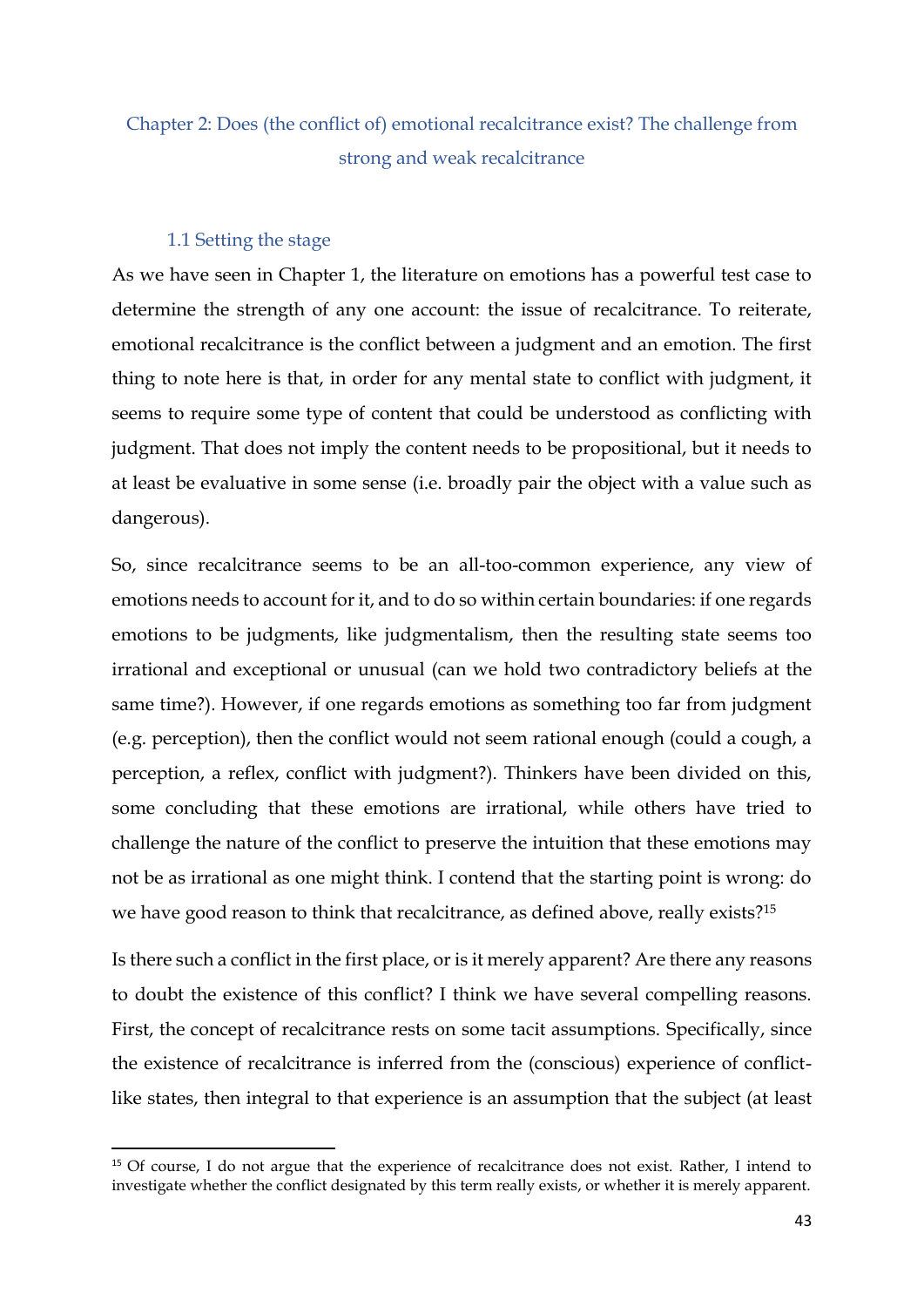## Chapter 2: Does (the conflict of) emotional recalcitrance exist? The challenge from strong and weak recalcitrance

### 1.1 Setting the stage

As we have seen in Chapter 1, the literature on emotions has a powerful test case to determine the strength of any one account: the issue of recalcitrance. To reiterate, emotional recalcitrance is the conflict between a judgment and an emotion. The first thing to note here is that, in order for any mental state to conflict with judgment, it seems to require some type of content that could be understood as conflicting with judgment. That does not imply the content needs to be propositional, but it needs to at least be evaluative in some sense (i.e. broadly pair the object with a value such as dangerous).

So, since recalcitrance seems to be an all-too-common experience, any view of emotions needs to account for it, and to do so within certain boundaries: if one regards emotions to be judgments, like judgmentalism, then the resulting state seems too irrational and exceptional or unusual (can we hold two contradictory beliefs at the same time?). However, if one regards emotions as something too far from judgment (e.g. perception), then the conflict would not seem rational enough (could a cough, a perception, a reflex, conflict with judgment?). Thinkers have been divided on this, some concluding that these emotions are irrational, while others have tried to challenge the nature of the conflict to preserve the intuition that these emotions may not be as irrational as one might think. I contend that the starting point is wrong: do we have good reason to think that recalcitrance, as defined above, really exists?[15]

Is there such a conflict in the first place, or is it merely apparent? Are there any reasons to doubt the existence of this conflict? I think we have several compelling reasons. First, the concept of recalcitrance rests on some tacit assumptions. Specifically, since the existence of recalcitrance is inferred from the (conscious) experience of conflict-like states, then integral to that experience is an assumption that the subject (at least

[15] Of course, I do not argue that the experience of recalcitrance does not exist. Rather, I intend to investigate whether the conflict designated by this term really exists, or whether it is merely apparent.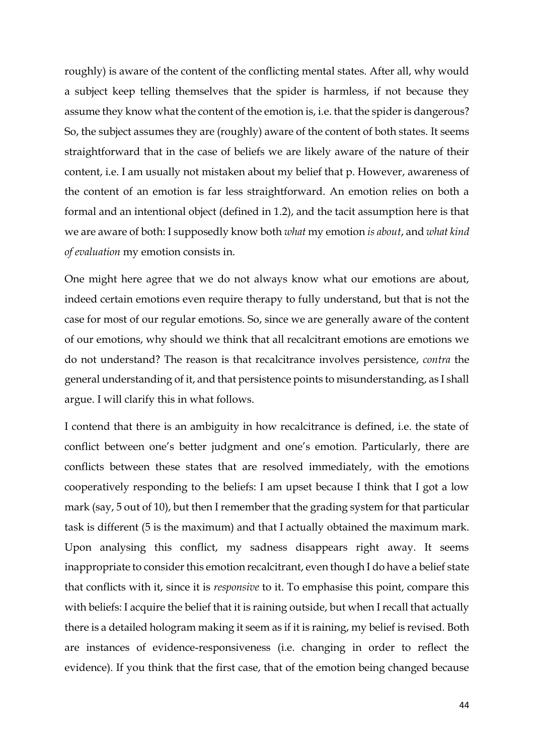roughly) is aware of the content of the conflicting mental states. After all, why would a subject keep telling themselves that the spider is harmless, if not because they assume they know what the content of the emotion is, i.e. that the spider is dangerous? So, the subject assumes they are (roughly) aware of the content of both states. It seems straightforward that in the case of beliefs we are likely aware of the nature of their content, i.e. I am usually not mistaken about my belief that p. However, awareness of the content of an emotion is far less straightforward. An emotion relies on both a formal and an intentional object (defined in 1.2), and the tacit assumption here is that we are aware of both: I supposedly know both *what* my emotion *is about*, and *what kind of evaluation* my emotion consists in.

One might here agree that we do not always know what our emotions are about, indeed certain emotions even require therapy to fully understand, but that is not the case for most of our regular emotions. So, since we are generally aware of the content of our emotions, why should we think that all recalcitrant emotions are emotions we do not understand? The reason is that recalcitrance involves persistence, *contra* the general understanding of it, and that persistence points to misunderstanding, as I shall argue. I will clarify this in what follows.

I contend that there is an ambiguity in how recalcitrance is defined, i.e. the state of conflict between one's better judgment and one's emotion. Particularly, there are conflicts between these states that are resolved immediately, with the emotions cooperatively responding to the beliefs: I am upset because I think that I got a low mark (say, 5 out of 10), but then I remember that the grading system for that particular task is different (5 is the maximum) and that I actually obtained the maximum mark. Upon analysing this conflict, my sadness disappears right away. It seems inappropriate to consider this emotion recalcitrant, even though I do have a belief state that conflicts with it, since it is *responsive* to it. To emphasise this point, compare this with beliefs: I acquire the belief that it is raining outside, but when I recall that actually there is a detailed hologram making it seem as if it is raining, my belief is revised. Both are instances of evidence-responsiveness (i.e. changing in order to reflect the evidence). If you think that the first case, that of the emotion being changed because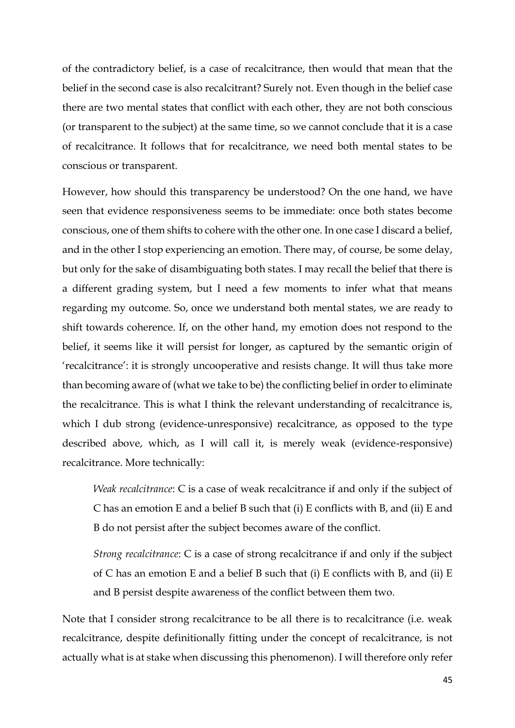of the contradictory belief, is a case of recalcitrance, then would that mean that the belief in the second case is also recalcitrant? Surely not. Even though in the belief case there are two mental states that conflict with each other, they are not both conscious (or transparent to the subject) at the same time, so we cannot conclude that it is a case of recalcitrance. It follows that for recalcitrance, we need both mental states to be conscious or transparent.

However, how should this transparency be understood? On the one hand, we have seen that evidence responsiveness seems to be immediate: once both states become conscious, one of them shifts to cohere with the other one. In one case I discard a belief, and in the other I stop experiencing an emotion. There may, of course, be some delay, but only for the sake of disambiguating both states. I may recall the belief that there is a different grading system, but I need a few moments to infer what that means regarding my outcome. So, once we understand both mental states, we are ready to shift towards coherence. If, on the other hand, my emotion does not respond to the belief, it seems like it will persist for longer, as captured by the semantic origin of 'recalcitrance': it is strongly uncooperative and resists change. It will thus take more than becoming aware of (what we take to be) the conflicting belief in order to eliminate the recalcitrance. This is what I think the relevant understanding of recalcitrance is, which I dub strong (evidence-unresponsive) recalcitrance, as opposed to the type described above, which, as I will call it, is merely weak (evidence-responsive) recalcitrance. More technically:

> *Weak recalcitrance*: C is a case of weak recalcitrance if and only if the subject of C has an emotion E and a belief B such that (i) E conflicts with B, and (ii) E and B do not persist after the subject becomes aware of the conflict.
>
> *Strong recalcitrance*: C is a case of strong recalcitrance if and only if the subject of C has an emotion E and a belief B such that (i) E conflicts with B, and (ii) E and B persist despite awareness of the conflict between them two.

Note that I consider strong recalcitrance to be all there is to recalcitrance (i.e. weak recalcitrance, despite definitionally fitting under the concept of recalcitrance, is not actually what is at stake when discussing this phenomenon). I will therefore only refer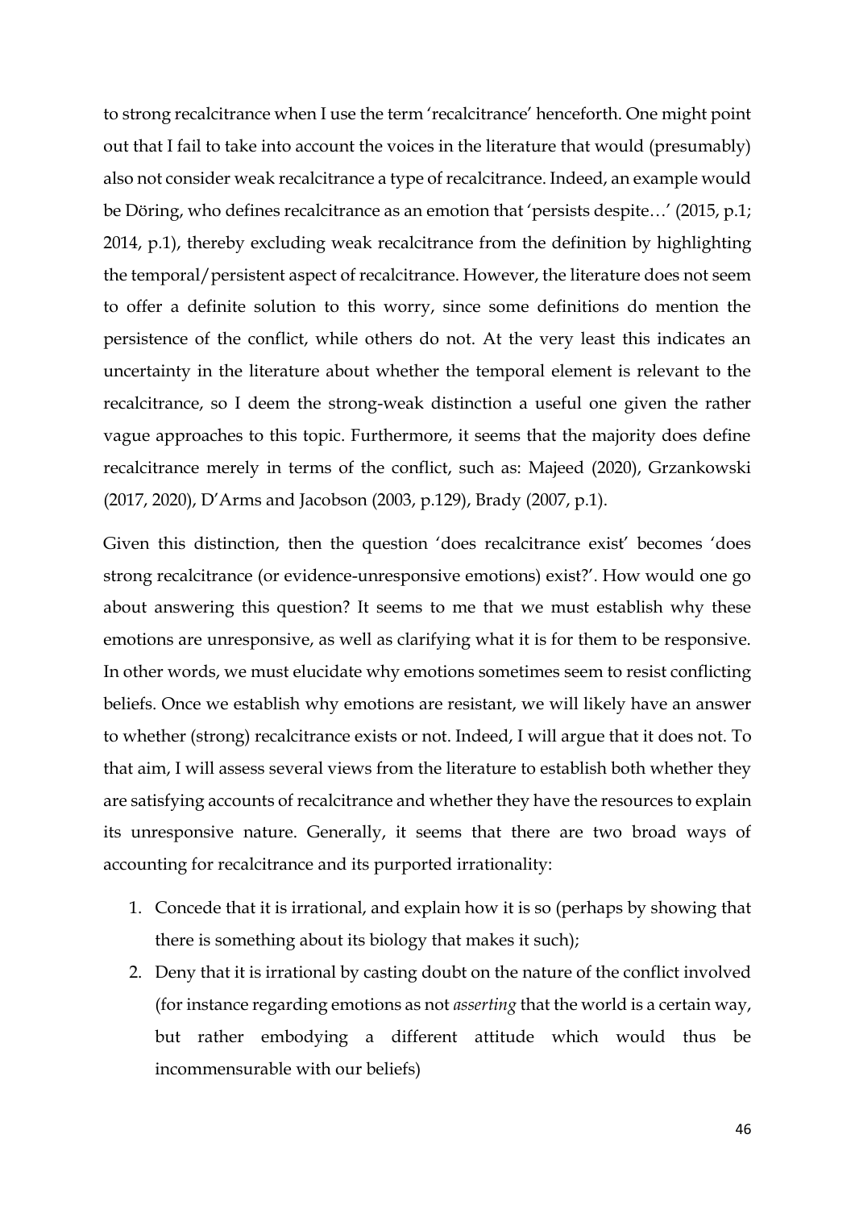to strong recalcitrance when I use the term 'recalcitrance' henceforth. One might point out that I fail to take into account the voices in the literature that would (presumably) also not consider weak recalcitrance a type of recalcitrance. Indeed, an example would be Döring, who defines recalcitrance as an emotion that 'persists despite…' (2015, p.1; 2014, p.1), thereby excluding weak recalcitrance from the definition by highlighting the temporal/persistent aspect of recalcitrance. However, the literature does not seem to offer a definite solution to this worry, since some definitions do mention the persistence of the conflict, while others do not. At the very least this indicates an uncertainty in the literature about whether the temporal element is relevant to the recalcitrance, so I deem the strong-weak distinction a useful one given the rather vague approaches to this topic. Furthermore, it seems that the majority does define recalcitrance merely in terms of the conflict, such as: Majeed (2020), Grzankowski (2017, 2020), D'Arms and Jacobson (2003, p.129), Brady (2007, p.1).

Given this distinction, then the question 'does recalcitrance exist' becomes 'does strong recalcitrance (or evidence-unresponsive emotions) exist?'. How would one go about answering this question? It seems to me that we must establish why these emotions are unresponsive, as well as clarifying what it is for them to be responsive. In other words, we must elucidate why emotions sometimes seem to resist conflicting beliefs. Once we establish why emotions are resistant, we will likely have an answer to whether (strong) recalcitrance exists or not. Indeed, I will argue that it does not. To that aim, I will assess several views from the literature to establish both whether they are satisfying accounts of recalcitrance and whether they have the resources to explain its unresponsive nature. Generally, it seems that there are two broad ways of accounting for recalcitrance and its purported irrationality:

1. Concede that it is irrational, and explain how it is so (perhaps by showing that there is something about its biology that makes it such);
2. Deny that it is irrational by casting doubt on the nature of the conflict involved (for instance regarding emotions as not *asserting* that the world is a certain way, but rather embodying a different attitude which would thus be incommensurable with our beliefs)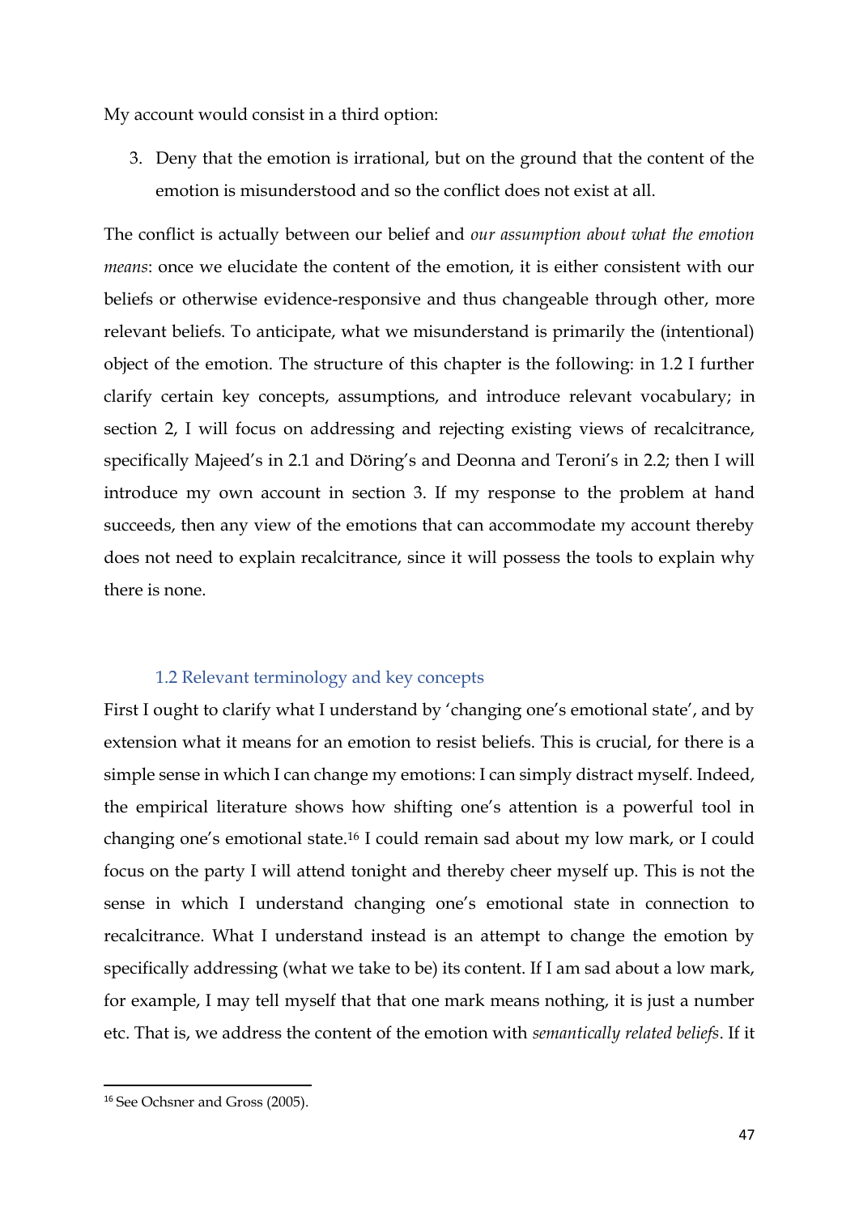My account would consist in a third option:

3. Deny that the emotion is irrational, but on the ground that the content of the emotion is misunderstood and so the conflict does not exist at all.

The conflict is actually between our belief and *our assumption about what the emotion means*: once we elucidate the content of the emotion, it is either consistent with our beliefs or otherwise evidence-responsive and thus changeable through other, more relevant beliefs. To anticipate, what we misunderstand is primarily the (intentional) object of the emotion. The structure of this chapter is the following: in 1.2 I further clarify certain key concepts, assumptions, and introduce relevant vocabulary; in section 2, I will focus on addressing and rejecting existing views of recalcitrance, specifically Majeed's in 2.1 and Döring's and Deonna and Teroni's in 2.2; then I will introduce my own account in section 3. If my response to the problem at hand succeeds, then any view of the emotions that can accommodate my account thereby does not need to explain recalcitrance, since it will possess the tools to explain why there is none.

### 1.2 Relevant terminology and key concepts

First I ought to clarify what I understand by 'changing one's emotional state', and by extension what it means for an emotion to resist beliefs. This is crucial, for there is a simple sense in which I can change my emotions: I can simply distract myself. Indeed, the empirical literature shows how shifting one's attention is a powerful tool in changing one's emotional state.[16] I could remain sad about my low mark, or I could focus on the party I will attend tonight and thereby cheer myself up. This is not the sense in which I understand changing one's emotional state in connection to recalcitrance. What I understand instead is an attempt to change the emotion by specifically addressing (what we take to be) its content. If I am sad about a low mark, for example, I may tell myself that that one mark means nothing, it is just a number etc. That is, we address the content of the emotion with *semantically related beliefs*. If it

[16] See Ochsner and Gross (2005).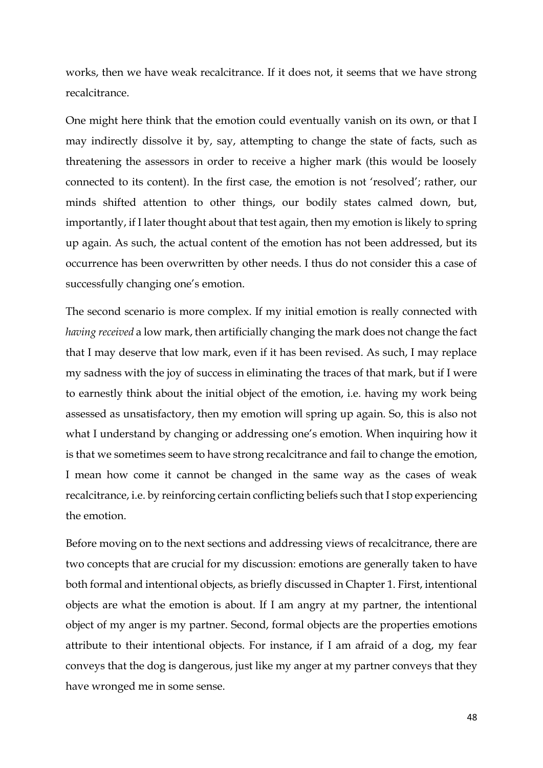works, then we have weak recalcitrance. If it does not, it seems that we have strong recalcitrance.

One might here think that the emotion could eventually vanish on its own, or that I may indirectly dissolve it by, say, attempting to change the state of facts, such as threatening the assessors in order to receive a higher mark (this would be loosely connected to its content). In the first case, the emotion is not 'resolved'; rather, our minds shifted attention to other things, our bodily states calmed down, but, importantly, if I later thought about that test again, then my emotion is likely to spring up again. As such, the actual content of the emotion has not been addressed, but its occurrence has been overwritten by other needs. I thus do not consider this a case of successfully changing one's emotion.

The second scenario is more complex. If my initial emotion is really connected with *having received* a low mark, then artificially changing the mark does not change the fact that I may deserve that low mark, even if it has been revised. As such, I may replace my sadness with the joy of success in eliminating the traces of that mark, but if I were to earnestly think about the initial object of the emotion, i.e. having my work being assessed as unsatisfactory, then my emotion will spring up again. So, this is also not what I understand by changing or addressing one's emotion. When inquiring how it is that we sometimes seem to have strong recalcitrance and fail to change the emotion, I mean how come it cannot be changed in the same way as the cases of weak recalcitrance, i.e. by reinforcing certain conflicting beliefs such that I stop experiencing the emotion.

Before moving on to the next sections and addressing views of recalcitrance, there are two concepts that are crucial for my discussion: emotions are generally taken to have both formal and intentional objects, as briefly discussed in Chapter 1. First, intentional objects are what the emotion is about. If I am angry at my partner, the intentional object of my anger is my partner. Second, formal objects are the properties emotions attribute to their intentional objects. For instance, if I am afraid of a dog, my fear conveys that the dog is dangerous, just like my anger at my partner conveys that they have wronged me in some sense.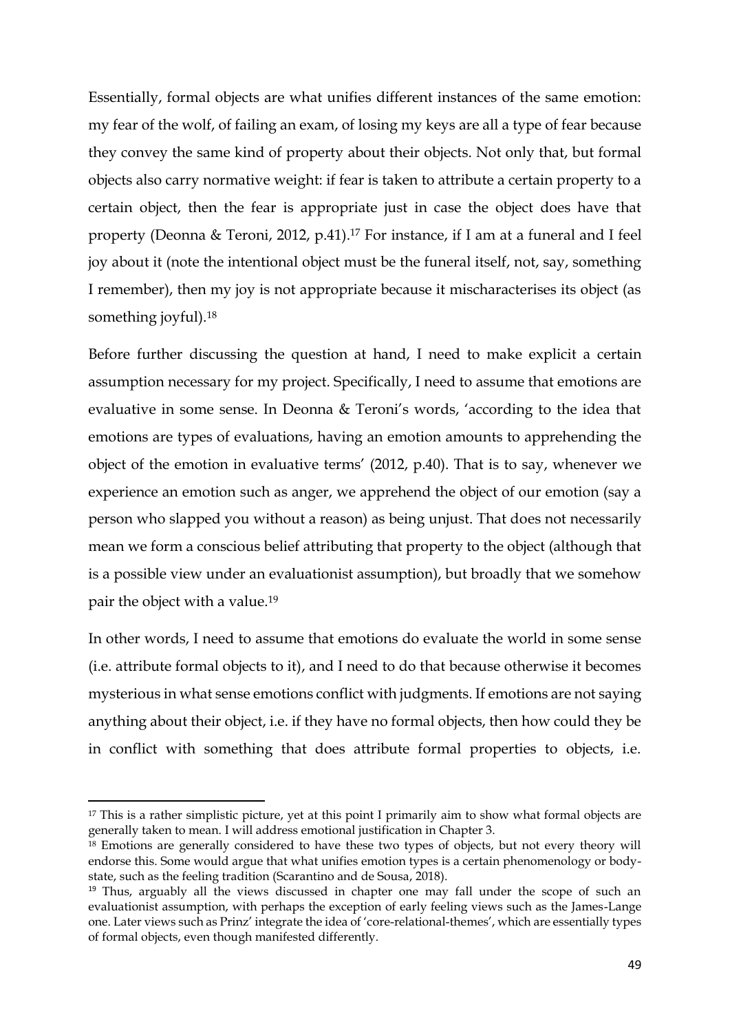Essentially, formal objects are what unifies different instances of the same emotion: my fear of the wolf, of failing an exam, of losing my keys are all a type of fear because they convey the same kind of property about their objects. Not only that, but formal objects also carry normative weight: if fear is taken to attribute a certain property to a certain object, then the fear is appropriate just in case the object does have that property (Deonna & Teroni, 2012, p.41).[17] For instance, if I am at a funeral and I feel joy about it (note the intentional object must be the funeral itself, not, say, something I remember), then my joy is not appropriate because it mischaracterises its object (as something joyful).[18]

Before further discussing the question at hand, I need to make explicit a certain assumption necessary for my project. Specifically, I need to assume that emotions are evaluative in some sense. In Deonna & Teroni's words, 'according to the idea that emotions are types of evaluations, having an emotion amounts to apprehending the object of the emotion in evaluative terms' (2012, p.40). That is to say, whenever we experience an emotion such as anger, we apprehend the object of our emotion (say a person who slapped you without a reason) as being unjust. That does not necessarily mean we form a conscious belief attributing that property to the object (although that is a possible view under an evaluationist assumption), but broadly that we somehow pair the object with a value.[19]

In other words, I need to assume that emotions do evaluate the world in some sense (i.e. attribute formal objects to it), and I need to do that because otherwise it becomes mysterious in what sense emotions conflict with judgments. If emotions are not saying anything about their object, i.e. if they have no formal objects, then how could they be in conflict with something that does attribute formal properties to objects, i.e.

---

[17] This is a rather simplistic picture, yet at this point I primarily aim to show what formal objects are generally taken to mean. I will address emotional justification in Chapter 3.

[18] Emotions are generally considered to have these two types of objects, but not every theory will endorse this. Some would argue that what unifies emotion types is a certain phenomenology or body-state, such as the feeling tradition (Scarantino and de Sousa, 2018).

[19] Thus, arguably all the views discussed in chapter one may fall under the scope of such an evaluationist assumption, with perhaps the exception of early feeling views such as the James-Lange one. Later views such as Prinz' integrate the idea of 'core-relational-themes', which are essentially types of formal objects, even though manifested differently.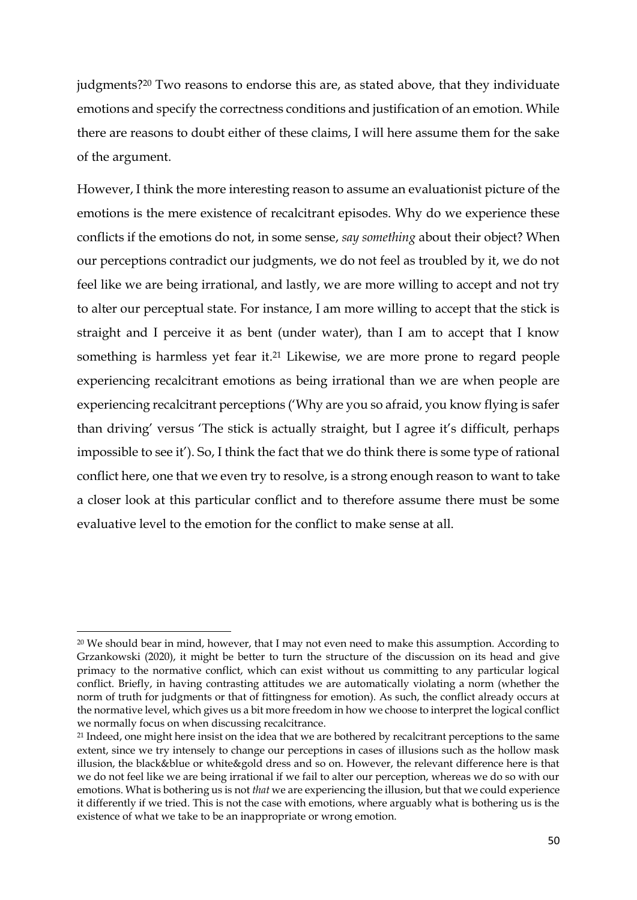judgments?[20] Two reasons to endorse this are, as stated above, that they individuate emotions and specify the correctness conditions and justification of an emotion. While there are reasons to doubt either of these claims, I will here assume them for the sake of the argument.

However, I think the more interesting reason to assume an evaluationist picture of the emotions is the mere existence of recalcitrant episodes. Why do we experience these conflicts if the emotions do not, in some sense, *say something* about their object? When our perceptions contradict our judgments, we do not feel as troubled by it, we do not feel like we are being irrational, and lastly, we are more willing to accept and not try to alter our perceptual state. For instance, I am more willing to accept that the stick is straight and I perceive it as bent (under water), than I am to accept that I know something is harmless yet fear it.[21] Likewise, we are more prone to regard people experiencing recalcitrant emotions as being irrational than we are when people are experiencing recalcitrant perceptions ('Why are you so afraid, you know flying is safer than driving' versus 'The stick is actually straight, but I agree it's difficult, perhaps impossible to see it'). So, I think the fact that we do think there is some type of rational conflict here, one that we even try to resolve, is a strong enough reason to want to take a closer look at this particular conflict and to therefore assume there must be some evaluative level to the emotion for the conflict to make sense at all.

---

[20] We should bear in mind, however, that I may not even need to make this assumption. According to Grzankowski (2020), it might be better to turn the structure of the discussion on its head and give primacy to the normative conflict, which can exist without us committing to any particular logical conflict. Briefly, in having contrasting attitudes we are automatically violating a norm (whether the norm of truth for judgments or that of fittingness for emotion). As such, the conflict already occurs at the normative level, which gives us a bit more freedom in how we choose to interpret the logical conflict we normally focus on when discussing recalcitrance.

[21] Indeed, one might here insist on the idea that we are bothered by recalcitrant perceptions to the same extent, since we try intensely to change our perceptions in cases of illusions such as the hollow mask illusion, the black&blue or white&gold dress and so on. However, the relevant difference here is that we do not feel like we are being irrational if we fail to alter our perception, whereas we do so with our emotions. What is bothering us is not *that* we are experiencing the illusion, but that we could experience it differently if we tried. This is not the case with emotions, where arguably what is bothering us is the existence of what we take to be an inappropriate or wrong emotion.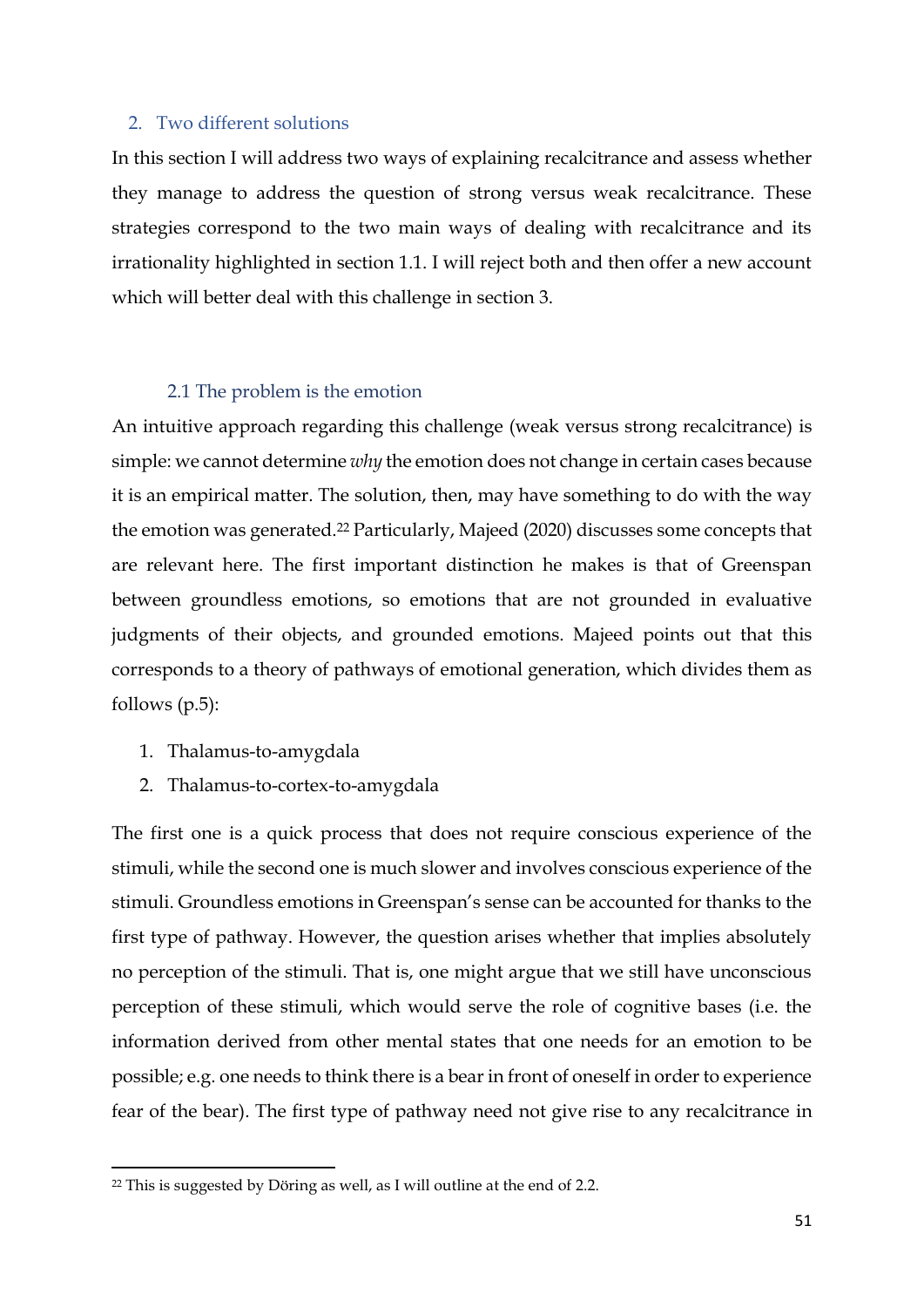## 2. Two different solutions

In this section I will address two ways of explaining recalcitrance and assess whether they manage to address the question of strong versus weak recalcitrance. These strategies correspond to the two main ways of dealing with recalcitrance and its irrationality highlighted in section 1.1. I will reject both and then offer a new account which will better deal with this challenge in section 3.

### 2.1 The problem is the emotion

An intuitive approach regarding this challenge (weak versus strong recalcitrance) is simple: we cannot determine *why* the emotion does not change in certain cases because it is an empirical matter. The solution, then, may have something to do with the way the emotion was generated.[22] Particularly, Majeed (2020) discusses some concepts that are relevant here. The first important distinction he makes is that of Greenspan between groundless emotions, so emotions that are not grounded in evaluative judgments of their objects, and grounded emotions. Majeed points out that this corresponds to a theory of pathways of emotional generation, which divides them as follows (p.5):

1. Thalamus-to-amygdala
2. Thalamus-to-cortex-to-amygdala

The first one is a quick process that does not require conscious experience of the stimuli, while the second one is much slower and involves conscious experience of the stimuli. Groundless emotions in Greenspan's sense can be accounted for thanks to the first type of pathway. However, the question arises whether that implies absolutely no perception of the stimuli. That is, one might argue that we still have unconscious perception of these stimuli, which would serve the role of cognitive bases (i.e. the information derived from other mental states that one needs for an emotion to be possible; e.g. one needs to think there is a bear in front of oneself in order to experience fear of the bear). The first type of pathway need not give rise to any recalcitrance in

[22] This is suggested by Döring as well, as I will outline at the end of 2.2.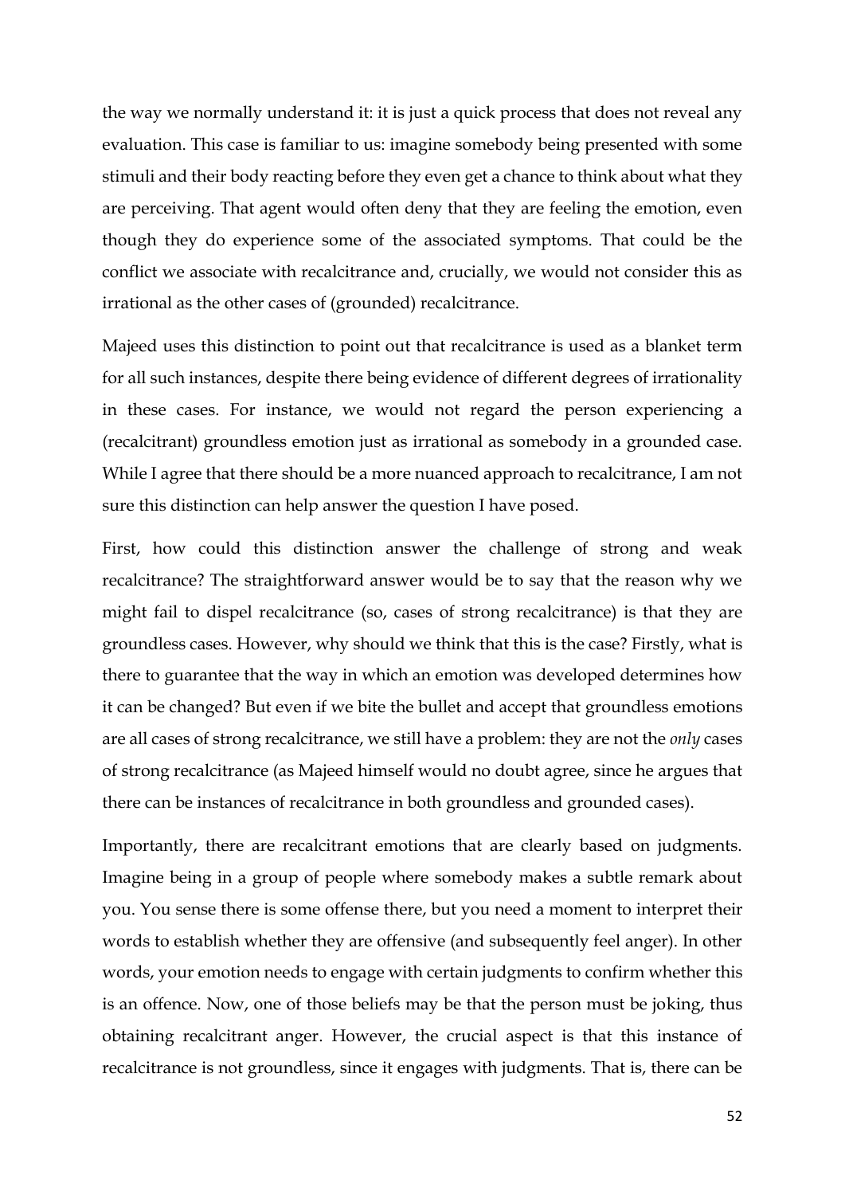the way we normally understand it: it is just a quick process that does not reveal any evaluation. This case is familiar to us: imagine somebody being presented with some stimuli and their body reacting before they even get a chance to think about what they are perceiving. That agent would often deny that they are feeling the emotion, even though they do experience some of the associated symptoms. That could be the conflict we associate with recalcitrance and, crucially, we would not consider this as irrational as the other cases of (grounded) recalcitrance.

Majeed uses this distinction to point out that recalcitrance is used as a blanket term for all such instances, despite there being evidence of different degrees of irrationality in these cases. For instance, we would not regard the person experiencing a (recalcitrant) groundless emotion just as irrational as somebody in a grounded case. While I agree that there should be a more nuanced approach to recalcitrance, I am not sure this distinction can help answer the question I have posed.

First, how could this distinction answer the challenge of strong and weak recalcitrance? The straightforward answer would be to say that the reason why we might fail to dispel recalcitrance (so, cases of strong recalcitrance) is that they are groundless cases. However, why should we think that this is the case? Firstly, what is there to guarantee that the way in which an emotion was developed determines how it can be changed? But even if we bite the bullet and accept that groundless emotions are all cases of strong recalcitrance, we still have a problem: they are not the *only* cases of strong recalcitrance (as Majeed himself would no doubt agree, since he argues that there can be instances of recalcitrance in both groundless and grounded cases).

Importantly, there are recalcitrant emotions that are clearly based on judgments. Imagine being in a group of people where somebody makes a subtle remark about you. You sense there is some offense there, but you need a moment to interpret their words to establish whether they are offensive (and subsequently feel anger). In other words, your emotion needs to engage with certain judgments to confirm whether this is an offence. Now, one of those beliefs may be that the person must be joking, thus obtaining recalcitrant anger. However, the crucial aspect is that this instance of recalcitrance is not groundless, since it engages with judgments. That is, there can be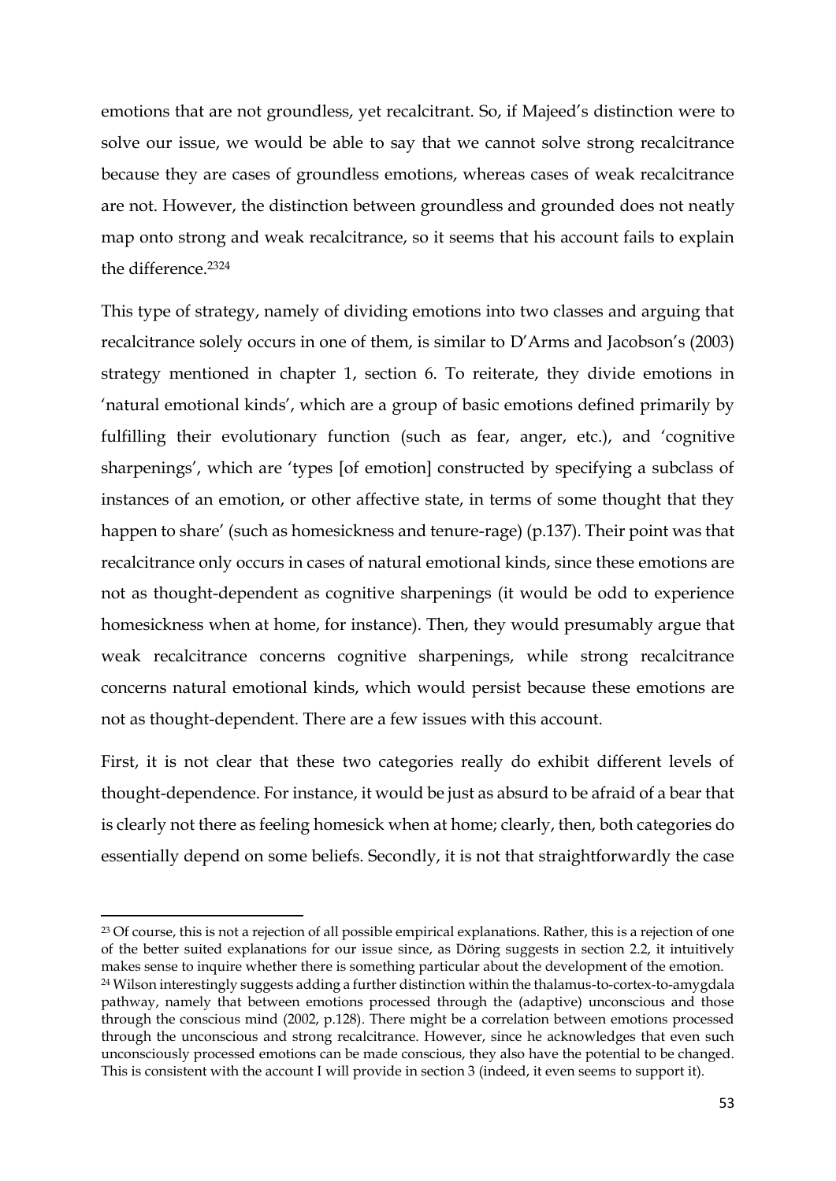emotions that are not groundless, yet recalcitrant. So, if Majeed's distinction were to solve our issue, we would be able to say that we cannot solve strong recalcitrance because they are cases of groundless emotions, whereas cases of weak recalcitrance are not. However, the distinction between groundless and grounded does not neatly map onto strong and weak recalcitrance, so it seems that his account fails to explain the difference.[23][24]

This type of strategy, namely of dividing emotions into two classes and arguing that recalcitrance solely occurs in one of them, is similar to D'Arms and Jacobson's (2003) strategy mentioned in chapter 1, section 6. To reiterate, they divide emotions in 'natural emotional kinds', which are a group of basic emotions defined primarily by fulfilling their evolutionary function (such as fear, anger, etc.), and 'cognitive sharpenings', which are 'types [of emotion] constructed by specifying a subclass of instances of an emotion, or other affective state, in terms of some thought that they happen to share' (such as homesickness and tenure-rage) (p.137). Their point was that recalcitrance only occurs in cases of natural emotional kinds, since these emotions are not as thought-dependent as cognitive sharpenings (it would be odd to experience homesickness when at home, for instance). Then, they would presumably argue that weak recalcitrance concerns cognitive sharpenings, while strong recalcitrance concerns natural emotional kinds, which would persist because these emotions are not as thought-dependent. There are a few issues with this account.

First, it is not clear that these two categories really do exhibit different levels of thought-dependence. For instance, it would be just as absurd to be afraid of a bear that is clearly not there as feeling homesick when at home; clearly, then, both categories do essentially depend on some beliefs. Secondly, it is not that straightforwardly the case

[23] Of course, this is not a rejection of all possible empirical explanations. Rather, this is a rejection of one of the better suited explanations for our issue since, as Döring suggests in section 2.2, it intuitively makes sense to inquire whether there is something particular about the development of the emotion.

[24] Wilson interestingly suggests adding a further distinction within the thalamus-to-cortex-to-amygdala pathway, namely that between emotions processed through the (adaptive) unconscious and those through the conscious mind (2002, p.128). There might be a correlation between emotions processed through the unconscious and strong recalcitrance. However, since he acknowledges that even such unconsciously processed emotions can be made conscious, they also have the potential to be changed. This is consistent with the account I will provide in section 3 (indeed, it even seems to support it).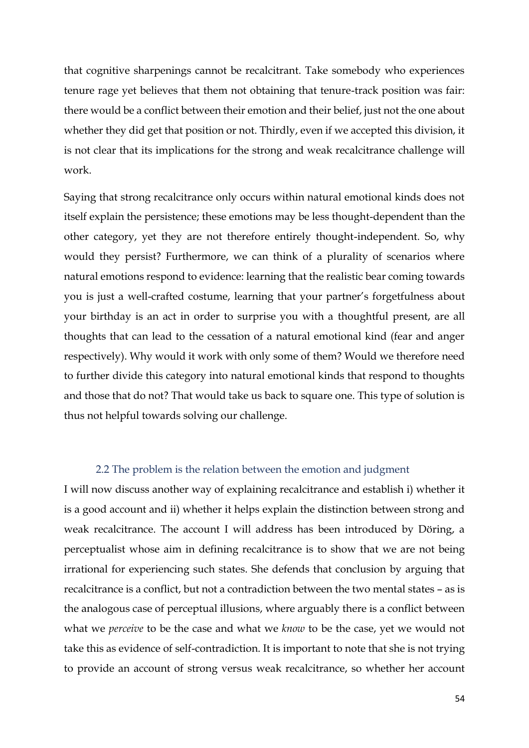that cognitive sharpenings cannot be recalcitrant. Take somebody who experiences tenure rage yet believes that them not obtaining that tenure-track position was fair: there would be a conflict between their emotion and their belief, just not the one about whether they did get that position or not. Thirdly, even if we accepted this division, it is not clear that its implications for the strong and weak recalcitrance challenge will work.

Saying that strong recalcitrance only occurs within natural emotional kinds does not itself explain the persistence; these emotions may be less thought-dependent than the other category, yet they are not therefore entirely thought-independent. So, why would they persist? Furthermore, we can think of a plurality of scenarios where natural emotions respond to evidence: learning that the realistic bear coming towards you is just a well-crafted costume, learning that your partner's forgetfulness about your birthday is an act in order to surprise you with a thoughtful present, are all thoughts that can lead to the cessation of a natural emotional kind (fear and anger respectively). Why would it work with only some of them? Would we therefore need to further divide this category into natural emotional kinds that respond to thoughts and those that do not? That would take us back to square one. This type of solution is thus not helpful towards solving our challenge.

### 2.2 The problem is the relation between the emotion and judgment

I will now discuss another way of explaining recalcitrance and establish i) whether it is a good account and ii) whether it helps explain the distinction between strong and weak recalcitrance. The account I will address has been introduced by Döring, a perceptualist whose aim in defining recalcitrance is to show that we are not being irrational for experiencing such states. She defends that conclusion by arguing that recalcitrance is a conflict, but not a contradiction between the two mental states – as is the analogous case of perceptual illusions, where arguably there is a conflict between what we *perceive* to be the case and what we *know* to be the case, yet we would not take this as evidence of self-contradiction. It is important to note that she is not trying to provide an account of strong versus weak recalcitrance, so whether her account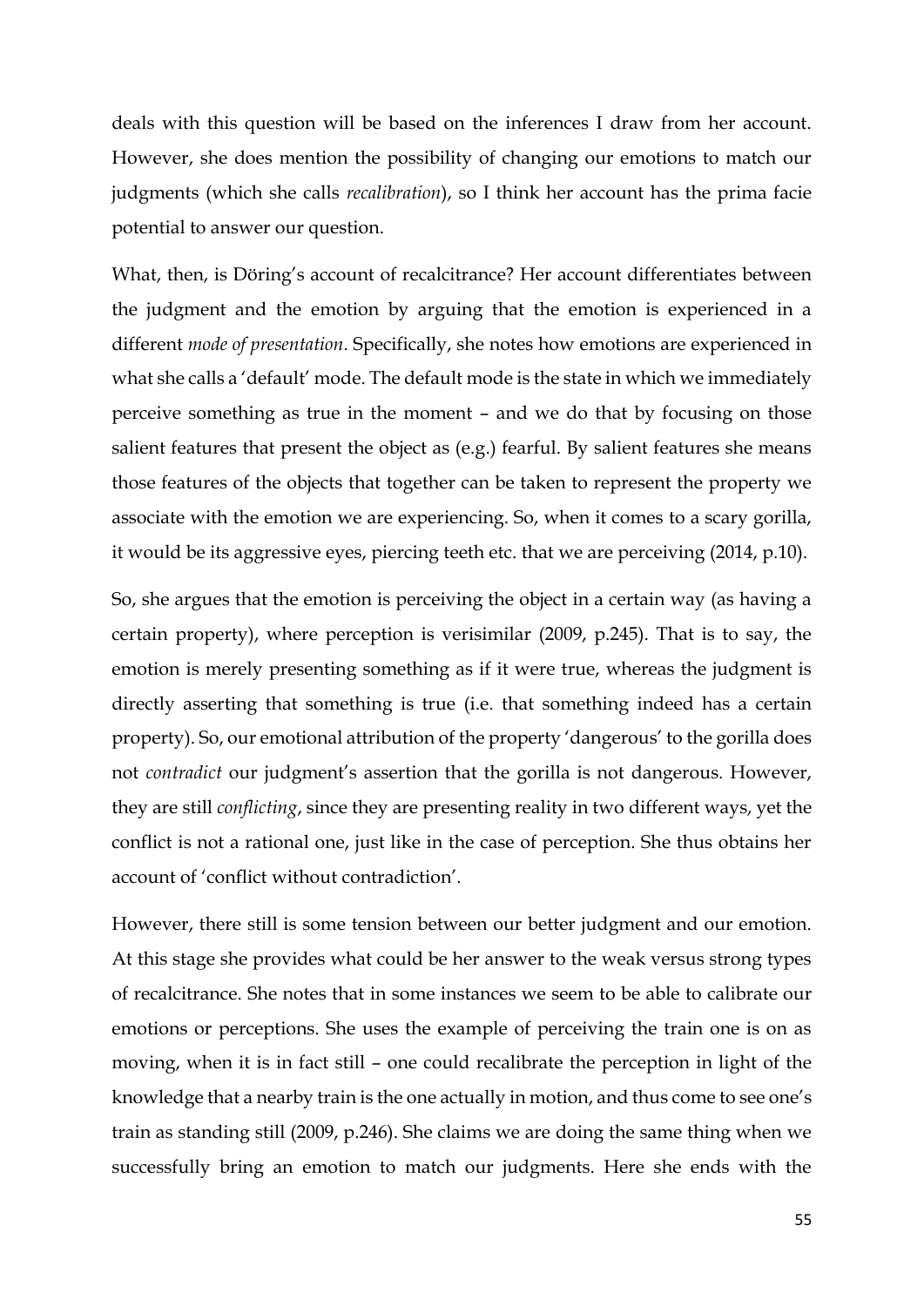deals with this question will be based on the inferences I draw from her account. However, she does mention the possibility of changing our emotions to match our judgments (which she calls *recalibration*), so I think her account has the prima facie potential to answer our question.

What, then, is Döring's account of recalcitrance? Her account differentiates between the judgment and the emotion by arguing that the emotion is experienced in a different *mode of presentation*. Specifically, she notes how emotions are experienced in what she calls a 'default' mode. The default mode is the state in which we immediately perceive something as true in the moment – and we do that by focusing on those salient features that present the object as (e.g.) fearful. By salient features she means those features of the objects that together can be taken to represent the property we associate with the emotion we are experiencing. So, when it comes to a scary gorilla, it would be its aggressive eyes, piercing teeth etc. that we are perceiving (2014, p.10).

So, she argues that the emotion is perceiving the object in a certain way (as having a certain property), where perception is verisimilar (2009, p.245). That is to say, the emotion is merely presenting something as if it were true, whereas the judgment is directly asserting that something is true (i.e. that something indeed has a certain property). So, our emotional attribution of the property 'dangerous' to the gorilla does not *contradict* our judgment's assertion that the gorilla is not dangerous. However, they are still *conflicting*, since they are presenting reality in two different ways, yet the conflict is not a rational one, just like in the case of perception. She thus obtains her account of 'conflict without contradiction'.

However, there still is some tension between our better judgment and our emotion. At this stage she provides what could be her answer to the weak versus strong types of recalcitrance. She notes that in some instances we seem to be able to calibrate our emotions or perceptions. She uses the example of perceiving the train one is on as moving, when it is in fact still – one could recalibrate the perception in light of the knowledge that a nearby train is the one actually in motion, and thus come to see one's train as standing still (2009, p.246). She claims we are doing the same thing when we successfully bring an emotion to match our judgments. Here she ends with the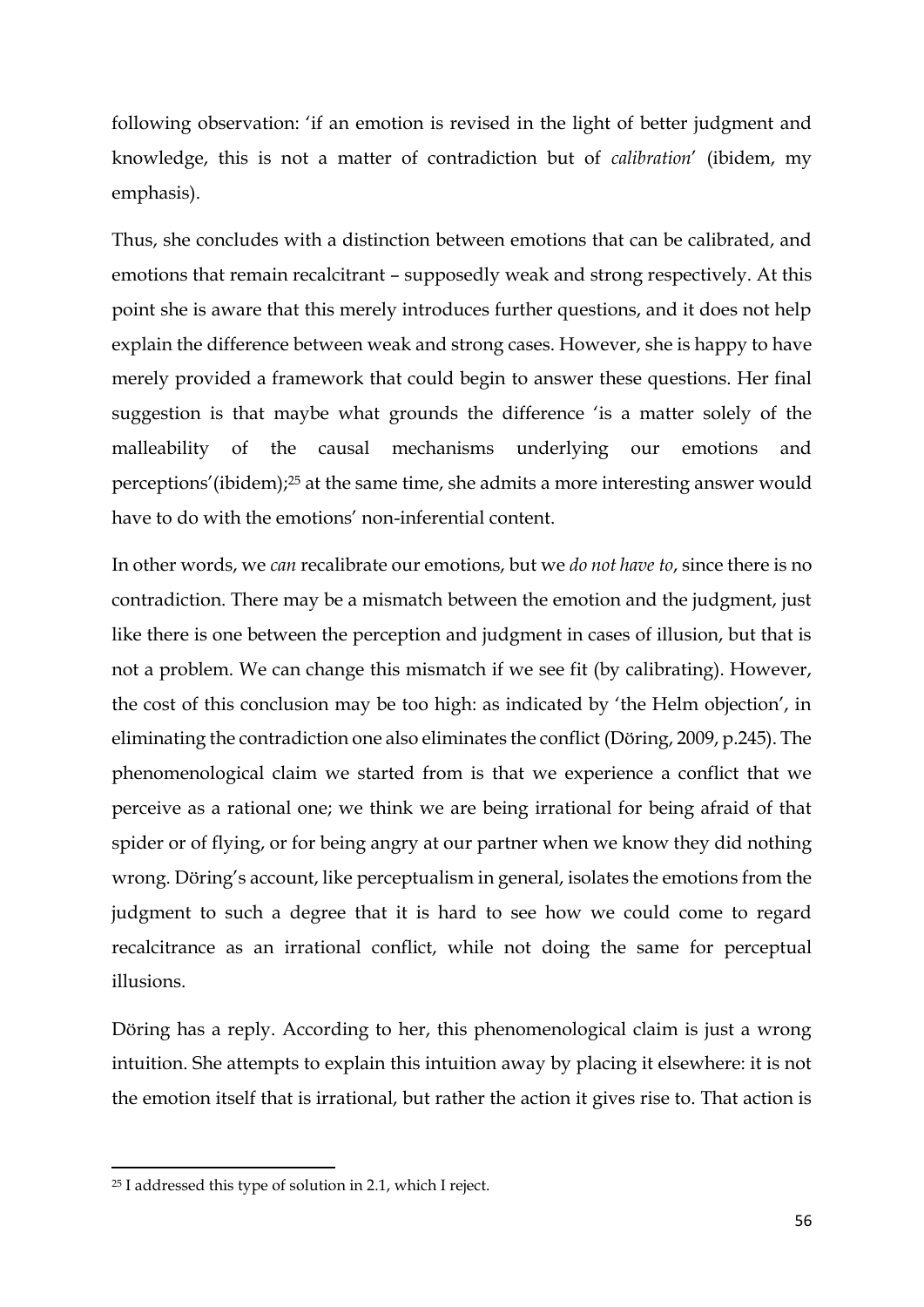following observation: 'if an emotion is revised in the light of better judgment and knowledge, this is not a matter of contradiction but of *calibration*' (ibidem, my emphasis).

Thus, she concludes with a distinction between emotions that can be calibrated, and emotions that remain recalcitrant – supposedly weak and strong respectively. At this point she is aware that this merely introduces further questions, and it does not help explain the difference between weak and strong cases. However, she is happy to have merely provided a framework that could begin to answer these questions. Her final suggestion is that maybe what grounds the difference 'is a matter solely of the malleability of the causal mechanisms underlying our emotions and perceptions'(ibidem);[25] at the same time, she admits a more interesting answer would have to do with the emotions' non-inferential content.

In other words, we *can* recalibrate our emotions, but we *do not have to*, since there is no contradiction. There may be a mismatch between the emotion and the judgment, just like there is one between the perception and judgment in cases of illusion, but that is not a problem. We can change this mismatch if we see fit (by calibrating). However, the cost of this conclusion may be too high: as indicated by 'the Helm objection', in eliminating the contradiction one also eliminates the conflict (Döring, 2009, p.245). The phenomenological claim we started from is that we experience a conflict that we perceive as a rational one; we think we are being irrational for being afraid of that spider or of flying, or for being angry at our partner when we know they did nothing wrong. Döring's account, like perceptualism in general, isolates the emotions from the judgment to such a degree that it is hard to see how we could come to regard recalcitrance as an irrational conflict, while not doing the same for perceptual illusions.

Döring has a reply. According to her, this phenomenological claim is just a wrong intuition. She attempts to explain this intuition away by placing it elsewhere: it is not the emotion itself that is irrational, but rather the action it gives rise to. That action is

---

[25] I addressed this type of solution in 2.1, which I reject.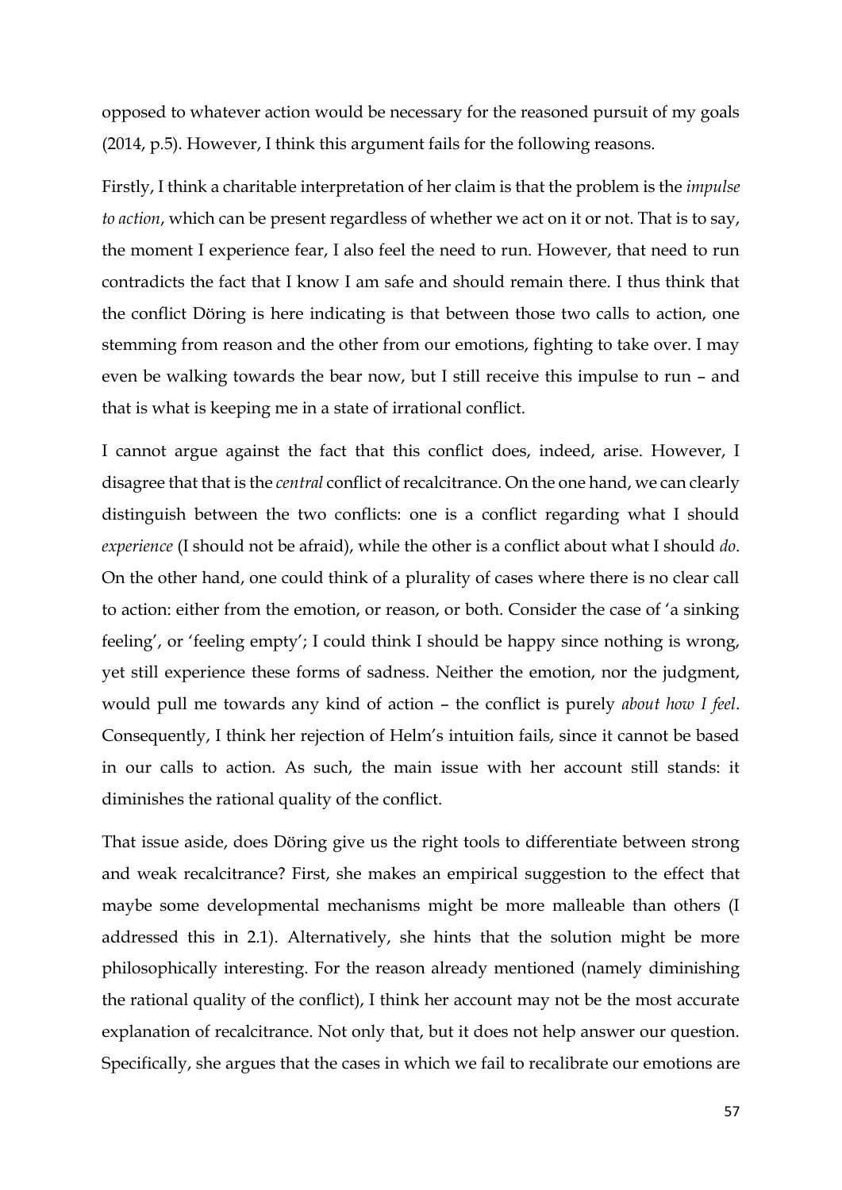opposed to whatever action would be necessary for the reasoned pursuit of my goals (2014, p.5). However, I think this argument fails for the following reasons.

Firstly, I think a charitable interpretation of her claim is that the problem is the *impulse to action*, which can be present regardless of whether we act on it or not. That is to say, the moment I experience fear, I also feel the need to run. However, that need to run contradicts the fact that I know I am safe and should remain there. I thus think that the conflict Döring is here indicating is that between those two calls to action, one stemming from reason and the other from our emotions, fighting to take over. I may even be walking towards the bear now, but I still receive this impulse to run – and that is what is keeping me in a state of irrational conflict.

I cannot argue against the fact that this conflict does, indeed, arise. However, I disagree that that is the *central* conflict of recalcitrance. On the one hand, we can clearly distinguish between the two conflicts: one is a conflict regarding what I should *experience* (I should not be afraid), while the other is a conflict about what I should *do*. On the other hand, one could think of a plurality of cases where there is no clear call to action: either from the emotion, or reason, or both. Consider the case of 'a sinking feeling', or 'feeling empty'; I could think I should be happy since nothing is wrong, yet still experience these forms of sadness. Neither the emotion, nor the judgment, would pull me towards any kind of action – the conflict is purely *about how I feel*. Consequently, I think her rejection of Helm's intuition fails, since it cannot be based in our calls to action. As such, the main issue with her account still stands: it diminishes the rational quality of the conflict.

That issue aside, does Döring give us the right tools to differentiate between strong and weak recalcitrance? First, she makes an empirical suggestion to the effect that maybe some developmental mechanisms might be more malleable than others (I addressed this in 2.1). Alternatively, she hints that the solution might be more philosophically interesting. For the reason already mentioned (namely diminishing the rational quality of the conflict), I think her account may not be the most accurate explanation of recalcitrance. Not only that, but it does not help answer our question. Specifically, she argues that the cases in which we fail to recalibrate our emotions are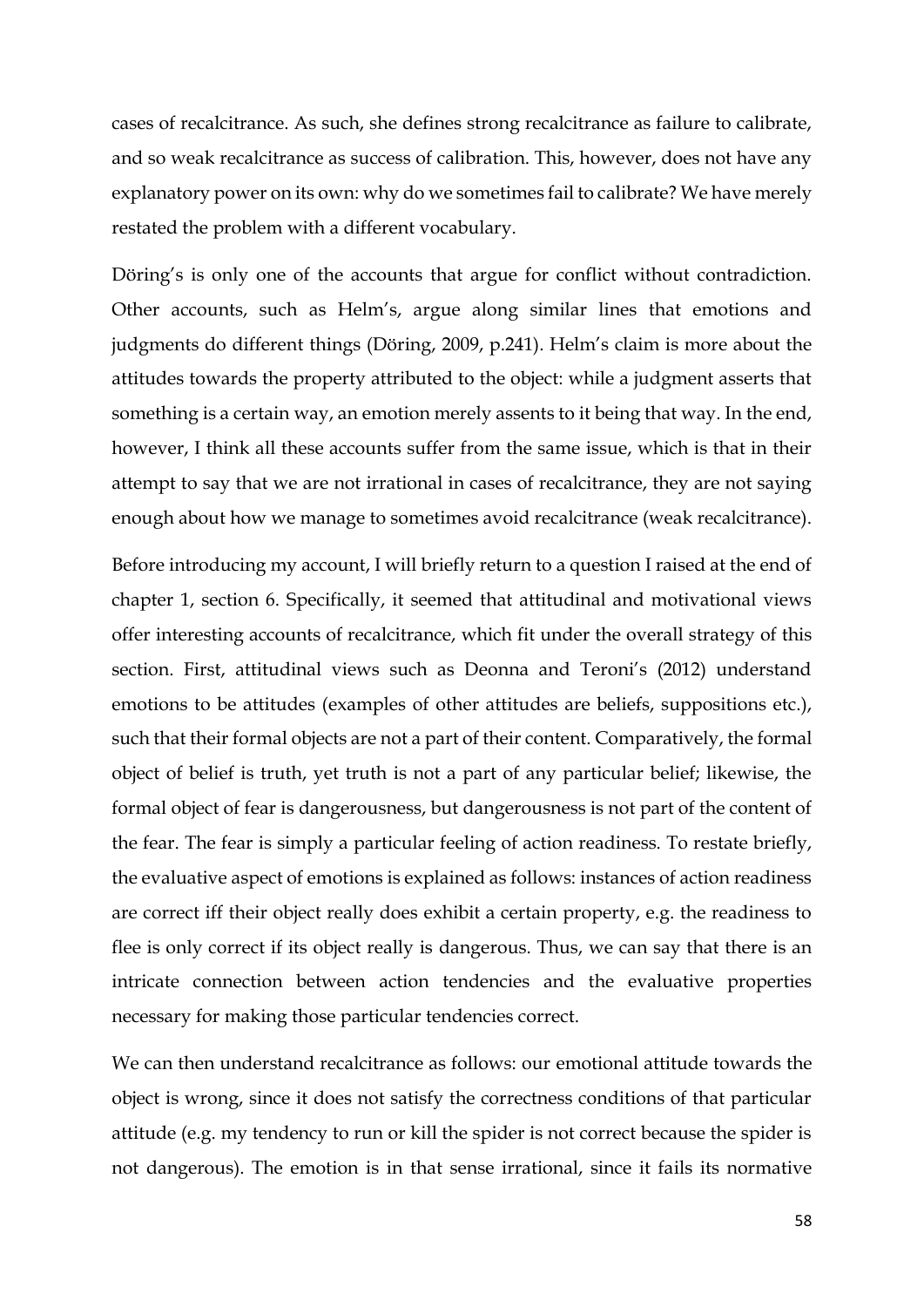cases of recalcitrance. As such, she defines strong recalcitrance as failure to calibrate, and so weak recalcitrance as success of calibration. This, however, does not have any explanatory power on its own: why do we sometimes fail to calibrate? We have merely restated the problem with a different vocabulary.

Döring's is only one of the accounts that argue for conflict without contradiction. Other accounts, such as Helm's, argue along similar lines that emotions and judgments do different things (Döring, 2009, p.241). Helm's claim is more about the attitudes towards the property attributed to the object: while a judgment asserts that something is a certain way, an emotion merely assents to it being that way. In the end, however, I think all these accounts suffer from the same issue, which is that in their attempt to say that we are not irrational in cases of recalcitrance, they are not saying enough about how we manage to sometimes avoid recalcitrance (weak recalcitrance).

Before introducing my account, I will briefly return to a question I raised at the end of chapter 1, section 6. Specifically, it seemed that attitudinal and motivational views offer interesting accounts of recalcitrance, which fit under the overall strategy of this section. First, attitudinal views such as Deonna and Teroni's (2012) understand emotions to be attitudes (examples of other attitudes are beliefs, suppositions etc.), such that their formal objects are not a part of their content. Comparatively, the formal object of belief is truth, yet truth is not a part of any particular belief; likewise, the formal object of fear is dangerousness, but dangerousness is not part of the content of the fear. The fear is simply a particular feeling of action readiness. To restate briefly, the evaluative aspect of emotions is explained as follows: instances of action readiness are correct iff their object really does exhibit a certain property, e.g. the readiness to flee is only correct if its object really is dangerous. Thus, we can say that there is an intricate connection between action tendencies and the evaluative properties necessary for making those particular tendencies correct.

We can then understand recalcitrance as follows: our emotional attitude towards the object is wrong, since it does not satisfy the correctness conditions of that particular attitude (e.g. my tendency to run or kill the spider is not correct because the spider is not dangerous). The emotion is in that sense irrational, since it fails its normative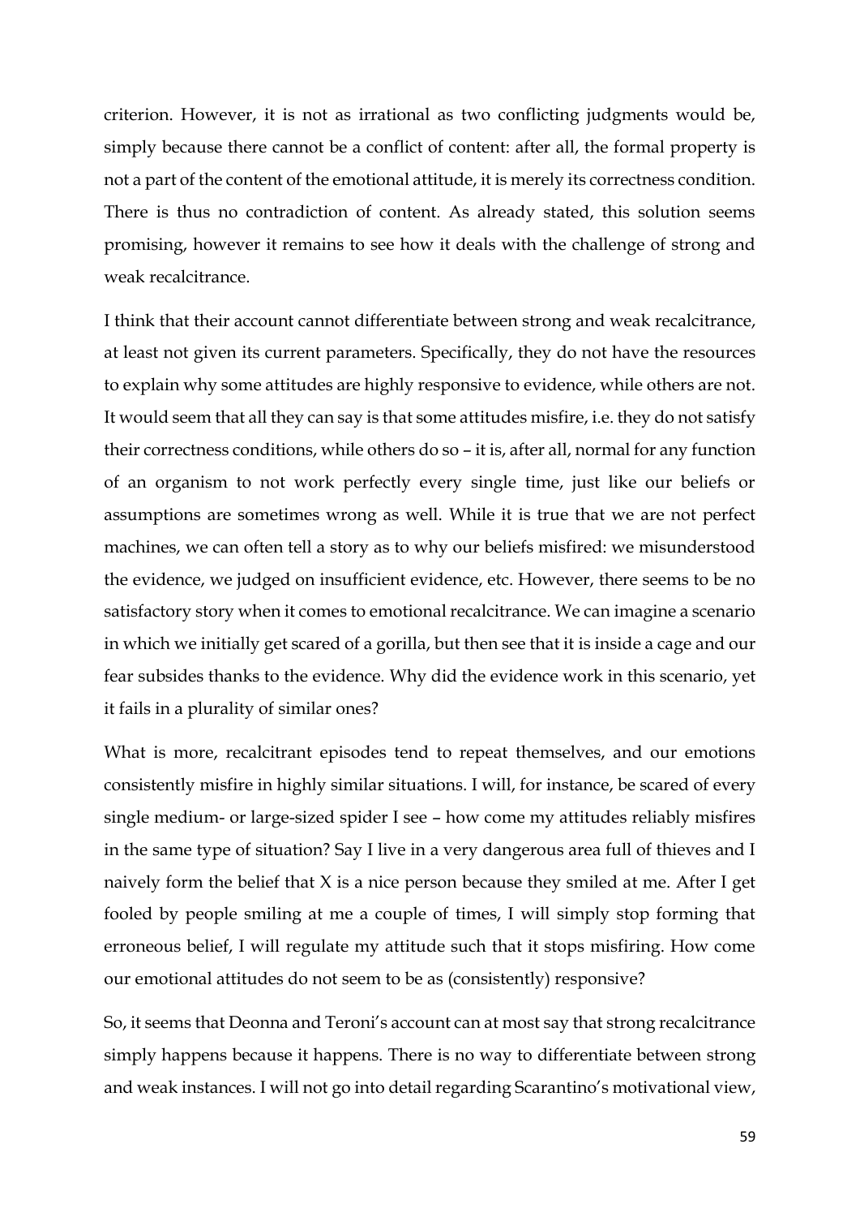criterion. However, it is not as irrational as two conflicting judgments would be, simply because there cannot be a conflict of content: after all, the formal property is not a part of the content of the emotional attitude, it is merely its correctness condition. There is thus no contradiction of content. As already stated, this solution seems promising, however it remains to see how it deals with the challenge of strong and weak recalcitrance.

I think that their account cannot differentiate between strong and weak recalcitrance, at least not given its current parameters. Specifically, they do not have the resources to explain why some attitudes are highly responsive to evidence, while others are not. It would seem that all they can say is that some attitudes misfire, i.e. they do not satisfy their correctness conditions, while others do so – it is, after all, normal for any function of an organism to not work perfectly every single time, just like our beliefs or assumptions are sometimes wrong as well. While it is true that we are not perfect machines, we can often tell a story as to why our beliefs misfired: we misunderstood the evidence, we judged on insufficient evidence, etc. However, there seems to be no satisfactory story when it comes to emotional recalcitrance. We can imagine a scenario in which we initially get scared of a gorilla, but then see that it is inside a cage and our fear subsides thanks to the evidence. Why did the evidence work in this scenario, yet it fails in a plurality of similar ones?

What is more, recalcitrant episodes tend to repeat themselves, and our emotions consistently misfire in highly similar situations. I will, for instance, be scared of every single medium- or large-sized spider I see – how come my attitudes reliably misfires in the same type of situation? Say I live in a very dangerous area full of thieves and I naively form the belief that X is a nice person because they smiled at me. After I get fooled by people smiling at me a couple of times, I will simply stop forming that erroneous belief, I will regulate my attitude such that it stops misfiring. How come our emotional attitudes do not seem to be as (consistently) responsive?

So, it seems that Deonna and Teroni's account can at most say that strong recalcitrance simply happens because it happens. There is no way to differentiate between strong and weak instances. I will not go into detail regarding Scarantino's motivational view,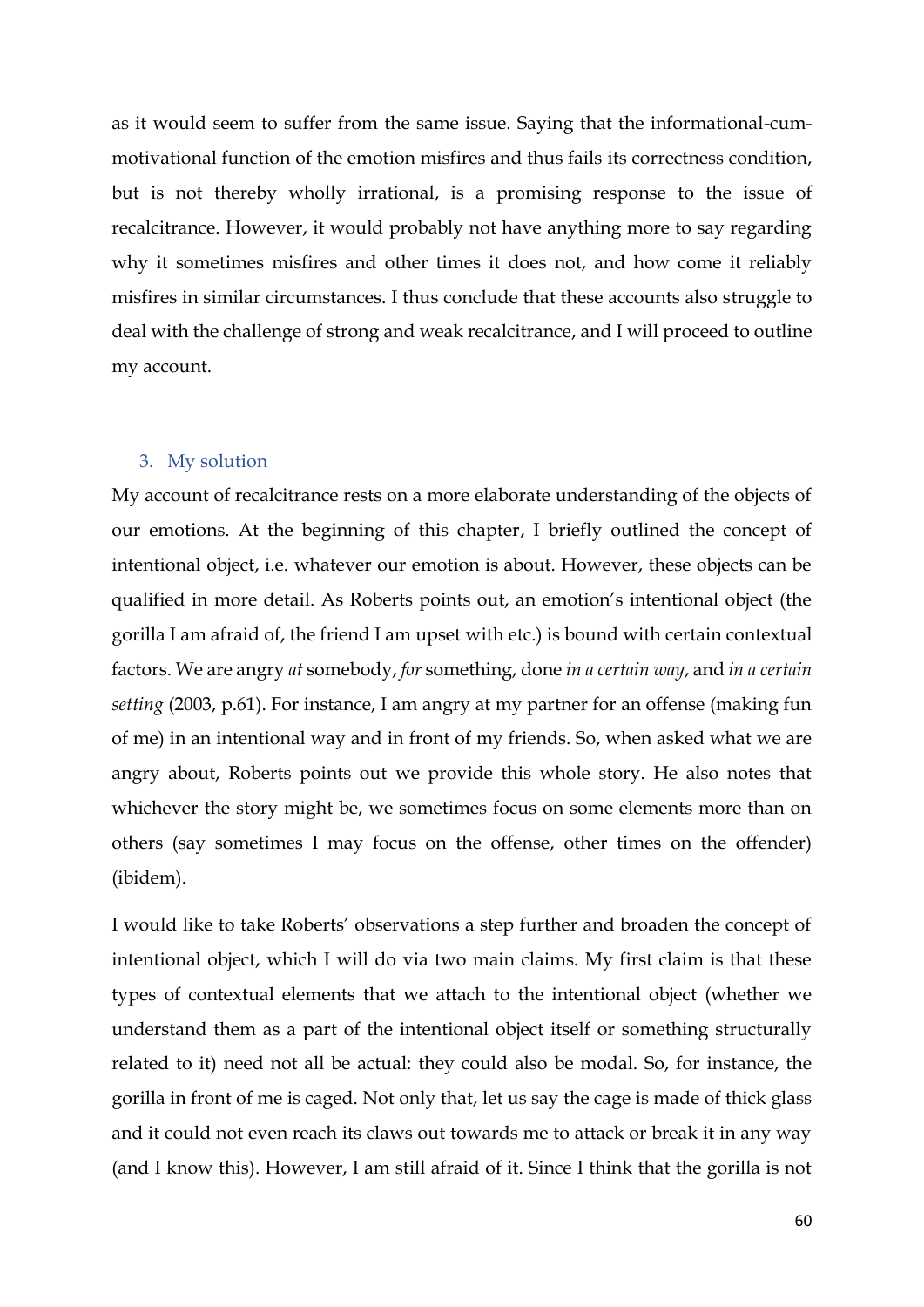as it would seem to suffer from the same issue. Saying that the informational-cum-motivational function of the emotion misfires and thus fails its correctness condition, but is not thereby wholly irrational, is a promising response to the issue of recalcitrance. However, it would probably not have anything more to say regarding why it sometimes misfires and other times it does not, and how come it reliably misfires in similar circumstances. I thus conclude that these accounts also struggle to deal with the challenge of strong and weak recalcitrance, and I will proceed to outline my account.

## 3. My solution

My account of recalcitrance rests on a more elaborate understanding of the objects of our emotions. At the beginning of this chapter, I briefly outlined the concept of intentional object, i.e. whatever our emotion is about. However, these objects can be qualified in more detail. As Roberts points out, an emotion's intentional object (the gorilla I am afraid of, the friend I am upset with etc.) is bound with certain contextual factors. We are angry *at* somebody, *for* something, done *in a certain way*, and *in a certain setting* (2003, p.61). For instance, I am angry at my partner for an offense (making fun of me) in an intentional way and in front of my friends. So, when asked what we are angry about, Roberts points out we provide this whole story. He also notes that whichever the story might be, we sometimes focus on some elements more than on others (say sometimes I may focus on the offense, other times on the offender) (ibidem).

I would like to take Roberts' observations a step further and broaden the concept of intentional object, which I will do via two main claims. My first claim is that these types of contextual elements that we attach to the intentional object (whether we understand them as a part of the intentional object itself or something structurally related to it) need not all be actual: they could also be modal. So, for instance, the gorilla in front of me is caged. Not only that, let us say the cage is made of thick glass and it could not even reach its claws out towards me to attack or break it in any way (and I know this). However, I am still afraid of it. Since I think that the gorilla is not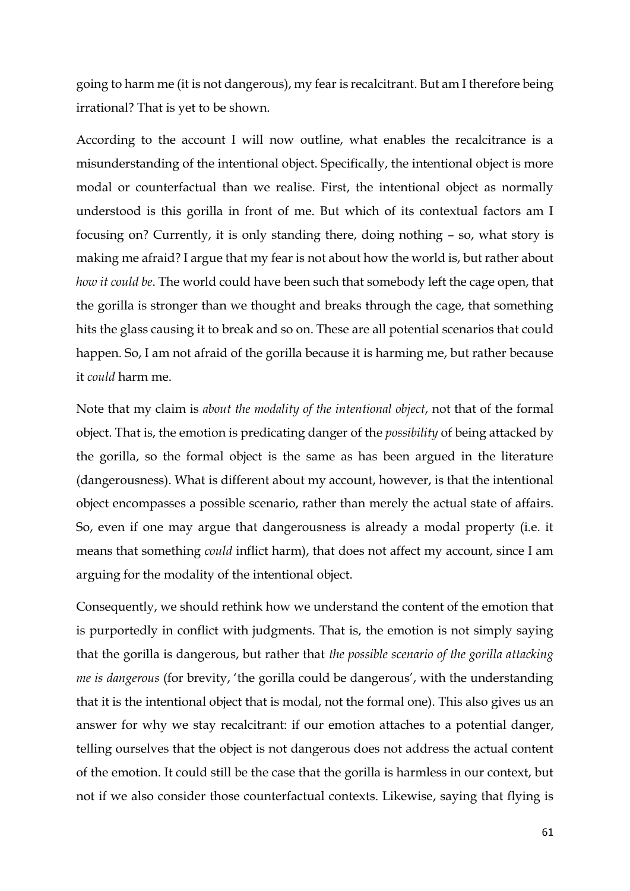going to harm me (it is not dangerous), my fear is recalcitrant. But am I therefore being irrational? That is yet to be shown.

According to the account I will now outline, what enables the recalcitrance is a misunderstanding of the intentional object. Specifically, the intentional object is more modal or counterfactual than we realise. First, the intentional object as normally understood is this gorilla in front of me. But which of its contextual factors am I focusing on? Currently, it is only standing there, doing nothing – so, what story is making me afraid? I argue that my fear is not about how the world is, but rather about *how it could be*. The world could have been such that somebody left the cage open, that the gorilla is stronger than we thought and breaks through the cage, that something hits the glass causing it to break and so on. These are all potential scenarios that could happen. So, I am not afraid of the gorilla because it is harming me, but rather because it *could* harm me.

Note that my claim is *about the modality of the intentional object*, not that of the formal object. That is, the emotion is predicating danger of the *possibility* of being attacked by the gorilla, so the formal object is the same as has been argued in the literature (dangerousness). What is different about my account, however, is that the intentional object encompasses a possible scenario, rather than merely the actual state of affairs. So, even if one may argue that dangerousness is already a modal property (i.e. it means that something *could* inflict harm), that does not affect my account, since I am arguing for the modality of the intentional object.

Consequently, we should rethink how we understand the content of the emotion that is purportedly in conflict with judgments. That is, the emotion is not simply saying that the gorilla is dangerous, but rather that *the possible scenario of the gorilla attacking me is dangerous* (for brevity, 'the gorilla could be dangerous', with the understanding that it is the intentional object that is modal, not the formal one). This also gives us an answer for why we stay recalcitrant: if our emotion attaches to a potential danger, telling ourselves that the object is not dangerous does not address the actual content of the emotion. It could still be the case that the gorilla is harmless in our context, but not if we also consider those counterfactual contexts. Likewise, saying that flying is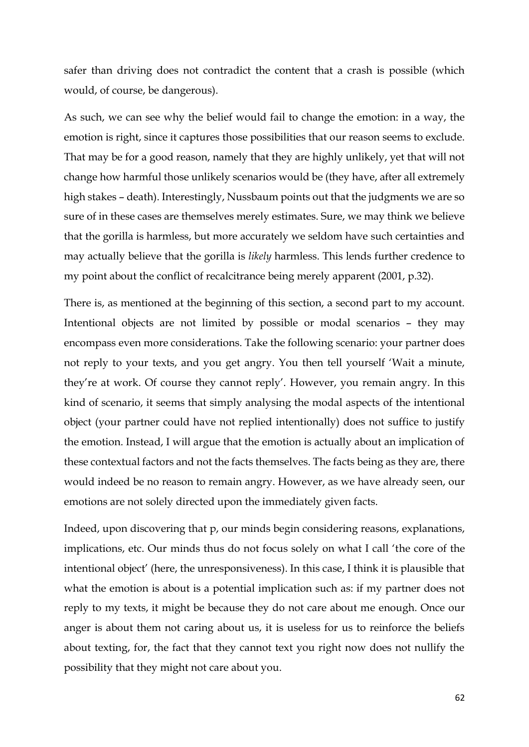safer than driving does not contradict the content that a crash is possible (which would, of course, be dangerous).

As such, we can see why the belief would fail to change the emotion: in a way, the emotion is right, since it captures those possibilities that our reason seems to exclude. That may be for a good reason, namely that they are highly unlikely, yet that will not change how harmful those unlikely scenarios would be (they have, after all extremely high stakes – death). Interestingly, Nussbaum points out that the judgments we are so sure of in these cases are themselves merely estimates. Sure, we may think we believe that the gorilla is harmless, but more accurately we seldom have such certainties and may actually believe that the gorilla is *likely* harmless. This lends further credence to my point about the conflict of recalcitrance being merely apparent (2001, p.32).

There is, as mentioned at the beginning of this section, a second part to my account. Intentional objects are not limited by possible or modal scenarios – they may encompass even more considerations. Take the following scenario: your partner does not reply to your texts, and you get angry. You then tell yourself 'Wait a minute, they're at work. Of course they cannot reply'. However, you remain angry. In this kind of scenario, it seems that simply analysing the modal aspects of the intentional object (your partner could have not replied intentionally) does not suffice to justify the emotion. Instead, I will argue that the emotion is actually about an implication of these contextual factors and not the facts themselves. The facts being as they are, there would indeed be no reason to remain angry. However, as we have already seen, our emotions are not solely directed upon the immediately given facts.

Indeed, upon discovering that p, our minds begin considering reasons, explanations, implications, etc. Our minds thus do not focus solely on what I call 'the core of the intentional object' (here, the unresponsiveness). In this case, I think it is plausible that what the emotion is about is a potential implication such as: if my partner does not reply to my texts, it might be because they do not care about me enough. Once our anger is about them not caring about us, it is useless for us to reinforce the beliefs about texting, for, the fact that they cannot text you right now does not nullify the possibility that they might not care about you.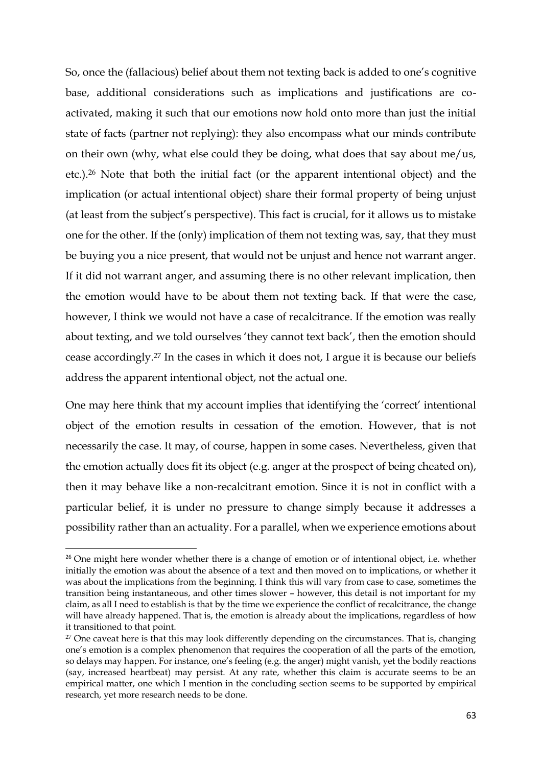So, once the (fallacious) belief about them not texting back is added to one's cognitive base, additional considerations such as implications and justifications are co-activated, making it such that our emotions now hold onto more than just the initial state of facts (partner not replying): they also encompass what our minds contribute on their own (why, what else could they be doing, what does that say about me/us, etc.).[26] Note that both the initial fact (or the apparent intentional object) and the implication (or actual intentional object) share their formal property of being unjust (at least from the subject's perspective). This fact is crucial, for it allows us to mistake one for the other. If the (only) implication of them not texting was, say, that they must be buying you a nice present, that would not be unjust and hence not warrant anger. If it did not warrant anger, and assuming there is no other relevant implication, then the emotion would have to be about them not texting back. If that were the case, however, I think we would not have a case of recalcitrance. If the emotion was really about texting, and we told ourselves 'they cannot text back', then the emotion should cease accordingly.[27] In the cases in which it does not, I argue it is because our beliefs address the apparent intentional object, not the actual one.

One may here think that my account implies that identifying the 'correct' intentional object of the emotion results in cessation of the emotion. However, that is not necessarily the case. It may, of course, happen in some cases. Nevertheless, given that the emotion actually does fit its object (e.g. anger at the prospect of being cheated on), then it may behave like a non-recalcitrant emotion. Since it is not in conflict with a particular belief, it is under no pressure to change simply because it addresses a possibility rather than an actuality. For a parallel, when we experience emotions about

---

[26] One might here wonder whether there is a change of emotion or of intentional object, i.e. whether initially the emotion was about the absence of a text and then moved on to implications, or whether it was about the implications from the beginning. I think this will vary from case to case, sometimes the transition being instantaneous, and other times slower – however, this detail is not important for my claim, as all I need to establish is that by the time we experience the conflict of recalcitrance, the change will have already happened. That is, the emotion is already about the implications, regardless of how it transitioned to that point.

[27] One caveat here is that this may look differently depending on the circumstances. That is, changing one's emotion is a complex phenomenon that requires the cooperation of all the parts of the emotion, so delays may happen. For instance, one's feeling (e.g. the anger) might vanish, yet the bodily reactions (say, increased heartbeat) may persist. At any rate, whether this claim is accurate seems to be an empirical matter, one which I mention in the concluding section seems to be supported by empirical research, yet more research needs to be done.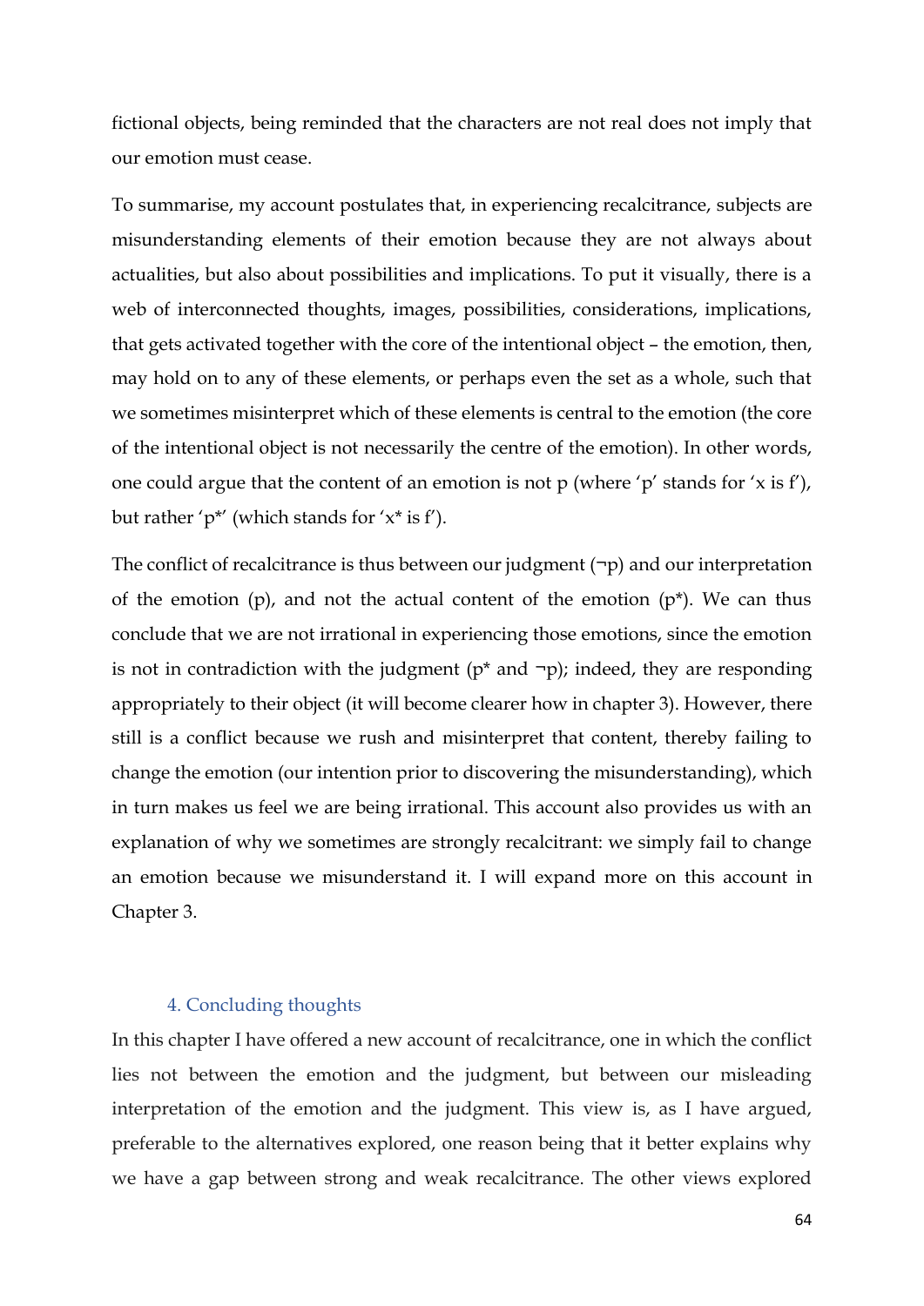fictional objects, being reminded that the characters are not real does not imply that our emotion must cease.

To summarise, my account postulates that, in experiencing recalcitrance, subjects are misunderstanding elements of their emotion because they are not always about actualities, but also about possibilities and implications. To put it visually, there is a web of interconnected thoughts, images, possibilities, considerations, implications, that gets activated together with the core of the intentional object – the emotion, then, may hold on to any of these elements, or perhaps even the set as a whole, such that we sometimes misinterpret which of these elements is central to the emotion (the core of the intentional object is not necessarily the centre of the emotion). In other words, one could argue that the content of an emotion is not p (where 'p' stands for 'x is f'), but rather 'p*' (which stands for 'x* is f').

The conflict of recalcitrance is thus between our judgment ($\neg p$) and our interpretation of the emotion (p), and not the actual content of the emotion (p*). We can thus conclude that we are not irrational in experiencing those emotions, since the emotion is not in contradiction with the judgment (p* and $\neg p$); indeed, they are responding appropriately to their object (it will become clearer how in chapter 3). However, there still is a conflict because we rush and misinterpret that content, thereby failing to change the emotion (our intention prior to discovering the misunderstanding), which in turn makes us feel we are being irrational. This account also provides us with an explanation of why we sometimes are strongly recalcitrant: we simply fail to change an emotion because we misunderstand it. I will expand more on this account in Chapter 3.

## 4. Concluding thoughts

In this chapter I have offered a new account of recalcitrance, one in which the conflict lies not between the emotion and the judgment, but between our misleading interpretation of the emotion and the judgment. This view is, as I have argued, preferable to the alternatives explored, one reason being that it better explains why we have a gap between strong and weak recalcitrance. The other views explored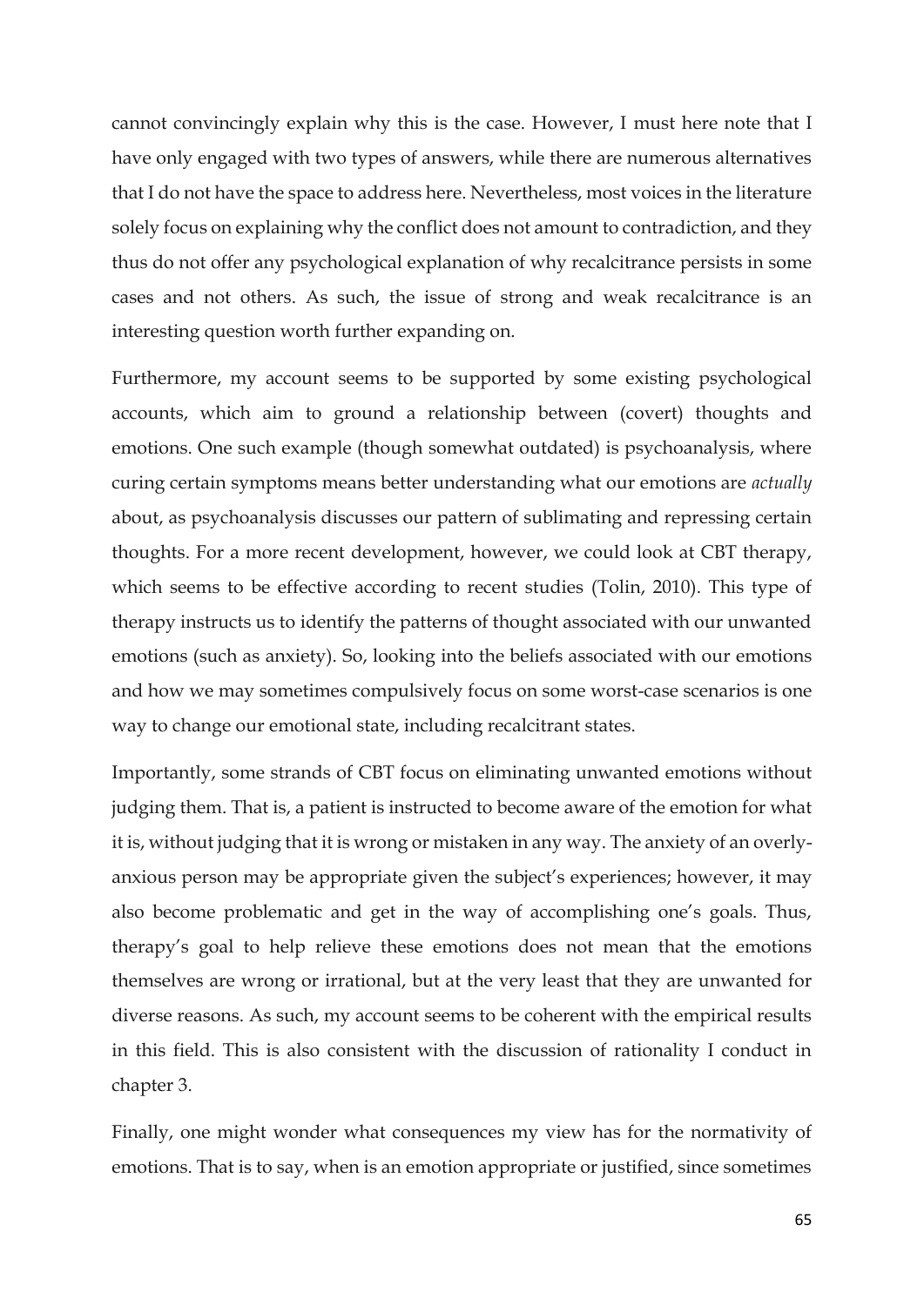cannot convincingly explain why this is the case. However, I must here note that I have only engaged with two types of answers, while there are numerous alternatives that I do not have the space to address here. Nevertheless, most voices in the literature solely focus on explaining why the conflict does not amount to contradiction, and they thus do not offer any psychological explanation of why recalcitrance persists in some cases and not others. As such, the issue of strong and weak recalcitrance is an interesting question worth further expanding on.

Furthermore, my account seems to be supported by some existing psychological accounts, which aim to ground a relationship between (covert) thoughts and emotions. One such example (though somewhat outdated) is psychoanalysis, where curing certain symptoms means better understanding what our emotions are *actually* about, as psychoanalysis discusses our pattern of sublimating and repressing certain thoughts. For a more recent development, however, we could look at CBT therapy, which seems to be effective according to recent studies (Tolin, 2010). This type of therapy instructs us to identify the patterns of thought associated with our unwanted emotions (such as anxiety). So, looking into the beliefs associated with our emotions and how we may sometimes compulsively focus on some worst-case scenarios is one way to change our emotional state, including recalcitrant states.

Importantly, some strands of CBT focus on eliminating unwanted emotions without judging them. That is, a patient is instructed to become aware of the emotion for what it is, without judging that it is wrong or mistaken in any way. The anxiety of an overly-anxious person may be appropriate given the subject's experiences; however, it may also become problematic and get in the way of accomplishing one's goals. Thus, therapy's goal to help relieve these emotions does not mean that the emotions themselves are wrong or irrational, but at the very least that they are unwanted for diverse reasons. As such, my account seems to be coherent with the empirical results in this field. This is also consistent with the discussion of rationality I conduct in chapter 3.

Finally, one might wonder what consequences my view has for the normativity of emotions. That is to say, when is an emotion appropriate or justified, since sometimes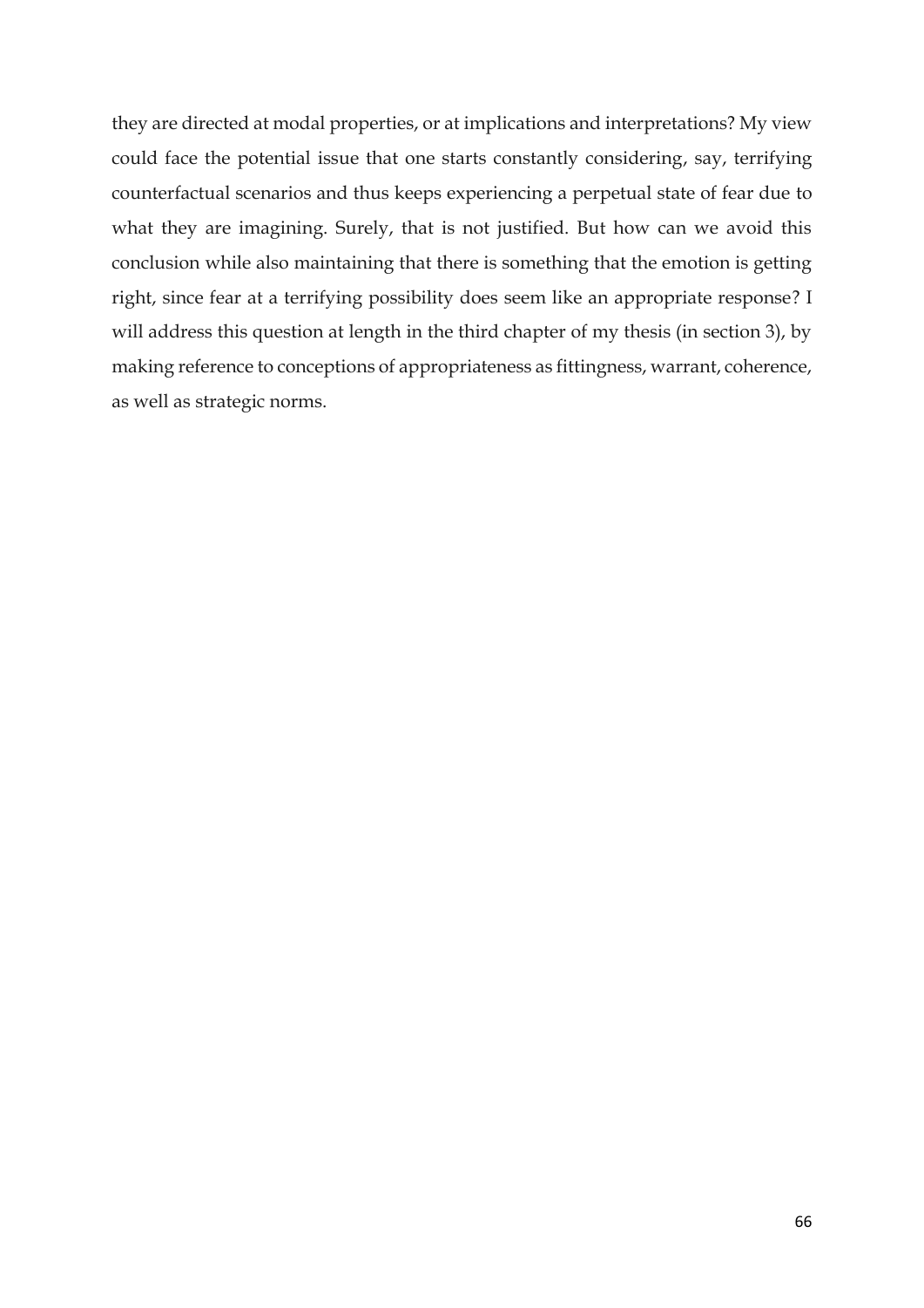they are directed at modal properties, or at implications and interpretations? My view could face the potential issue that one starts constantly considering, say, terrifying counterfactual scenarios and thus keeps experiencing a perpetual state of fear due to what they are imagining. Surely, that is not justified. But how can we avoid this conclusion while also maintaining that there is something that the emotion is getting right, since fear at a terrifying possibility does seem like an appropriate response? I will address this question at length in the third chapter of my thesis (in section 3), by making reference to conceptions of appropriateness as fittingness, warrant, coherence, as well as strategic norms.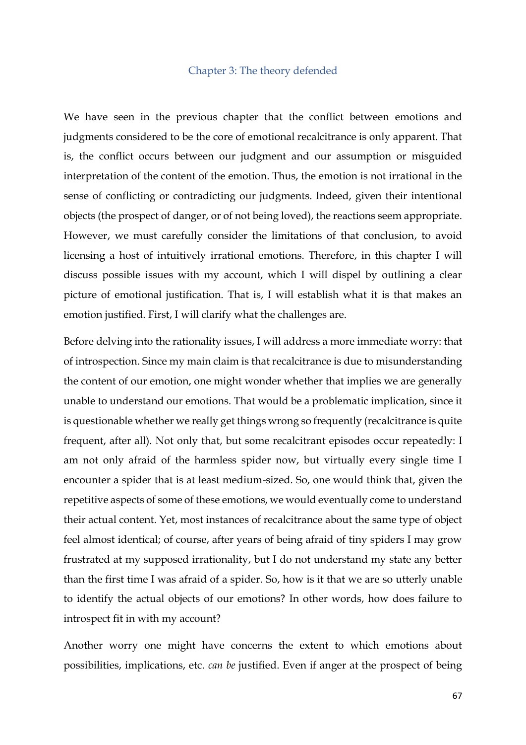## Chapter 3: The theory defended

We have seen in the previous chapter that the conflict between emotions and judgments considered to be the core of emotional recalcitrance is only apparent. That is, the conflict occurs between our judgment and our assumption or misguided interpretation of the content of the emotion. Thus, the emotion is not irrational in the sense of conflicting or contradicting our judgments. Indeed, given their intentional objects (the prospect of danger, or of not being loved), the reactions seem appropriate. However, we must carefully consider the limitations of that conclusion, to avoid licensing a host of intuitively irrational emotions. Therefore, in this chapter I will discuss possible issues with my account, which I will dispel by outlining a clear picture of emotional justification. That is, I will establish what it is that makes an emotion justified. First, I will clarify what the challenges are.

Before delving into the rationality issues, I will address a more immediate worry: that of introspection. Since my main claim is that recalcitrance is due to misunderstanding the content of our emotion, one might wonder whether that implies we are generally unable to understand our emotions. That would be a problematic implication, since it is questionable whether we really get things wrong so frequently (recalcitrance is quite frequent, after all). Not only that, but some recalcitrant episodes occur repeatedly: I am not only afraid of the harmless spider now, but virtually every single time I encounter a spider that is at least medium-sized. So, one would think that, given the repetitive aspects of some of these emotions, we would eventually come to understand their actual content. Yet, most instances of recalcitrance about the same type of object feel almost identical; of course, after years of being afraid of tiny spiders I may grow frustrated at my supposed irrationality, but I do not understand my state any better than the first time I was afraid of a spider. So, how is it that we are so utterly unable to identify the actual objects of our emotions? In other words, how does failure to introspect fit in with my account?

Another worry one might have concerns the extent to which emotions about possibilities, implications, etc. *can be* justified. Even if anger at the prospect of being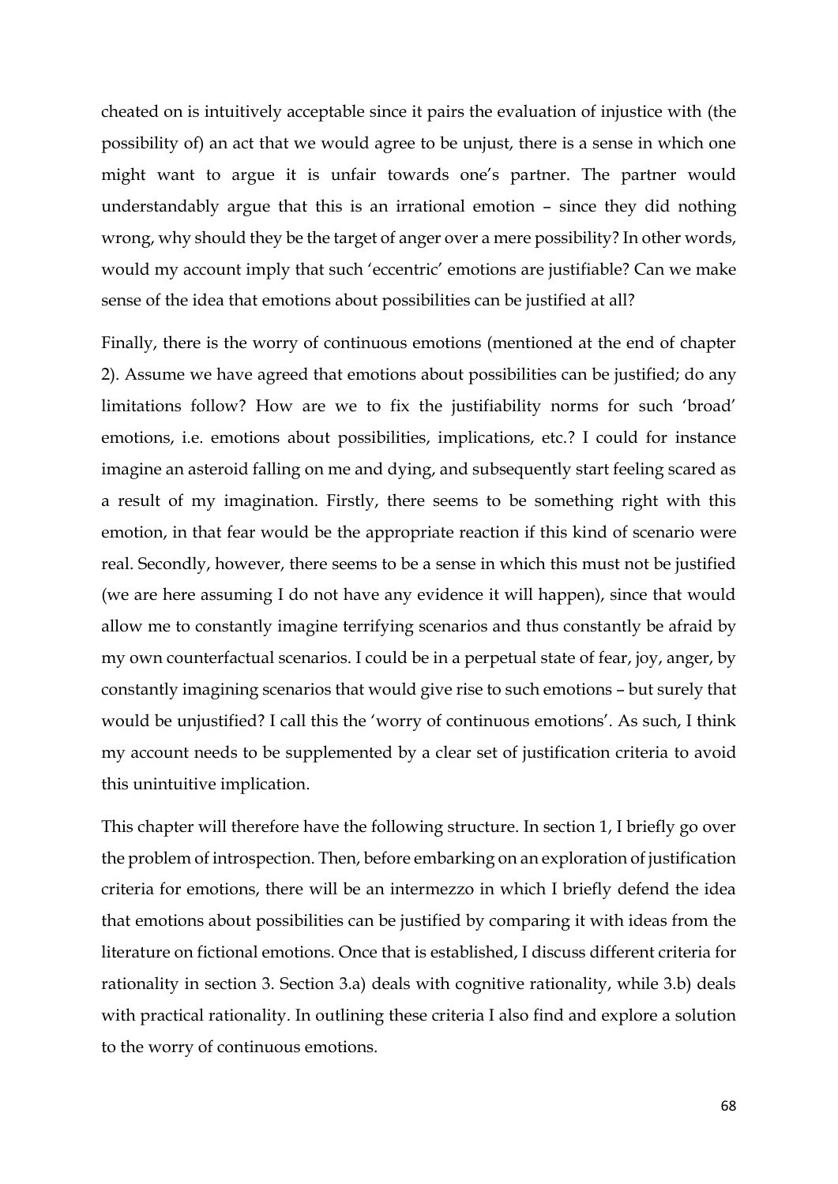cheated on is intuitively acceptable since it pairs the evaluation of injustice with (the possibility of) an act that we would agree to be unjust, there is a sense in which one might want to argue it is unfair towards one's partner. The partner would understandably argue that this is an irrational emotion – since they did nothing wrong, why should they be the target of anger over a mere possibility? In other words, would my account imply that such 'eccentric' emotions are justifiable? Can we make sense of the idea that emotions about possibilities can be justified at all?

Finally, there is the worry of continuous emotions (mentioned at the end of chapter 2). Assume we have agreed that emotions about possibilities can be justified; do any limitations follow? How are we to fix the justifiability norms for such 'broad' emotions, i.e. emotions about possibilities, implications, etc.? I could for instance imagine an asteroid falling on me and dying, and subsequently start feeling scared as a result of my imagination. Firstly, there seems to be something right with this emotion, in that fear would be the appropriate reaction if this kind of scenario were real. Secondly, however, there seems to be a sense in which this must not be justified (we are here assuming I do not have any evidence it will happen), since that would allow me to constantly imagine terrifying scenarios and thus constantly be afraid by my own counterfactual scenarios. I could be in a perpetual state of fear, joy, anger, by constantly imagining scenarios that would give rise to such emotions – but surely that would be unjustified? I call this the 'worry of continuous emotions'. As such, I think my account needs to be supplemented by a clear set of justification criteria to avoid this unintuitive implication.

This chapter will therefore have the following structure. In section 1, I briefly go over the problem of introspection. Then, before embarking on an exploration of justification criteria for emotions, there will be an intermezzo in which I briefly defend the idea that emotions about possibilities can be justified by comparing it with ideas from the literature on fictional emotions. Once that is established, I discuss different criteria for rationality in section 3. Section 3.a) deals with cognitive rationality, while 3.b) deals with practical rationality. In outlining these criteria I also find and explore a solution to the worry of continuous emotions.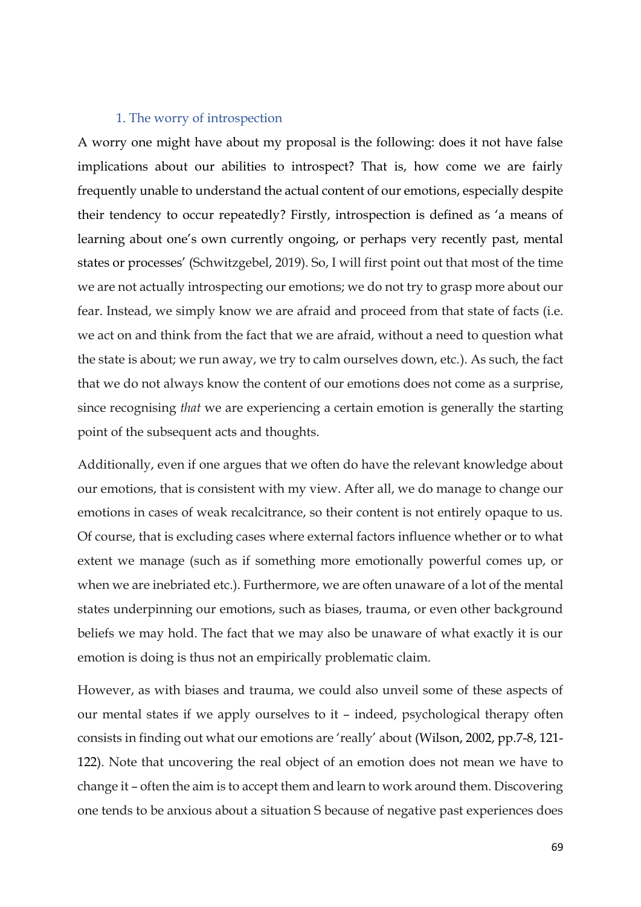### 1. The worry of introspection

A worry one might have about my proposal is the following: does it not have false implications about our abilities to introspect? That is, how come we are fairly frequently unable to understand the actual content of our emotions, especially despite their tendency to occur repeatedly? Firstly, introspection is defined as 'a means of learning about one's own currently ongoing, or perhaps very recently past, mental states or processes' (Schwitzgebel, 2019). So, I will first point out that most of the time we are not actually introspecting our emotions; we do not try to grasp more about our fear. Instead, we simply know we are afraid and proceed from that state of facts (i.e. we act on and think from the fact that we are afraid, without a need to question what the state is about; we run away, we try to calm ourselves down, etc.). As such, the fact that we do not always know the content of our emotions does not come as a surprise, since recognising *that* we are experiencing a certain emotion is generally the starting point of the subsequent acts and thoughts.

Additionally, even if one argues that we often do have the relevant knowledge about our emotions, that is consistent with my view. After all, we do manage to change our emotions in cases of weak recalcitrance, so their content is not entirely opaque to us. Of course, that is excluding cases where external factors influence whether or to what extent we manage (such as if something more emotionally powerful comes up, or when we are inebriated etc.). Furthermore, we are often unaware of a lot of the mental states underpinning our emotions, such as biases, trauma, or even other background beliefs we may hold. The fact that we may also be unaware of what exactly it is our emotion is doing is thus not an empirically problematic claim.

However, as with biases and trauma, we could also unveil some of these aspects of our mental states if we apply ourselves to it – indeed, psychological therapy often consists in finding out what our emotions are 'really' about (Wilson, 2002, pp.7-8, 121-122). Note that uncovering the real object of an emotion does not mean we have to change it – often the aim is to accept them and learn to work around them. Discovering one tends to be anxious about a situation S because of negative past experiences does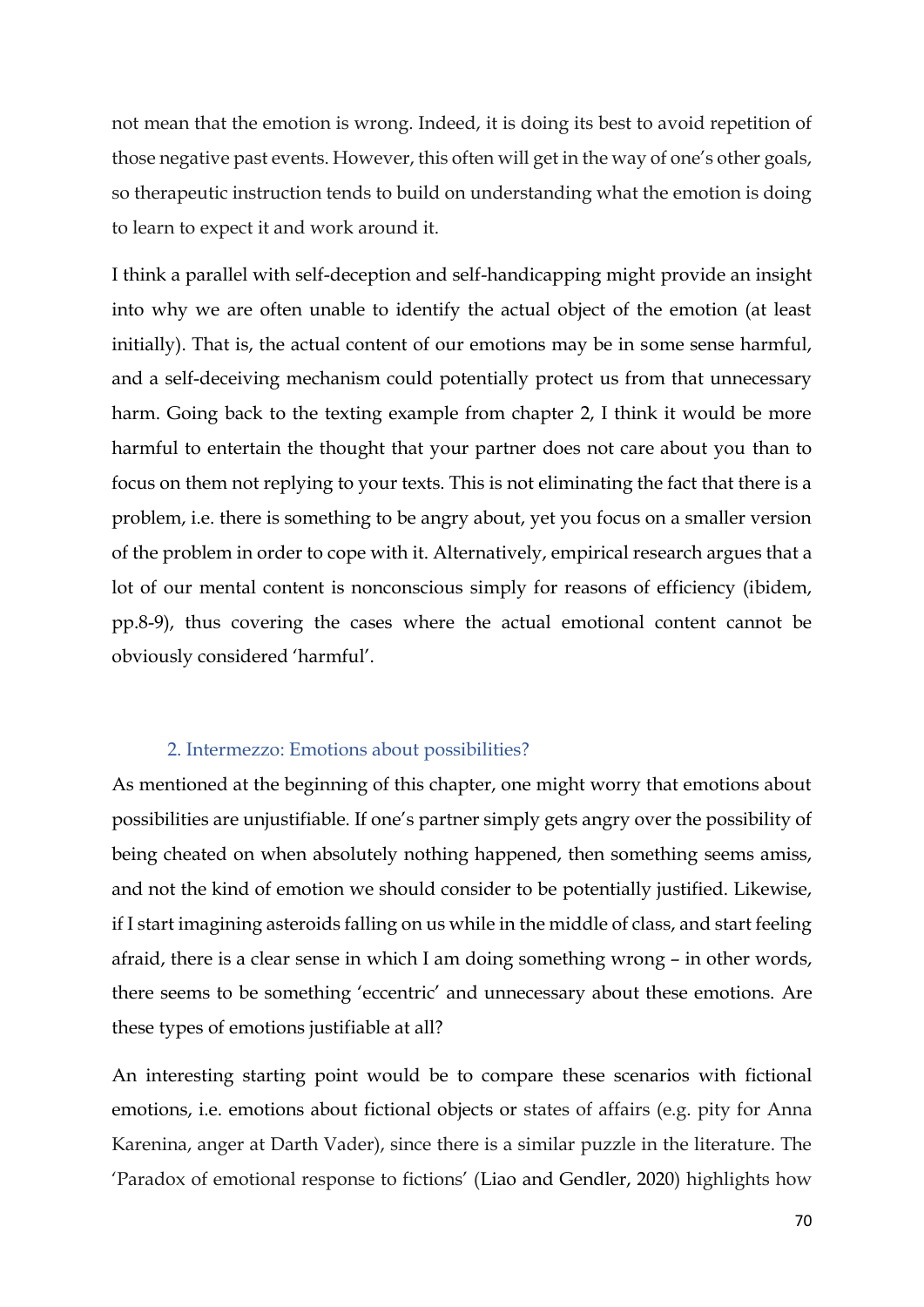not mean that the emotion is wrong. Indeed, it is doing its best to avoid repetition of those negative past events. However, this often will get in the way of one's other goals, so therapeutic instruction tends to build on understanding what the emotion is doing to learn to expect it and work around it.

I think a parallel with self-deception and self-handicapping might provide an insight into why we are often unable to identify the actual object of the emotion (at least initially). That is, the actual content of our emotions may be in some sense harmful, and a self-deceiving mechanism could potentially protect us from that unnecessary harm. Going back to the texting example from chapter 2, I think it would be more harmful to entertain the thought that your partner does not care about you than to focus on them not replying to your texts. This is not eliminating the fact that there is a problem, i.e. there is something to be angry about, yet you focus on a smaller version of the problem in order to cope with it. Alternatively, empirical research argues that a lot of our mental content is nonconscious simply for reasons of efficiency (ibidem, pp.8-9), thus covering the cases where the actual emotional content cannot be obviously considered 'harmful'.

## 2. Intermezzo: Emotions about possibilities?

As mentioned at the beginning of this chapter, one might worry that emotions about possibilities are unjustifiable. If one's partner simply gets angry over the possibility of being cheated on when absolutely nothing happened, then something seems amiss, and not the kind of emotion we should consider to be potentially justified. Likewise, if I start imagining asteroids falling on us while in the middle of class, and start feeling afraid, there is a clear sense in which I am doing something wrong – in other words, there seems to be something 'eccentric' and unnecessary about these emotions. Are these types of emotions justifiable at all?

An interesting starting point would be to compare these scenarios with fictional emotions, i.e. emotions about fictional objects or states of affairs (e.g. pity for Anna Karenina, anger at Darth Vader), since there is a similar puzzle in the literature. The 'Paradox of emotional response to fictions' (Liao and Gendler, 2020) highlights how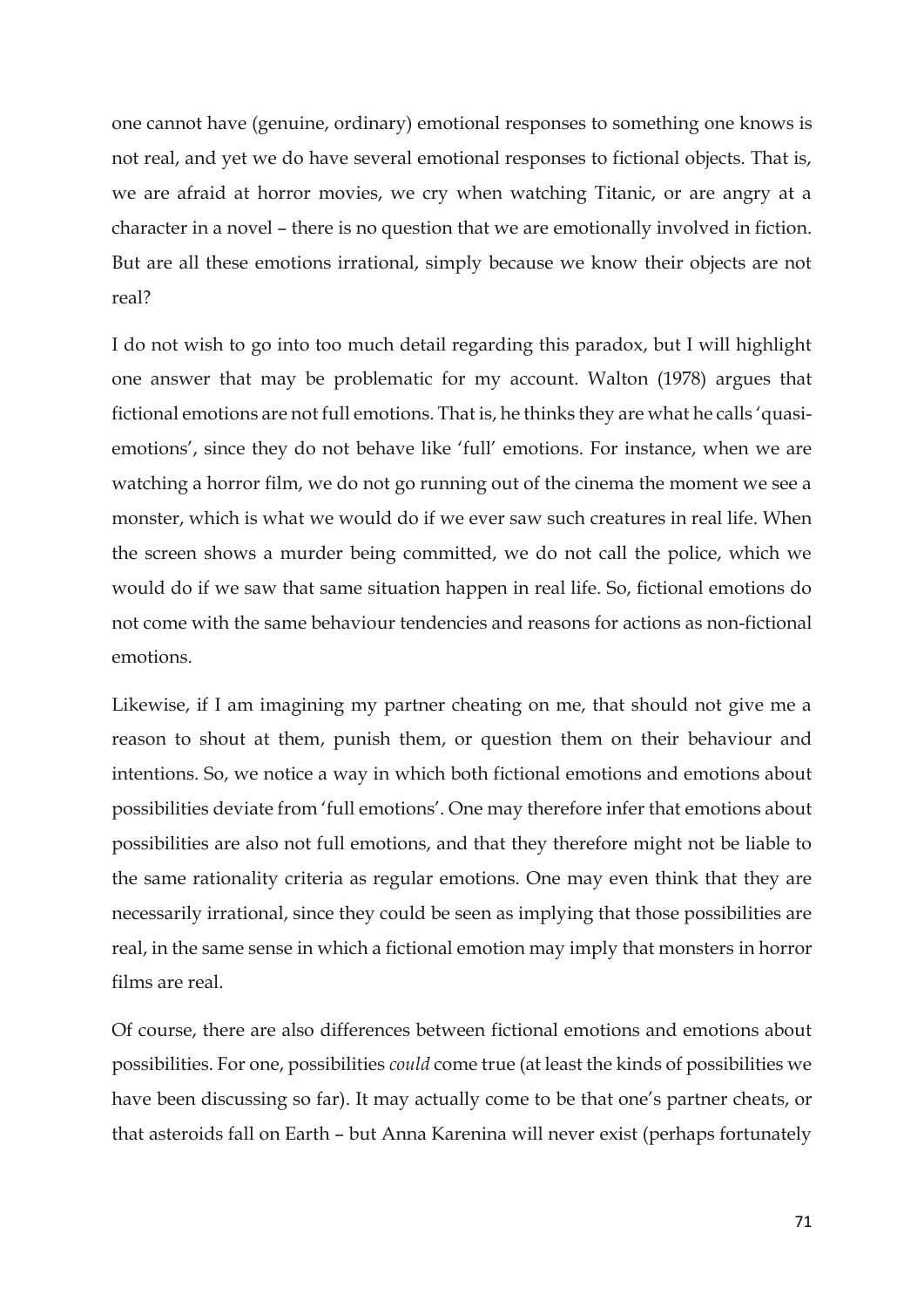one cannot have (genuine, ordinary) emotional responses to something one knows is not real, and yet we do have several emotional responses to fictional objects. That is, we are afraid at horror movies, we cry when watching Titanic, or are angry at a character in a novel – there is no question that we are emotionally involved in fiction. But are all these emotions irrational, simply because we know their objects are not real?

I do not wish to go into too much detail regarding this paradox, but I will highlight one answer that may be problematic for my account. Walton (1978) argues that fictional emotions are not full emotions. That is, he thinks they are what he calls 'quasi-emotions', since they do not behave like 'full' emotions. For instance, when we are watching a horror film, we do not go running out of the cinema the moment we see a monster, which is what we would do if we ever saw such creatures in real life. When the screen shows a murder being committed, we do not call the police, which we would do if we saw that same situation happen in real life. So, fictional emotions do not come with the same behaviour tendencies and reasons for actions as non-fictional emotions.

Likewise, if I am imagining my partner cheating on me, that should not give me a reason to shout at them, punish them, or question them on their behaviour and intentions. So, we notice a way in which both fictional emotions and emotions about possibilities deviate from 'full emotions'. One may therefore infer that emotions about possibilities are also not full emotions, and that they therefore might not be liable to the same rationality criteria as regular emotions. One may even think that they are necessarily irrational, since they could be seen as implying that those possibilities are real, in the same sense in which a fictional emotion may imply that monsters in horror films are real.

Of course, there are also differences between fictional emotions and emotions about possibilities. For one, possibilities *could* come true (at least the kinds of possibilities we have been discussing so far). It may actually come to be that one's partner cheats, or that asteroids fall on Earth – but Anna Karenina will never exist (perhaps fortunately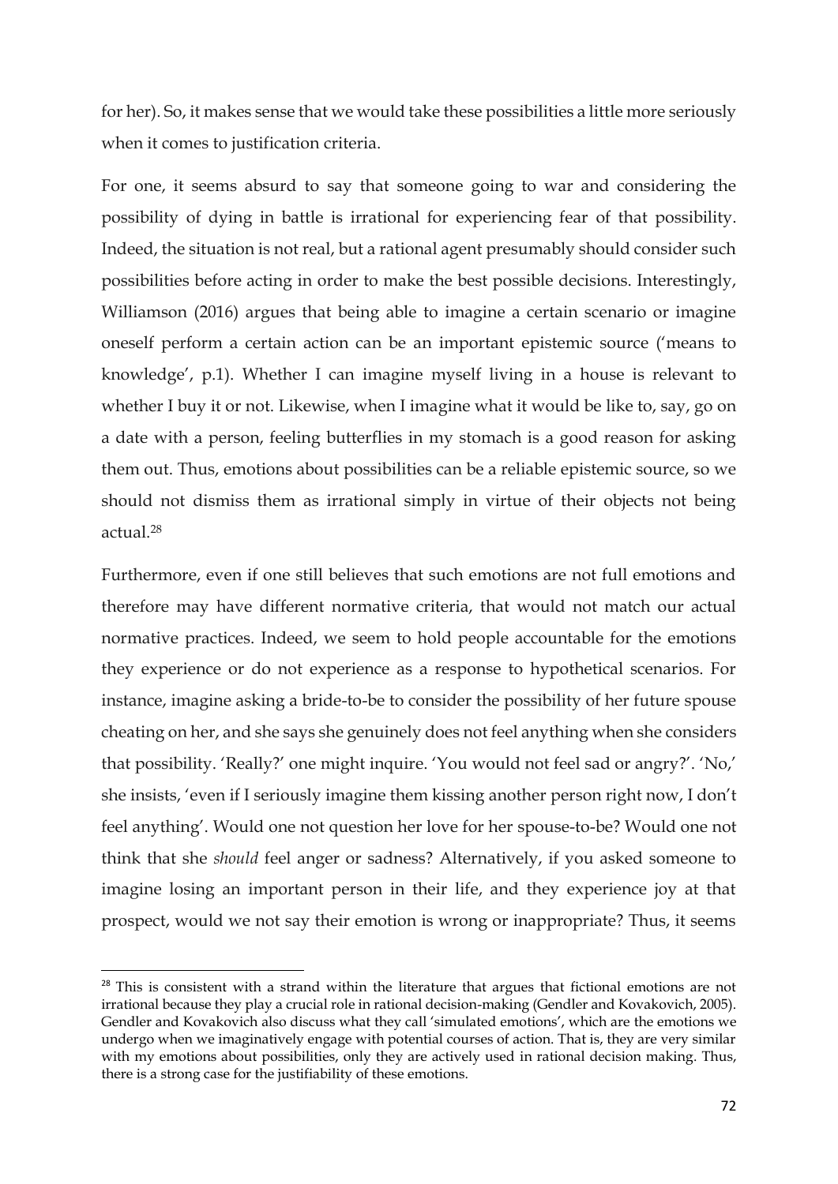for her). So, it makes sense that we would take these possibilities a little more seriously when it comes to justification criteria.

For one, it seems absurd to say that someone going to war and considering the possibility of dying in battle is irrational for experiencing fear of that possibility. Indeed, the situation is not real, but a rational agent presumably should consider such possibilities before acting in order to make the best possible decisions. Interestingly, Williamson (2016) argues that being able to imagine a certain scenario or imagine oneself perform a certain action can be an important epistemic source ('means to knowledge', p.1). Whether I can imagine myself living in a house is relevant to whether I buy it or not. Likewise, when I imagine what it would be like to, say, go on a date with a person, feeling butterflies in my stomach is a good reason for asking them out. Thus, emotions about possibilities can be a reliable epistemic source, so we should not dismiss them as irrational simply in virtue of their objects not being actual.[28]

Furthermore, even if one still believes that such emotions are not full emotions and therefore may have different normative criteria, that would not match our actual normative practices. Indeed, we seem to hold people accountable for the emotions they experience or do not experience as a response to hypothetical scenarios. For instance, imagine asking a bride-to-be to consider the possibility of her future spouse cheating on her, and she says she genuinely does not feel anything when she considers that possibility. 'Really?' one might inquire. 'You would not feel sad or angry?'. 'No,' she insists, 'even if I seriously imagine them kissing another person right now, I don't feel anything'. Would one not question her love for her spouse-to-be? Would one not think that she *should* feel anger or sadness? Alternatively, if you asked someone to imagine losing an important person in their life, and they experience joy at that prospect, would we not say their emotion is wrong or inappropriate? Thus, it seems

[28] This is consistent with a strand within the literature that argues that fictional emotions are not irrational because they play a crucial role in rational decision-making (Gendler and Kovakovich, 2005). Gendler and Kovakovich also discuss what they call 'simulated emotions', which are the emotions we undergo when we imaginatively engage with potential courses of action. That is, they are very similar with my emotions about possibilities, only they are actively used in rational decision making. Thus, there is a strong case for the justifiability of these emotions.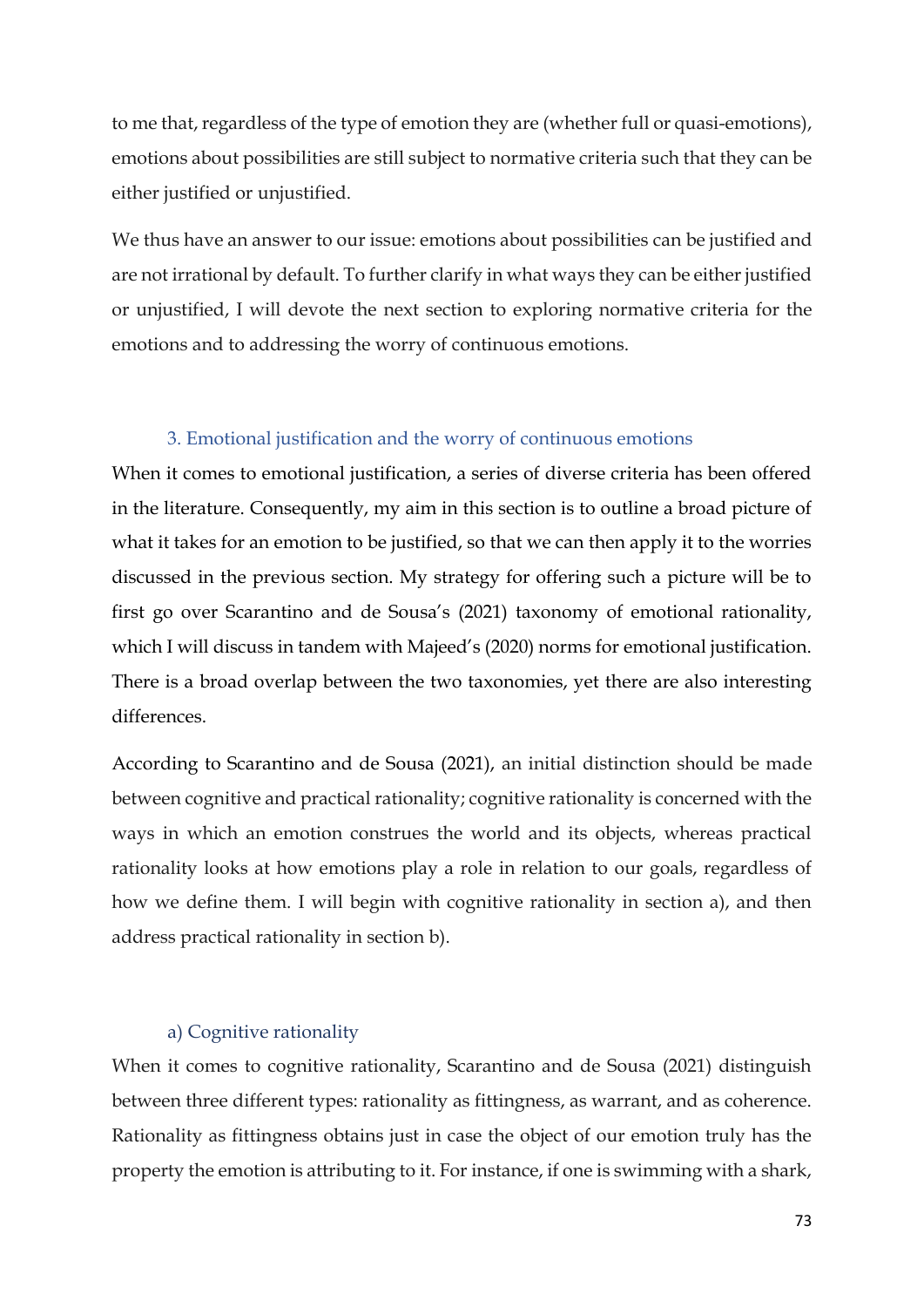to me that, regardless of the type of emotion they are (whether full or quasi-emotions), emotions about possibilities are still subject to normative criteria such that they can be either justified or unjustified.

We thus have an answer to our issue: emotions about possibilities can be justified and are not irrational by default. To further clarify in what ways they can be either justified or unjustified, I will devote the next section to exploring normative criteria for the emotions and to addressing the worry of continuous emotions.

## 3. Emotional justification and the worry of continuous emotions

When it comes to emotional justification, a series of diverse criteria has been offered in the literature. Consequently, my aim in this section is to outline a broad picture of what it takes for an emotion to be justified, so that we can then apply it to the worries discussed in the previous section. My strategy for offering such a picture will be to first go over Scarantino and de Sousa's (2021) taxonomy of emotional rationality, which I will discuss in tandem with Majeed's (2020) norms for emotional justification. There is a broad overlap between the two taxonomies, yet there are also interesting differences.

According to Scarantino and de Sousa (2021), an initial distinction should be made between cognitive and practical rationality; cognitive rationality is concerned with the ways in which an emotion construes the world and its objects, whereas practical rationality looks at how emotions play a role in relation to our goals, regardless of how we define them. I will begin with cognitive rationality in section a), and then address practical rationality in section b).

### a) Cognitive rationality

When it comes to cognitive rationality, Scarantino and de Sousa (2021) distinguish between three different types: rationality as fittingness, as warrant, and as coherence. Rationality as fittingness obtains just in case the object of our emotion truly has the property the emotion is attributing to it. For instance, if one is swimming with a shark,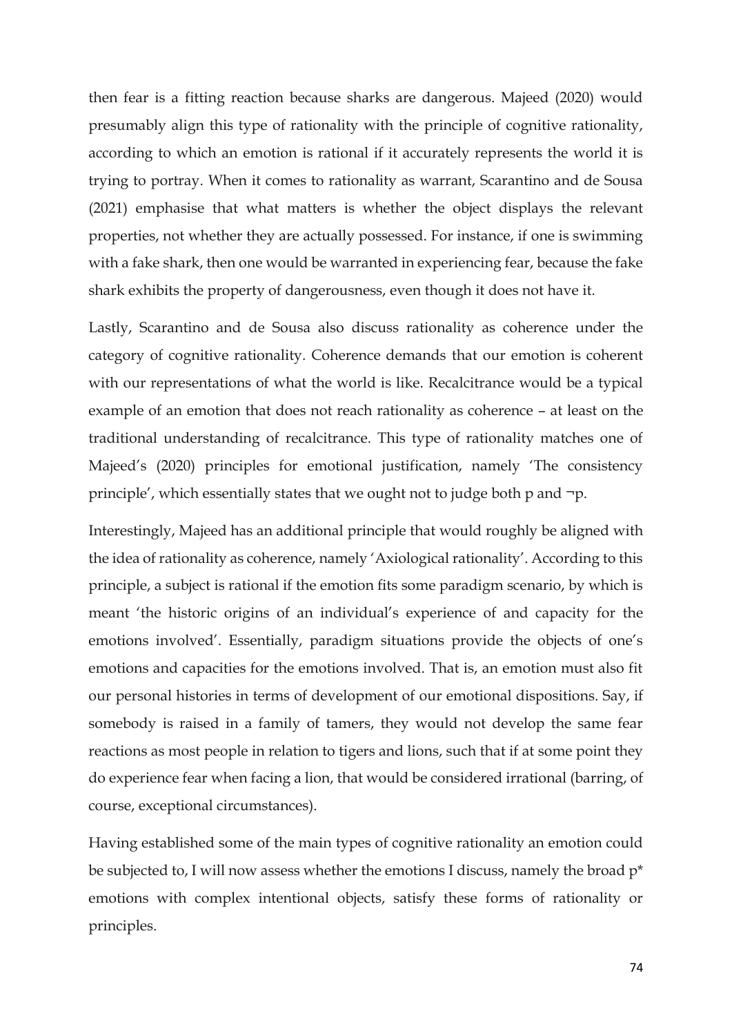then fear is a fitting reaction because sharks are dangerous. Majeed (2020) would presumably align this type of rationality with the principle of cognitive rationality, according to which an emotion is rational if it accurately represents the world it is trying to portray. When it comes to rationality as warrant, Scarantino and de Sousa (2021) emphasise that what matters is whether the object displays the relevant properties, not whether they are actually possessed. For instance, if one is swimming with a fake shark, then one would be warranted in experiencing fear, because the fake shark exhibits the property of dangerousness, even though it does not have it.

Lastly, Scarantino and de Sousa also discuss rationality as coherence under the category of cognitive rationality. Coherence demands that our emotion is coherent with our representations of what the world is like. Recalcitrance would be a typical example of an emotion that does not reach rationality as coherence – at least on the traditional understanding of recalcitrance. This type of rationality matches one of Majeed's (2020) principles for emotional justification, namely 'The consistency principle', which essentially states that we ought not to judge both p and ¬p.

Interestingly, Majeed has an additional principle that would roughly be aligned with the idea of rationality as coherence, namely 'Axiological rationality'. According to this principle, a subject is rational if the emotion fits some paradigm scenario, by which is meant 'the historic origins of an individual's experience of and capacity for the emotions involved'. Essentially, paradigm situations provide the objects of one's emotions and capacities for the emotions involved. That is, an emotion must also fit our personal histories in terms of development of our emotional dispositions. Say, if somebody is raised in a family of tamers, they would not develop the same fear reactions as most people in relation to tigers and lions, such that if at some point they do experience fear when facing a lion, that would be considered irrational (barring, of course, exceptional circumstances).

Having established some of the main types of cognitive rationality an emotion could be subjected to, I will now assess whether the emotions I discuss, namely the broad p* emotions with complex intentional objects, satisfy these forms of rationality or principles.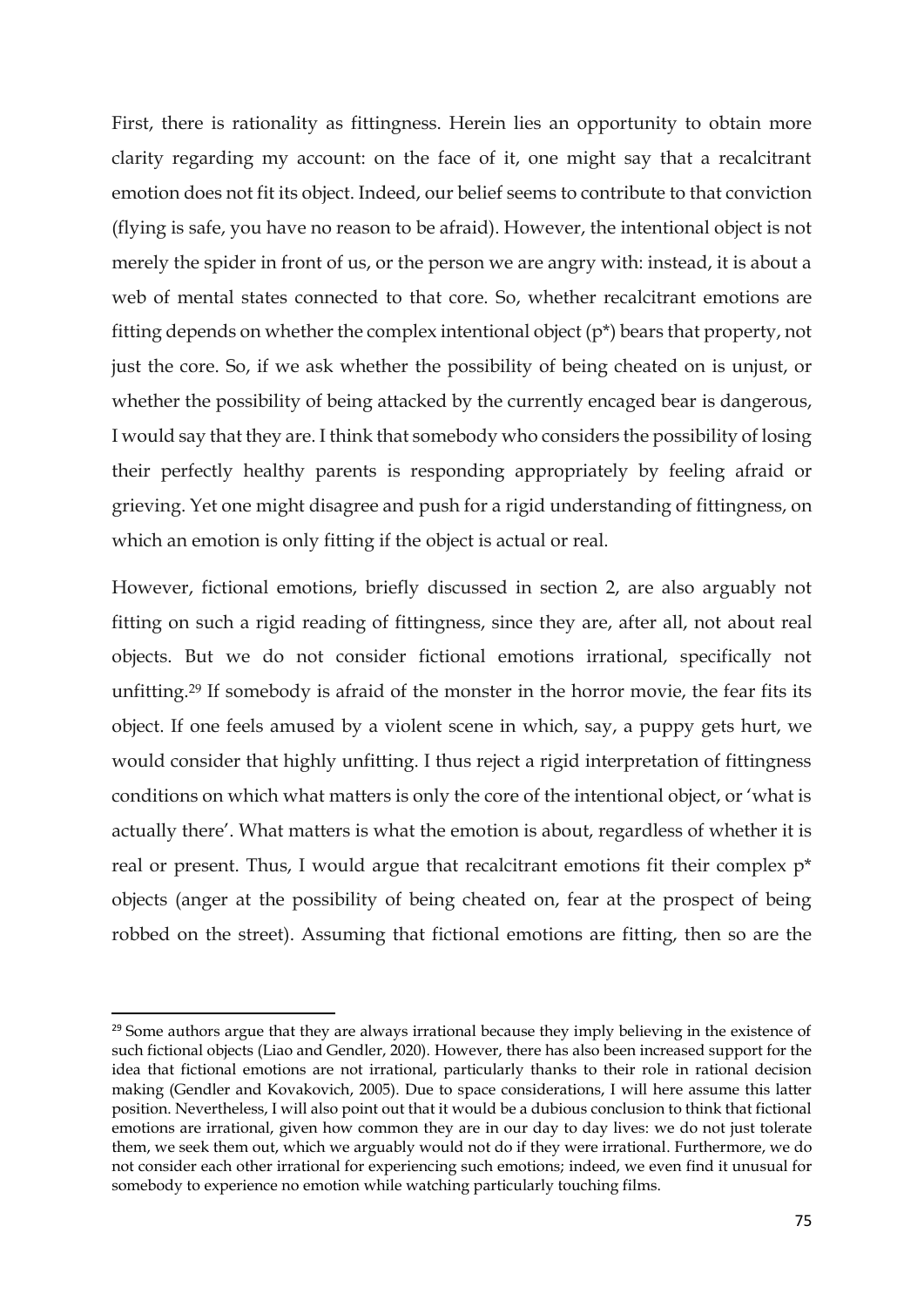First, there is rationality as fittingness. Herein lies an opportunity to obtain more clarity regarding my account: on the face of it, one might say that a recalcitrant emotion does not fit its object. Indeed, our belief seems to contribute to that conviction (flying is safe, you have no reason to be afraid). However, the intentional object is not merely the spider in front of us, or the person we are angry with: instead, it is about a web of mental states connected to that core. So, whether recalcitrant emotions are fitting depends on whether the complex intentional object (p*) bears that property, not just the core. So, if we ask whether the possibility of being cheated on is unjust, or whether the possibility of being attacked by the currently encaged bear is dangerous, I would say that they are. I think that somebody who considers the possibility of losing their perfectly healthy parents is responding appropriately by feeling afraid or grieving. Yet one might disagree and push for a rigid understanding of fittingness, on which an emotion is only fitting if the object is actual or real.

However, fictional emotions, briefly discussed in section 2, are also arguably not fitting on such a rigid reading of fittingness, since they are, after all, not about real objects. But we do not consider fictional emotions irrational, specifically not unfitting.[29] If somebody is afraid of the monster in the horror movie, the fear fits its object. If one feels amused by a violent scene in which, say, a puppy gets hurt, we would consider that highly unfitting. I thus reject a rigid interpretation of fittingness conditions on which what matters is only the core of the intentional object, or 'what is actually there'. What matters is what the emotion is about, regardless of whether it is real or present. Thus, I would argue that recalcitrant emotions fit their complex p* objects (anger at the possibility of being cheated on, fear at the prospect of being robbed on the street). Assuming that fictional emotions are fitting, then so are the

---

[29] Some authors argue that they are always irrational because they imply believing in the existence of such fictional objects (Liao and Gendler, 2020). However, there has also been increased support for the idea that fictional emotions are not irrational, particularly thanks to their role in rational decision making (Gendler and Kovakovich, 2005). Due to space considerations, I will here assume this latter position. Nevertheless, I will also point out that it would be a dubious conclusion to think that fictional emotions are irrational, given how common they are in our day to day lives: we do not just tolerate them, we seek them out, which we arguably would not do if they were irrational. Furthermore, we do not consider each other irrational for experiencing such emotions; indeed, we even find it unusual for somebody to experience no emotion while watching particularly touching films.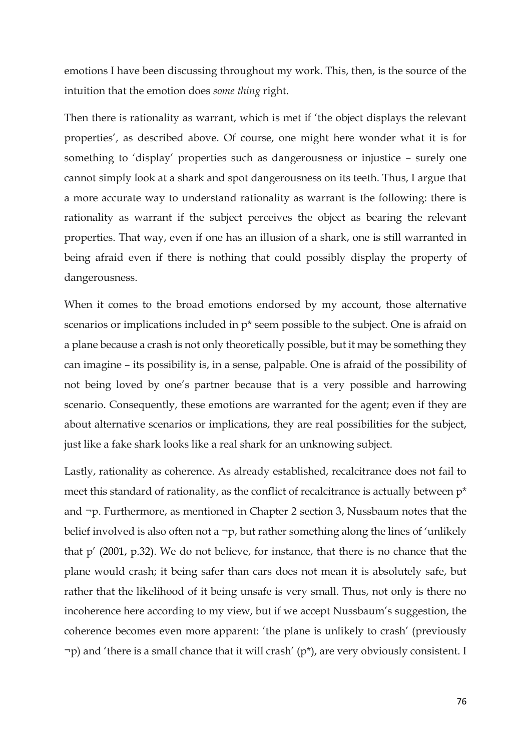emotions I have been discussing throughout my work. This, then, is the source of the intuition that the emotion does *some thing* right.

Then there is rationality as warrant, which is met if 'the object displays the relevant properties', as described above. Of course, one might here wonder what it is for something to 'display' properties such as dangerousness or injustice – surely one cannot simply look at a shark and spot dangerousness on its teeth. Thus, I argue that a more accurate way to understand rationality as warrant is the following: there is rationality as warrant if the subject perceives the object as bearing the relevant properties. That way, even if one has an illusion of a shark, one is still warranted in being afraid even if there is nothing that could possibly display the property of dangerousness.

When it comes to the broad emotions endorsed by my account, those alternative scenarios or implications included in p* seem possible to the subject. One is afraid on a plane because a crash is not only theoretically possible, but it may be something they can imagine – its possibility is, in a sense, palpable. One is afraid of the possibility of not being loved by one's partner because that is a very possible and harrowing scenario. Consequently, these emotions are warranted for the agent; even if they are about alternative scenarios or implications, they are real possibilities for the subject, just like a fake shark looks like a real shark for an unknowing subject.

Lastly, rationality as coherence. As already established, recalcitrance does not fail to meet this standard of rationality, as the conflict of recalcitrance is actually between p* and ¬p. Furthermore, as mentioned in Chapter 2 section 3, Nussbaum notes that the belief involved is also often not a ¬p, but rather something along the lines of 'unlikely that p' (2001, p.32). We do not believe, for instance, that there is no chance that the plane would crash; it being safer than cars does not mean it is absolutely safe, but rather that the likelihood of it being unsafe is very small. Thus, not only is there no incoherence here according to my view, but if we accept Nussbaum's suggestion, the coherence becomes even more apparent: 'the plane is unlikely to crash' (previously ¬p) and 'there is a small chance that it will crash' (p*), are very obviously consistent. I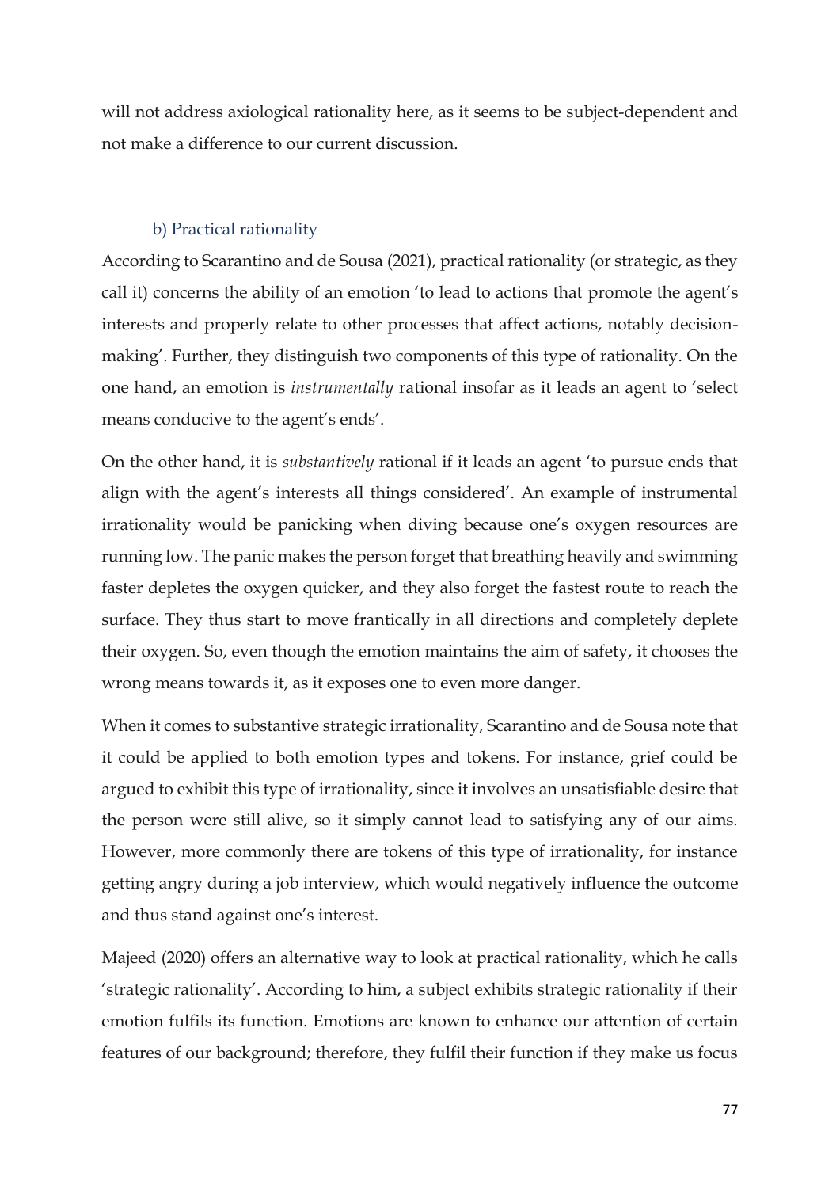will not address axiological rationality here, as it seems to be subject-dependent and not make a difference to our current discussion.

### b) Practical rationality

According to Scarantino and de Sousa (2021), practical rationality (or strategic, as they call it) concerns the ability of an emotion 'to lead to actions that promote the agent's interests and properly relate to other processes that affect actions, notably decision-making'. Further, they distinguish two components of this type of rationality. On the one hand, an emotion is *instrumentally* rational insofar as it leads an agent to 'select means conducive to the agent's ends'.

On the other hand, it is *substantively* rational if it leads an agent 'to pursue ends that align with the agent's interests all things considered'. An example of instrumental irrationality would be panicking when diving because one's oxygen resources are running low. The panic makes the person forget that breathing heavily and swimming faster depletes the oxygen quicker, and they also forget the fastest route to reach the surface. They thus start to move frantically in all directions and completely deplete their oxygen. So, even though the emotion maintains the aim of safety, it chooses the wrong means towards it, as it exposes one to even more danger.

When it comes to substantive strategic irrationality, Scarantino and de Sousa note that it could be applied to both emotion types and tokens. For instance, grief could be argued to exhibit this type of irrationality, since it involves an unsatisfiable desire that the person were still alive, so it simply cannot lead to satisfying any of our aims. However, more commonly there are tokens of this type of irrationality, for instance getting angry during a job interview, which would negatively influence the outcome and thus stand against one's interest.

Majeed (2020) offers an alternative way to look at practical rationality, which he calls 'strategic rationality'. According to him, a subject exhibits strategic rationality if their emotion fulfils its function. Emotions are known to enhance our attention of certain features of our background; therefore, they fulfil their function if they make us focus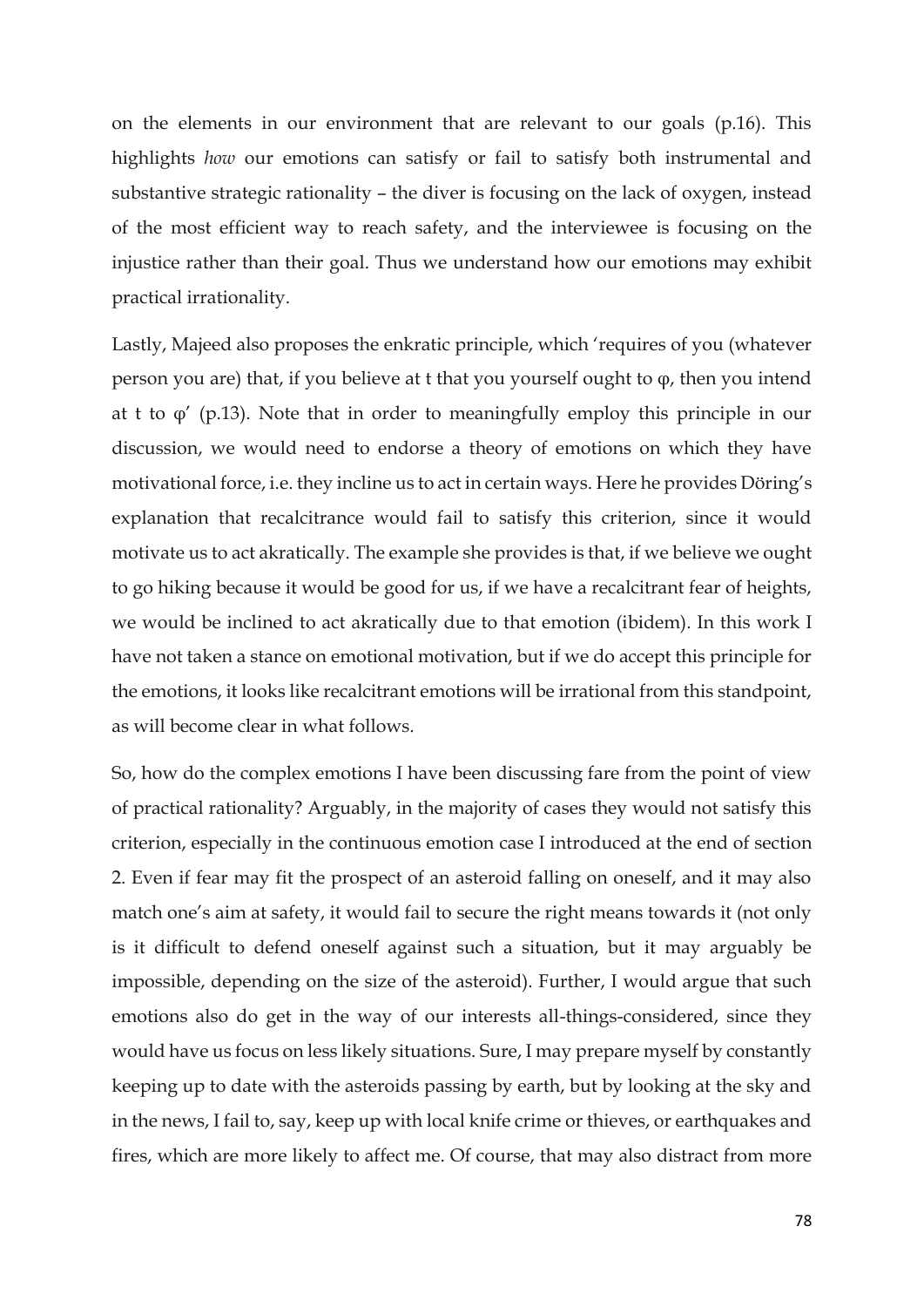on the elements in our environment that are relevant to our goals (p.16). This highlights *how* our emotions can satisfy or fail to satisfy both instrumental and substantive strategic rationality – the diver is focusing on the lack of oxygen, instead of the most efficient way to reach safety, and the interviewee is focusing on the injustice rather than their goal. Thus we understand how our emotions may exhibit practical irrationality.

Lastly, Majeed also proposes the enkratic principle, which 'requires of you (whatever person you are) that, if you believe at t that you yourself ought to φ, then you intend at t to φ' (p.13). Note that in order to meaningfully employ this principle in our discussion, we would need to endorse a theory of emotions on which they have motivational force, i.e. they incline us to act in certain ways. Here he provides Döring's explanation that recalcitrance would fail to satisfy this criterion, since it would motivate us to act akratically. The example she provides is that, if we believe we ought to go hiking because it would be good for us, if we have a recalcitrant fear of heights, we would be inclined to act akratically due to that emotion (ibidem). In this work I have not taken a stance on emotional motivation, but if we do accept this principle for the emotions, it looks like recalcitrant emotions will be irrational from this standpoint, as will become clear in what follows.

So, how do the complex emotions I have been discussing fare from the point of view of practical rationality? Arguably, in the majority of cases they would not satisfy this criterion, especially in the continuous emotion case I introduced at the end of section 2. Even if fear may fit the prospect of an asteroid falling on oneself, and it may also match one's aim at safety, it would fail to secure the right means towards it (not only is it difficult to defend oneself against such a situation, but it may arguably be impossible, depending on the size of the asteroid). Further, I would argue that such emotions also do get in the way of our interests all-things-considered, since they would have us focus on less likely situations. Sure, I may prepare myself by constantly keeping up to date with the asteroids passing by earth, but by looking at the sky and in the news, I fail to, say, keep up with local knife crime or thieves, or earthquakes and fires, which are more likely to affect me. Of course, that may also distract from more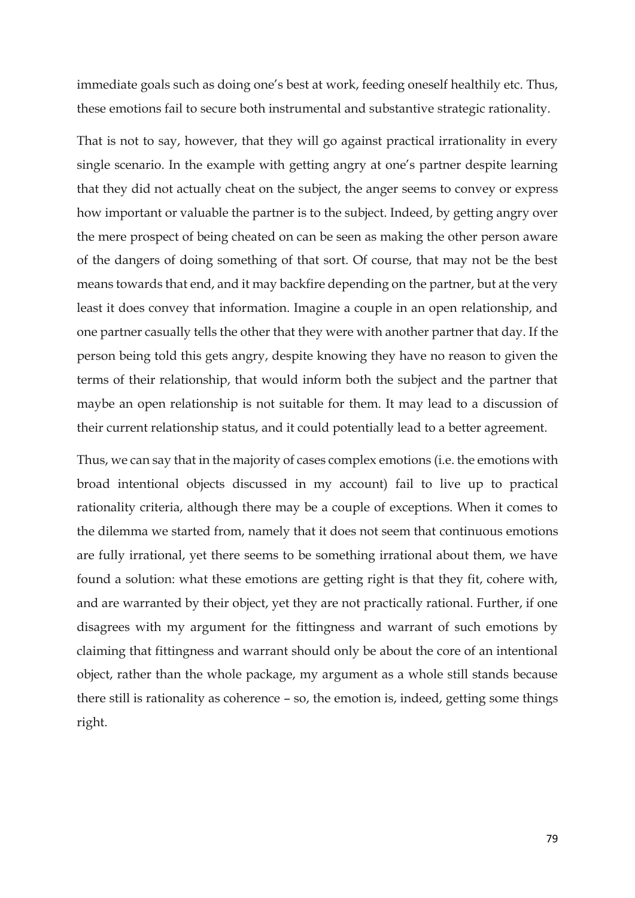immediate goals such as doing one's best at work, feeding oneself healthily etc. Thus, these emotions fail to secure both instrumental and substantive strategic rationality.

That is not to say, however, that they will go against practical irrationality in every single scenario. In the example with getting angry at one's partner despite learning that they did not actually cheat on the subject, the anger seems to convey or express how important or valuable the partner is to the subject. Indeed, by getting angry over the mere prospect of being cheated on can be seen as making the other person aware of the dangers of doing something of that sort. Of course, that may not be the best means towards that end, and it may backfire depending on the partner, but at the very least it does convey that information. Imagine a couple in an open relationship, and one partner casually tells the other that they were with another partner that day. If the person being told this gets angry, despite knowing they have no reason to given the terms of their relationship, that would inform both the subject and the partner that maybe an open relationship is not suitable for them. It may lead to a discussion of their current relationship status, and it could potentially lead to a better agreement.

Thus, we can say that in the majority of cases complex emotions (i.e. the emotions with broad intentional objects discussed in my account) fail to live up to practical rationality criteria, although there may be a couple of exceptions. When it comes to the dilemma we started from, namely that it does not seem that continuous emotions are fully irrational, yet there seems to be something irrational about them, we have found a solution: what these emotions are getting right is that they fit, cohere with, and are warranted by their object, yet they are not practically rational. Further, if one disagrees with my argument for the fittingness and warrant of such emotions by claiming that fittingness and warrant should only be about the core of an intentional object, rather than the whole package, my argument as a whole still stands because there still is rationality as coherence – so, the emotion is, indeed, getting some things right.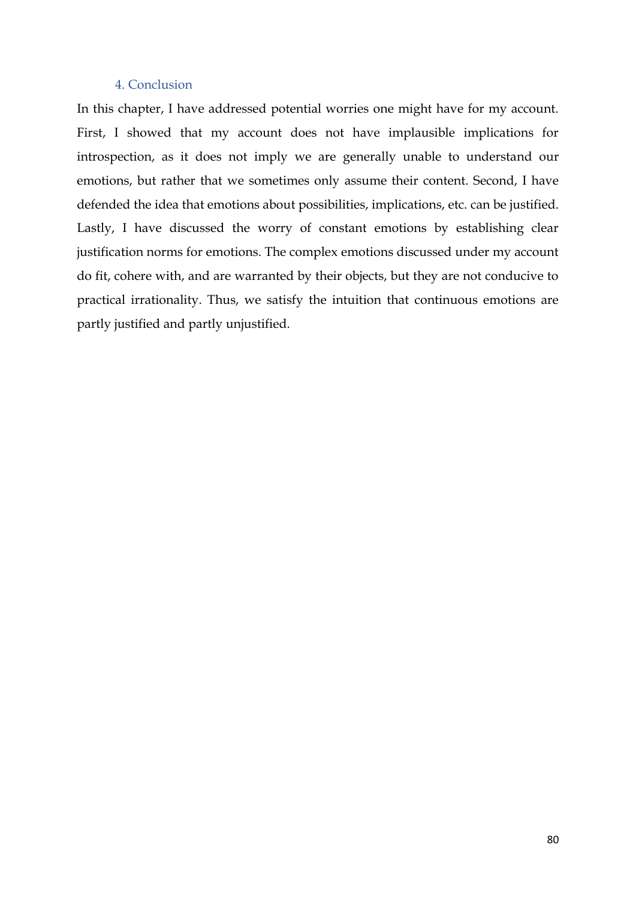### 4. Conclusion

In this chapter, I have addressed potential worries one might have for my account. First, I showed that my account does not have implausible implications for introspection, as it does not imply we are generally unable to understand our emotions, but rather that we sometimes only assume their content. Second, I have defended the idea that emotions about possibilities, implications, etc. can be justified. Lastly, I have discussed the worry of constant emotions by establishing clear justification norms for emotions. The complex emotions discussed under my account do fit, cohere with, and are warranted by their objects, but they are not conducive to practical irrationality. Thus, we satisfy the intuition that continuous emotions are partly justified and partly unjustified.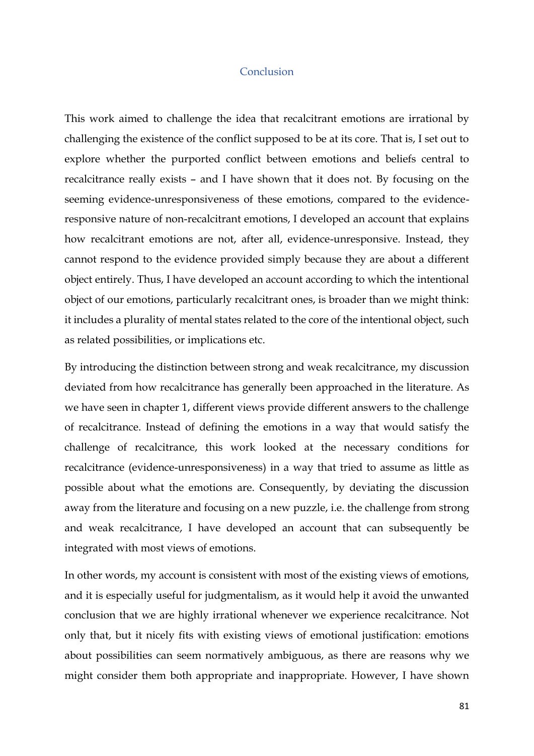# Conclusion

This work aimed to challenge the idea that recalcitrant emotions are irrational by challenging the existence of the conflict supposed to be at its core. That is, I set out to explore whether the purported conflict between emotions and beliefs central to recalcitrance really exists – and I have shown that it does not. By focusing on the seeming evidence-unresponsiveness of these emotions, compared to the evidence-responsive nature of non-recalcitrant emotions, I developed an account that explains how recalcitrant emotions are not, after all, evidence-unresponsive. Instead, they cannot respond to the evidence provided simply because they are about a different object entirely. Thus, I have developed an account according to which the intentional object of our emotions, particularly recalcitrant ones, is broader than we might think: it includes a plurality of mental states related to the core of the intentional object, such as related possibilities, or implications etc.

By introducing the distinction between strong and weak recalcitrance, my discussion deviated from how recalcitrance has generally been approached in the literature. As we have seen in chapter 1, different views provide different answers to the challenge of recalcitrance. Instead of defining the emotions in a way that would satisfy the challenge of recalcitrance, this work looked at the necessary conditions for recalcitrance (evidence-unresponsiveness) in a way that tried to assume as little as possible about what the emotions are. Consequently, by deviating the discussion away from the literature and focusing on a new puzzle, i.e. the challenge from strong and weak recalcitrance, I have developed an account that can subsequently be integrated with most views of emotions.

In other words, my account is consistent with most of the existing views of emotions, and it is especially useful for judgmentalism, as it would help it avoid the unwanted conclusion that we are highly irrational whenever we experience recalcitrance. Not only that, but it nicely fits with existing views of emotional justification: emotions about possibilities can seem normatively ambiguous, as there are reasons why we might consider them both appropriate and inappropriate. However, I have shown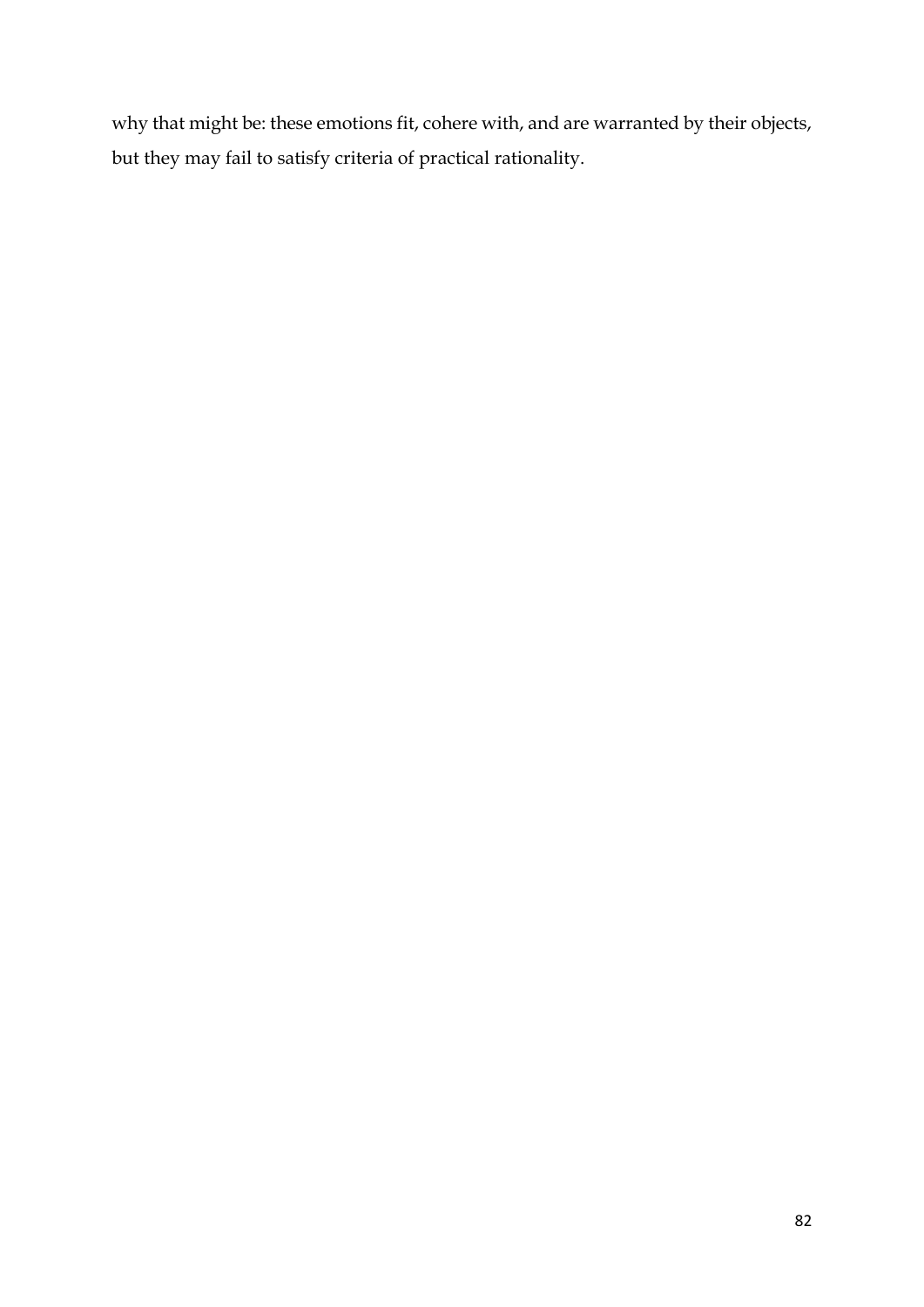why that might be: these emotions fit, cohere with, and are warranted by their objects, but they may fail to satisfy criteria of practical rationality.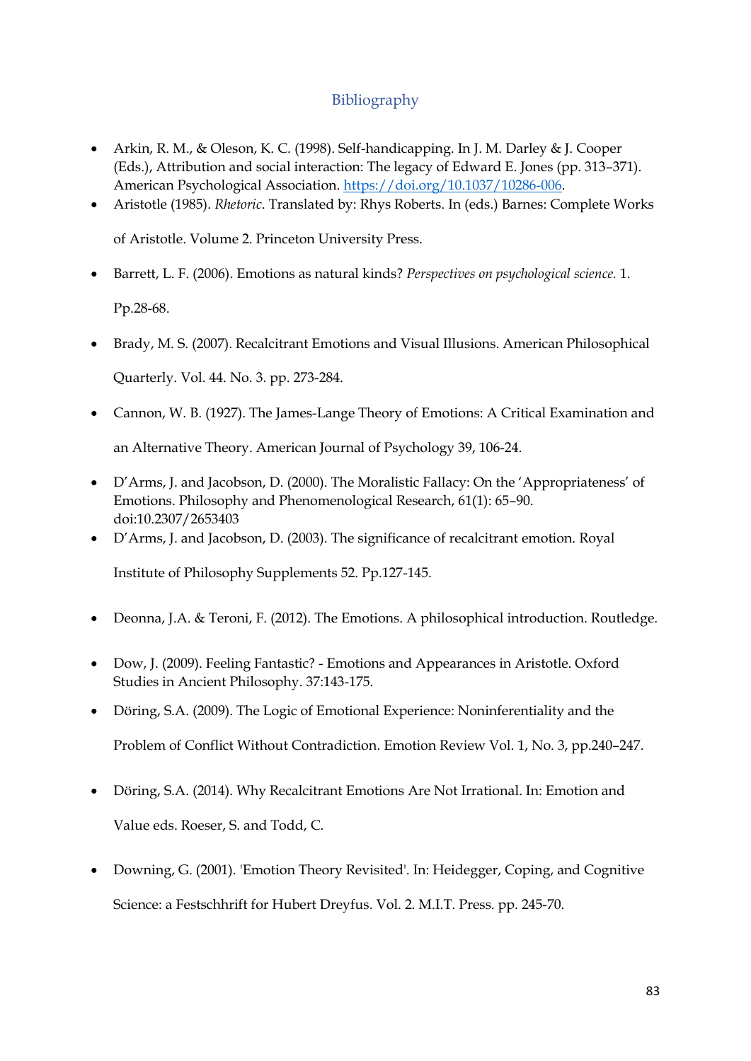## Bibliography

- Arkin, R. M., & Oleson, K. C. (1998). Self-handicapping. In J. M. Darley & J. Cooper (Eds.), Attribution and social interaction: The legacy of Edward E. Jones (pp. 313–371). American Psychological Association. https://doi.org/10.1037/10286-006.
- Aristotle (1985). *Rhetoric*. Translated by: Rhys Roberts. In (eds.) Barnes: Complete Works of Aristotle. Volume 2. Princeton University Press.
- Barrett, L. F. (2006). Emotions as natural kinds? *Perspectives on psychological science.* 1. Pp.28-68.
- Brady, M. S. (2007). Recalcitrant Emotions and Visual Illusions. American Philosophical Quarterly. Vol. 44. No. 3. pp. 273-284.
- Cannon, W. B. (1927). The James-Lange Theory of Emotions: A Critical Examination and an Alternative Theory. American Journal of Psychology 39, 106-24.
- D'Arms, J. and Jacobson, D. (2000). The Moralistic Fallacy: On the 'Appropriateness' of Emotions. Philosophy and Phenomenological Research, 61(1): 65–90. doi:10.2307/2653403
- D'Arms, J. and Jacobson, D. (2003). The significance of recalcitrant emotion. Royal Institute of Philosophy Supplements 52. Pp.127-145.
- Deonna, J.A. & Teroni, F. (2012). The Emotions. A philosophical introduction. Routledge.
- Dow, J. (2009). Feeling Fantastic? - Emotions and Appearances in Aristotle. Oxford Studies in Ancient Philosophy. 37:143-175.
- Döring, S.A. (2009). The Logic of Emotional Experience: Noninferentiality and the Problem of Conflict Without Contradiction. Emotion Review Vol. 1, No. 3, pp.240–247.
- Döring, S.A. (2014). Why Recalcitrant Emotions Are Not Irrational. In: Emotion and Value eds. Roeser, S. and Todd, C.
- Downing, G. (2001). 'Emotion Theory Revisited'. In: Heidegger, Coping, and Cognitive Science: a Festschhrift for Hubert Dreyfus. Vol. 2. M.I.T. Press. pp. 245-70.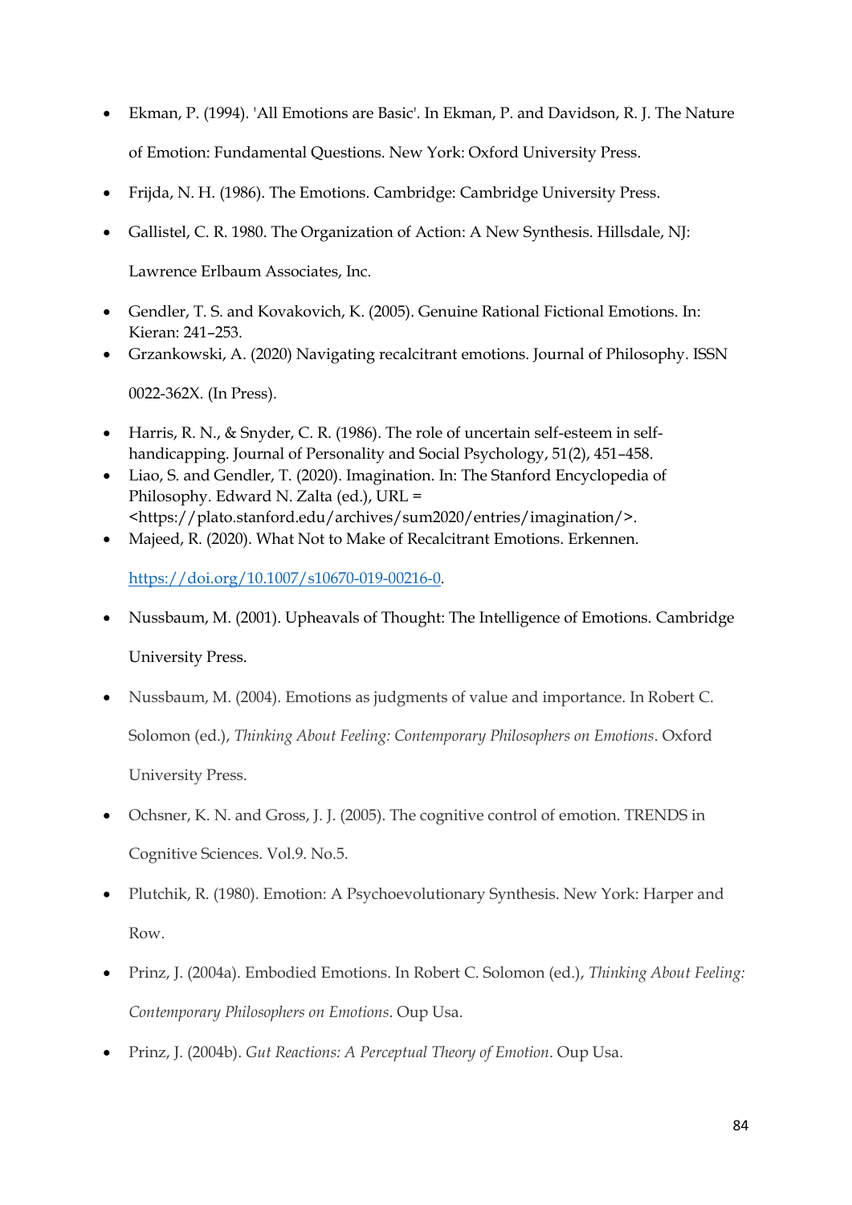- Ekman, P. (1994). 'All Emotions are Basic'. In Ekman, P. and Davidson, R. J. The Nature of Emotion: Fundamental Questions. New York: Oxford University Press.
- Frijda, N. H. (1986). The Emotions. Cambridge: Cambridge University Press.
- Gallistel, C. R. 1980. The Organization of Action: A New Synthesis. Hillsdale, NJ: Lawrence Erlbaum Associates, Inc.
- Gendler, T. S. and Kovakovich, K. (2005). Genuine Rational Fictional Emotions. In: Kieran: 241–253.
- Grzankowski, A. (2020) Navigating recalcitrant emotions. Journal of Philosophy. ISSN 0022-362X. (In Press).
- Harris, R. N., & Snyder, C. R. (1986). The role of uncertain self-esteem in self-handicapping. Journal of Personality and Social Psychology, 51(2), 451–458.
- Liao, S. and Gendler, T. (2020). Imagination. In: The Stanford Encyclopedia of Philosophy. Edward N. Zalta (ed.), URL = <https://plato.stanford.edu/archives/sum2020/entries/imagination/>.
- Majeed, R. (2020). What Not to Make of Recalcitrant Emotions. Erkennen. https://doi.org/10.1007/s10670-019-00216-0.
- Nussbaum, M. (2001). Upheavals of Thought: The Intelligence of Emotions. Cambridge University Press.
- Nussbaum, M. (2004). Emotions as judgments of value and importance. In Robert C. Solomon (ed.), *Thinking About Feeling: Contemporary Philosophers on Emotions*. Oxford University Press.
- Ochsner, K. N. and Gross, J. J. (2005). The cognitive control of emotion. TRENDS in Cognitive Sciences. Vol.9. No.5.
- Plutchik, R. (1980). Emotion: A Psychoevolutionary Synthesis. New York: Harper and Row.
- Prinz, J. (2004a). Embodied Emotions. In Robert C. Solomon (ed.), *Thinking About Feeling: Contemporary Philosophers on Emotions*. Oup Usa.
- Prinz, J. (2004b). *Gut Reactions: A Perceptual Theory of Emotion*. Oup Usa.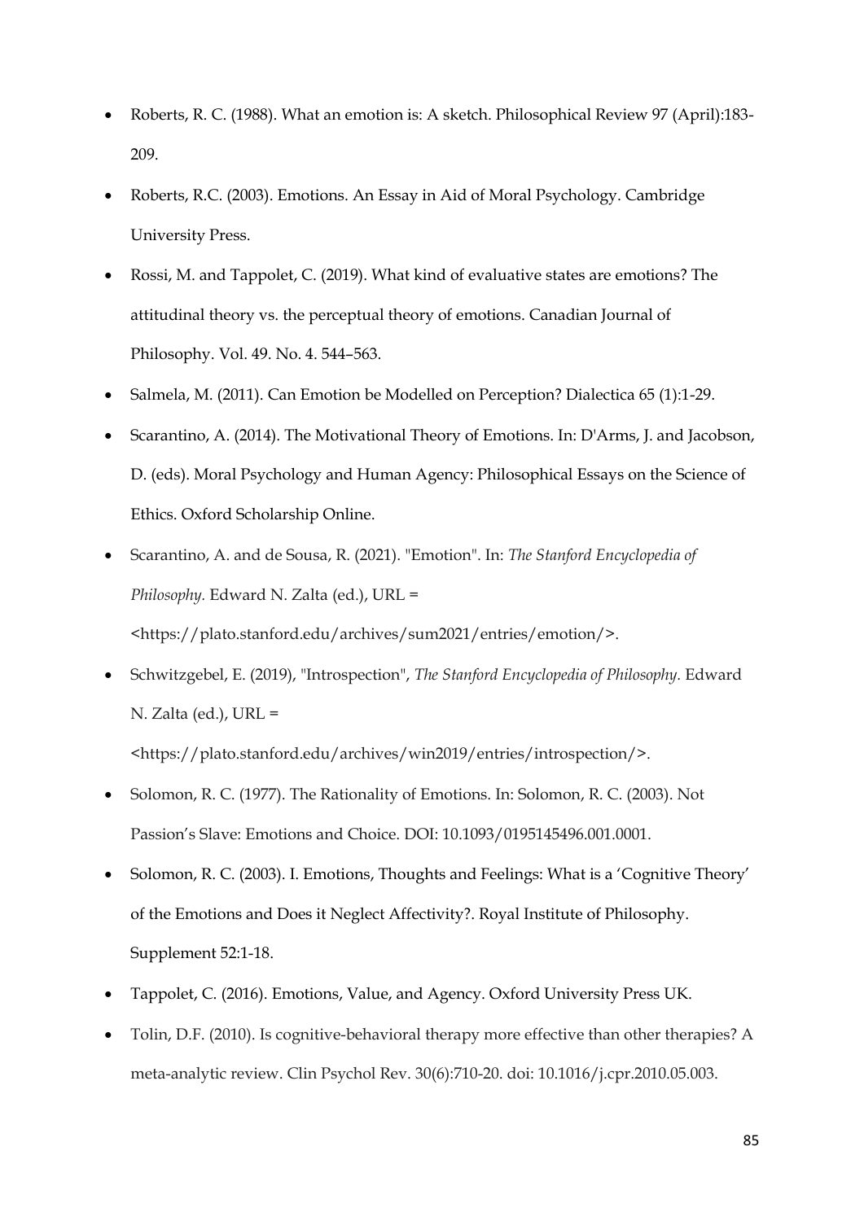- Roberts, R. C. (1988). What an emotion is: A sketch. Philosophical Review 97 (April):183-209.
- Roberts, R.C. (2003). Emotions. An Essay in Aid of Moral Psychology. Cambridge University Press.
- Rossi, M. and Tappolet, C. (2019). What kind of evaluative states are emotions? The attitudinal theory vs. the perceptual theory of emotions. Canadian Journal of Philosophy. Vol. 49. No. 4. 544–563.
- Salmela, M. (2011). Can Emotion be Modelled on Perception? Dialectica 65 (1):1-29.
- Scarantino, A. (2014). The Motivational Theory of Emotions. In: D'Arms, J. and Jacobson, D. (eds). Moral Psychology and Human Agency: Philosophical Essays on the Science of Ethics. Oxford Scholarship Online.
- Scarantino, A. and de Sousa, R. (2021). "Emotion". In: *The Stanford Encyclopedia of Philosophy.* Edward N. Zalta (ed.), URL = <https://plato.stanford.edu/archives/sum2021/entries/emotion/>.
- Schwitzgebel, E. (2019), "Introspection", *The Stanford Encyclopedia of Philosophy.* Edward N. Zalta (ed.), URL = <https://plato.stanford.edu/archives/win2019/entries/introspection/>.
- Solomon, R. C. (1977). The Rationality of Emotions. In: Solomon, R. C. (2003). Not Passion's Slave: Emotions and Choice. DOI: 10.1093/0195145496.001.0001.
- Solomon, R. C. (2003). I. Emotions, Thoughts and Feelings: What is a 'Cognitive Theory' of the Emotions and Does it Neglect Affectivity?. Royal Institute of Philosophy. Supplement 52:1-18.
- Tappolet, C. (2016). Emotions, Value, and Agency. Oxford University Press UK.
- Tolin, D.F. (2010). Is cognitive-behavioral therapy more effective than other therapies? A meta-analytic review. Clin Psychol Rev. 30(6):710-20. doi: 10.1016/j.cpr.2010.05.003.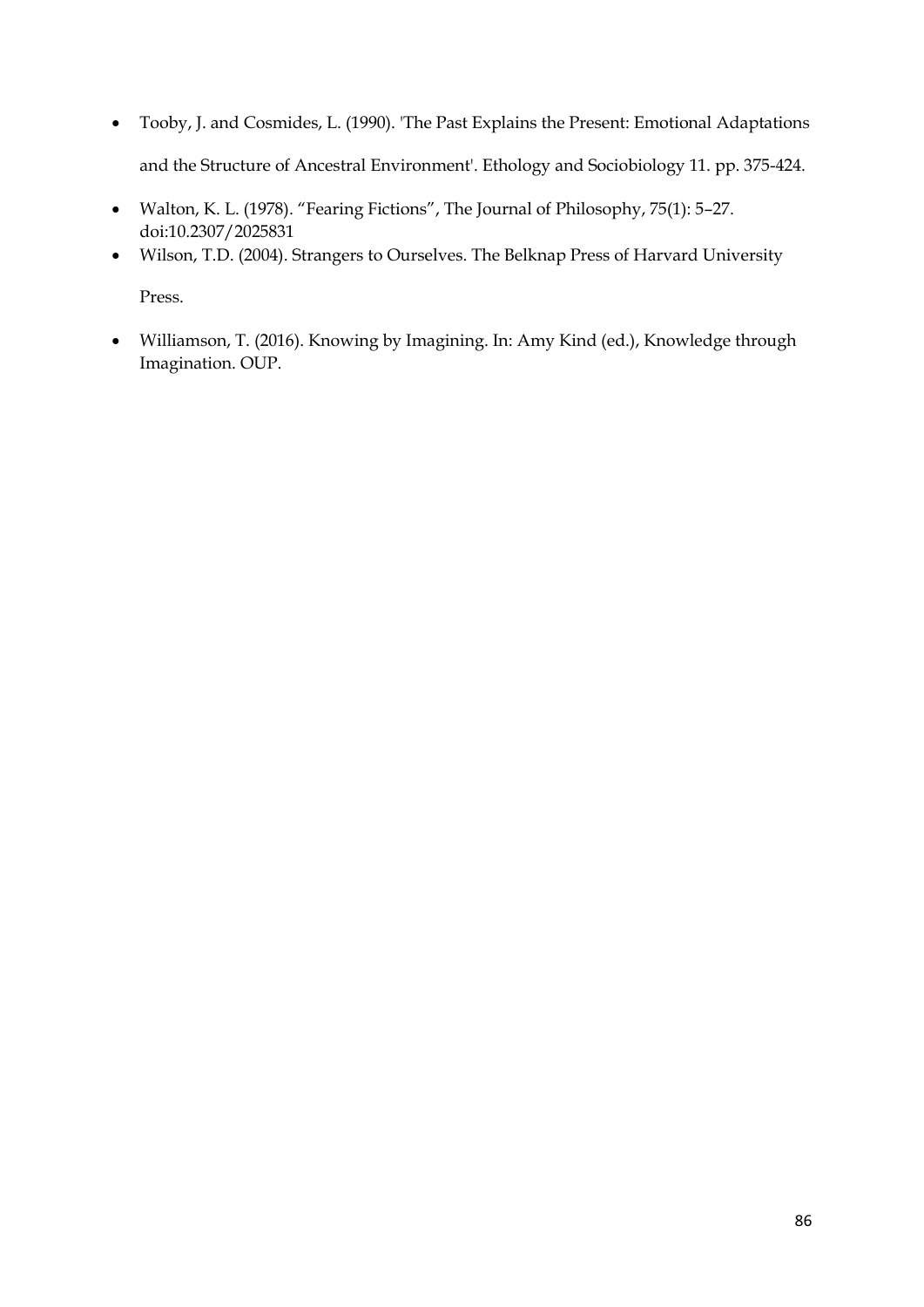- Tooby, J. and Cosmides, L. (1990). 'The Past Explains the Present: Emotional Adaptations and the Structure of Ancestral Environment'. Ethology and Sociobiology 11. pp. 375-424.
- Walton, K. L. (1978). "Fearing Fictions", The Journal of Philosophy, 75(1): 5–27. doi:10.2307/2025831
- Wilson, T.D. (2004). Strangers to Ourselves. The Belknap Press of Harvard University Press.
- Williamson, T. (2016). Knowing by Imagining. In: Amy Kind (ed.), Knowledge through Imagination. OUP.